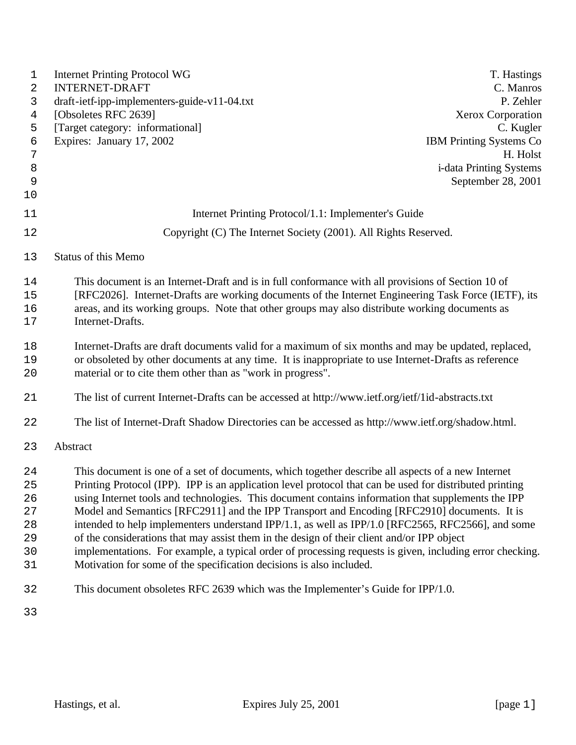Internet Printing Protocol WG T. Hastings
INTERNET-DRAFT C. Manros
draft-ietf-ipp-implementers-guide-v11-04.txt P. Zehler
[Obsoletes RFC 2639] Xerox Corporation
[Target category: informational] C. Kugler
Expires: January 17, 2002 IBM Printing Systems Co
H. Holst
i-data Printing Systems
September 28, 2001

# Internet Printing Protocol/1.1: Implementer's Guide

Copyright (C) The Internet Society (2001). All Rights Reserved.

## Status of this Memo

This document is an Internet-Draft and is in full conformance with all provisions of Section 10 of [RFC2026]. Internet-Drafts are working documents of the Internet Engineering Task Force (IETF), its areas, and its working groups. Note that other groups may also distribute working documents as Internet-Drafts.

Internet-Drafts are draft documents valid for a maximum of six months and may be updated, replaced, or obsoleted by other documents at any time. It is inappropriate to use Internet-Drafts as reference material or to cite them other than as "work in progress".

The list of current Internet-Drafts can be accessed at http://www.ietf.org/ietf/1id-abstracts.txt

The list of Internet-Draft Shadow Directories can be accessed as http://www.ietf.org/shadow.html.

## Abstract

This document is one of a set of documents, which together describe all aspects of a new Internet Printing Protocol (IPP). IPP is an application level protocol that can be used for distributed printing using Internet tools and technologies. This document contains information that supplements the IPP Model and Semantics [RFC2911] and the IPP Transport and Encoding [RFC2910] documents. It is intended to help implementers understand IPP/1.1, as well as IPP/1.0 [RFC2565, RFC2566], and some of the considerations that may assist them in the design of their client and/or IPP object implementations. For example, a typical order of processing requests is given, including error checking. Motivation for some of the specification decisions is also included.

This document obsoletes RFC 2639 which was the Implementer's Guide for IPP/1.0.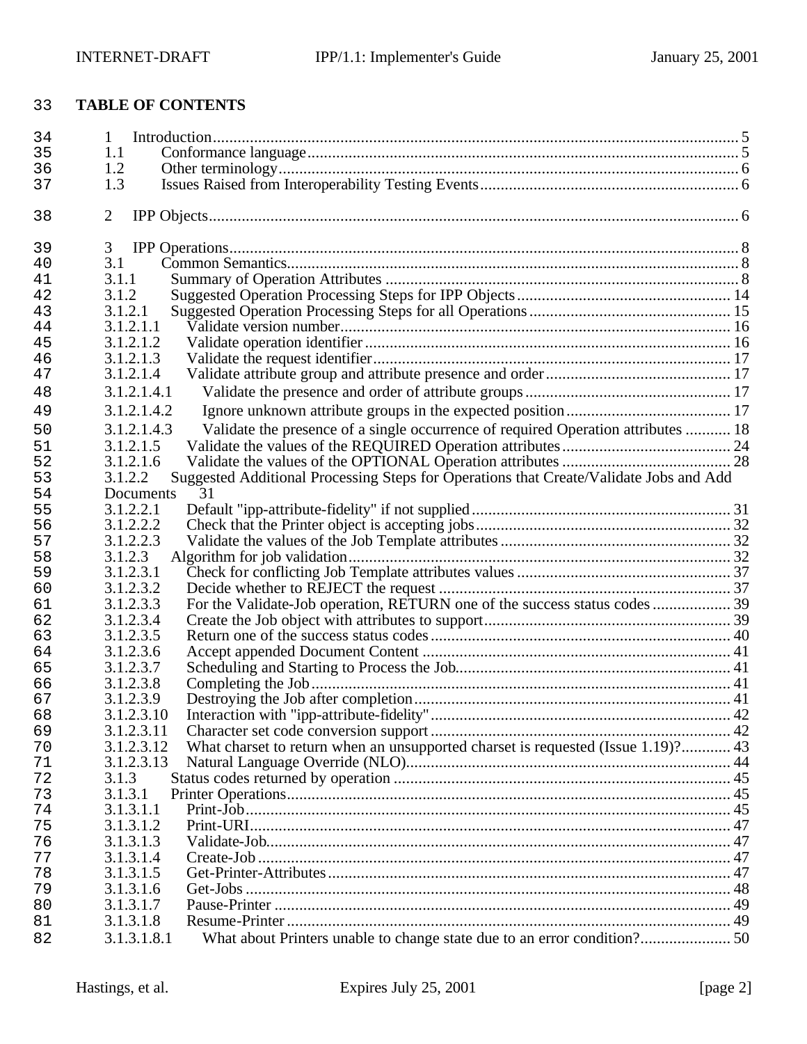**TABLE OF CONTENTS**

1 Introduction.......................................................................................................................... 5
1.1 Conformance language.................................................................................................. 5
1.2 Other terminology.......................................................................................................... 6
1.3 Issues Raised from Interoperability Testing Events....................................................... 6

2 IPP Objects.......................................................................................................................... 6

3 IPP Operations..................................................................................................................... 8
3.1 Common Semantics........................................................................................................ 8
3.1.1 Summary of Operation Attributes ............................................................................... 8
3.1.2 Suggested Operation Processing Steps for IPP Objects ............................................ 14
3.1.2.1 Suggested Operation Processing Steps for all Operations ...................................... 15
3.1.2.1.1 Validate version number...................................................................................... 16
3.1.2.1.2 Validate operation identifier ................................................................................ 16
3.1.2.1.3 Validate the request identifier.............................................................................. 17
3.1.2.1.4 Validate attribute group and attribute presence and order .................................. 17
3.1.2.1.4.1 Validate the presence and order of attribute groups ......................................... 17
3.1.2.1.4.2 Ignore unknown attribute groups in the expected position ............................... 17
3.1.2.1.4.3 Validate the presence of a single occurrence of required Operation attributes ........... 18
3.1.2.1.5 Validate the values of the REQUIRED Operation attributes ................................ 24
3.1.2.1.6 Validate the values of the OPTIONAL Operation attributes ................................ 28
3.1.2.2 Suggested Additional Processing Steps for Operations that Create/Validate Jobs and Add Documents 31
3.1.2.2.1 Default "ipp-attribute-fidelity" if not supplied ..................................................... 31
3.1.2.2.2 Check that the Printer object is accepting jobs .................................................... 32
3.1.2.2.3 Validate the values of the Job Template attributes ............................................... 32
3.1.2.3 Algorithm for job validation.................................................................................... 32
3.1.2.3.1 Check for conflicting Job Template attributes values ........................................... 37
3.1.2.3.2 Decide whether to REJECT the request ............................................................... 37
3.1.2.3.3 For the Validate-Job operation, RETURN one of the success status codes .......... 39
3.1.2.3.4 Create the Job object with attributes to support................................................... 39
3.1.2.3.5 Return one of the success status codes ................................................................ 40
3.1.2.3.6 Accept appended Document Content .................................................................. 41
3.1.2.3.7 Scheduling and Starting to Process the Job.......................................................... 41
3.1.2.3.8 Completing the Job.............................................................................................. 41
3.1.2.3.9 Destroying the Job after completion.................................................................... 41
3.1.2.3.10 Interaction with "ipp-attribute-fidelity"................................................................ 42
3.1.2.3.11 Character set code conversion support ............................................................... 42
3.1.2.3.12 What charset to return when an unsupported charset is requested (Issue 1.19)?............ 43
3.1.2.3.13 Natural Language Override (NLO)..................................................................... 44
3.1.3 Status codes returned by operation ............................................................................ 45
3.1.3.1 Printer Operations.................................................................................................... 45
3.1.3.1.1 Print-Job.............................................................................................................. 45
3.1.3.1.2 Print-URI............................................................................................................. 47
3.1.3.1.3 Validate-Job......................................................................................................... 47
3.1.3.1.4 Create-Job ........................................................................................................... 47
3.1.3.1.5 Get-Printer-Attributes.......................................................................................... 47
3.1.3.1.6 Get-Jobs .............................................................................................................. 48
3.1.3.1.7 Pause-Printer ....................................................................................................... 49
3.1.3.1.8 Resume-Printer .................................................................................................... 49
3.1.3.1.8.1 What about Printers unable to change state due to an error condition?...................... 50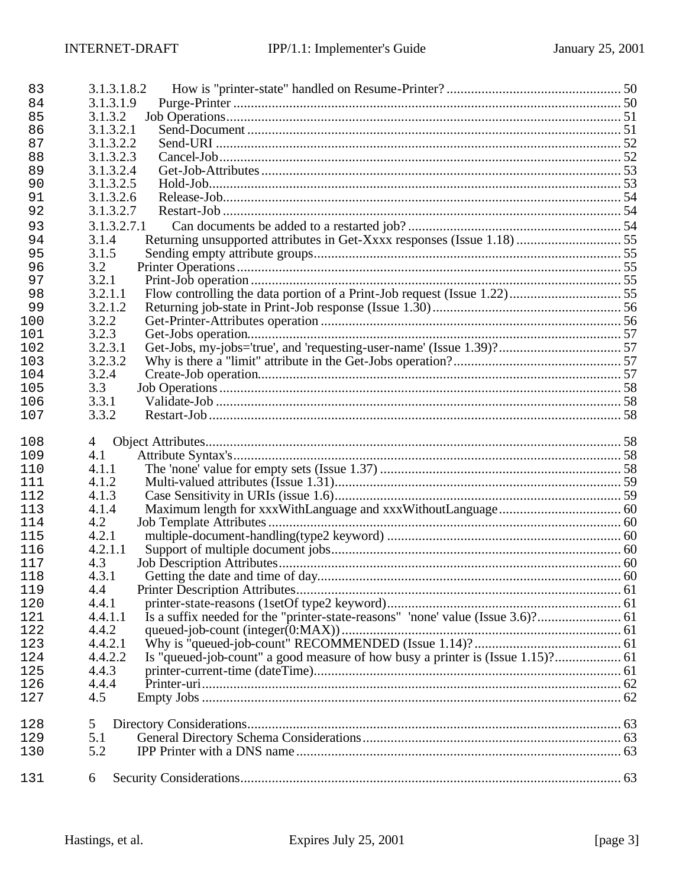83 3.1.3.1.8.2 How is "printer-state" handled on Resume-Printer? ........ 50
84 3.1.3.1.9 Purge-Printer ........ 50
85 3.1.3.2 Job Operations ........ 51
86 3.1.3.2.1 Send-Document ........ 51
87 3.1.3.2.2 Send-URI ........ 52
88 3.1.3.2.3 Cancel-Job ........ 52
89 3.1.3.2.4 Get-Job-Attributes ........ 53
90 3.1.3.2.5 Hold-Job ........ 53
91 3.1.3.2.6 Release-Job ........ 54
92 3.1.3.2.7 Restart-Job ........ 54
93 3.1.3.2.7.1 Can documents be added to a restarted job? ........ 54
94 3.1.4 Returning unsupported attributes in Get-Xxxx responses (Issue 1.18) ........ 55
95 3.1.5 Sending empty attribute groups ........ 55
96 3.2 Printer Operations ........ 55
97 3.2.1 Print-Job operation ........ 55
98 3.2.1.1 Flow controlling the data portion of a Print-Job request (Issue 1.22) ........ 55
99 3.2.1.2 Returning job-state in Print-Job response (Issue 1.30) ........ 56
100 3.2.2 Get-Printer-Attributes operation ........ 56
101 3.2.3 Get-Jobs operation ........ 57
102 3.2.3.1 Get-Jobs, my-jobs='true', and 'requesting-user-name' (Issue 1.39)? ........ 57
103 3.2.3.2 Why is there a "limit" attribute in the Get-Jobs operation? ........ 57
104 3.2.4 Create-Job operation ........ 57
105 3.3 Job Operations ........ 58
106 3.3.1 Validate-Job ........ 58
107 3.3.2 Restart-Job ........ 58

108 4 Object Attributes ........ 58
109 4.1 Attribute Syntax's ........ 58
110 4.1.1 The 'none' value for empty sets (Issue 1.37) ........ 58
111 4.1.2 Multi-valued attributes (Issue 1.31) ........ 59
112 4.1.3 Case Sensitivity in URIs (issue 1.6) ........ 59
113 4.1.4 Maximum length for xxxWithLanguage and xxxWithoutLanguage ........ 60
114 4.2 Job Template Attributes ........ 60
115 4.2.1 multiple-document-handling(type2 keyword) ........ 60
116 4.2.1.1 Support of multiple document jobs ........ 60
117 4.3 Job Description Attributes ........ 60
118 4.3.1 Getting the date and time of day ........ 60
119 4.4 Printer Description Attributes ........ 61
120 4.4.1 printer-state-reasons (1setOf type2 keyword) ........ 61
121 4.4.1.1 Is a suffix needed for the "printer-state-reasons" 'none' value (Issue 3.6)? ........ 61
122 4.4.2 queued-job-count (integer(0:MAX)) ........ 61
123 4.4.2.1 Why is "queued-job-count" RECOMMENDED (Issue 1.14)? ........ 61
124 4.4.2.2 Is "queued-job-count" a good measure of how busy a printer is (Issue 1.15)? ........ 61
125 4.4.3 printer-current-time (dateTime) ........ 61
126 4.4.4 Printer-uri ........ 62
127 4.5 Empty Jobs ........ 62

128 5 Directory Considerations ........ 63
129 5.1 General Directory Schema Considerations ........ 63
130 5.2 IPP Printer with a DNS name ........ 63

131 6 Security Considerations ........ 63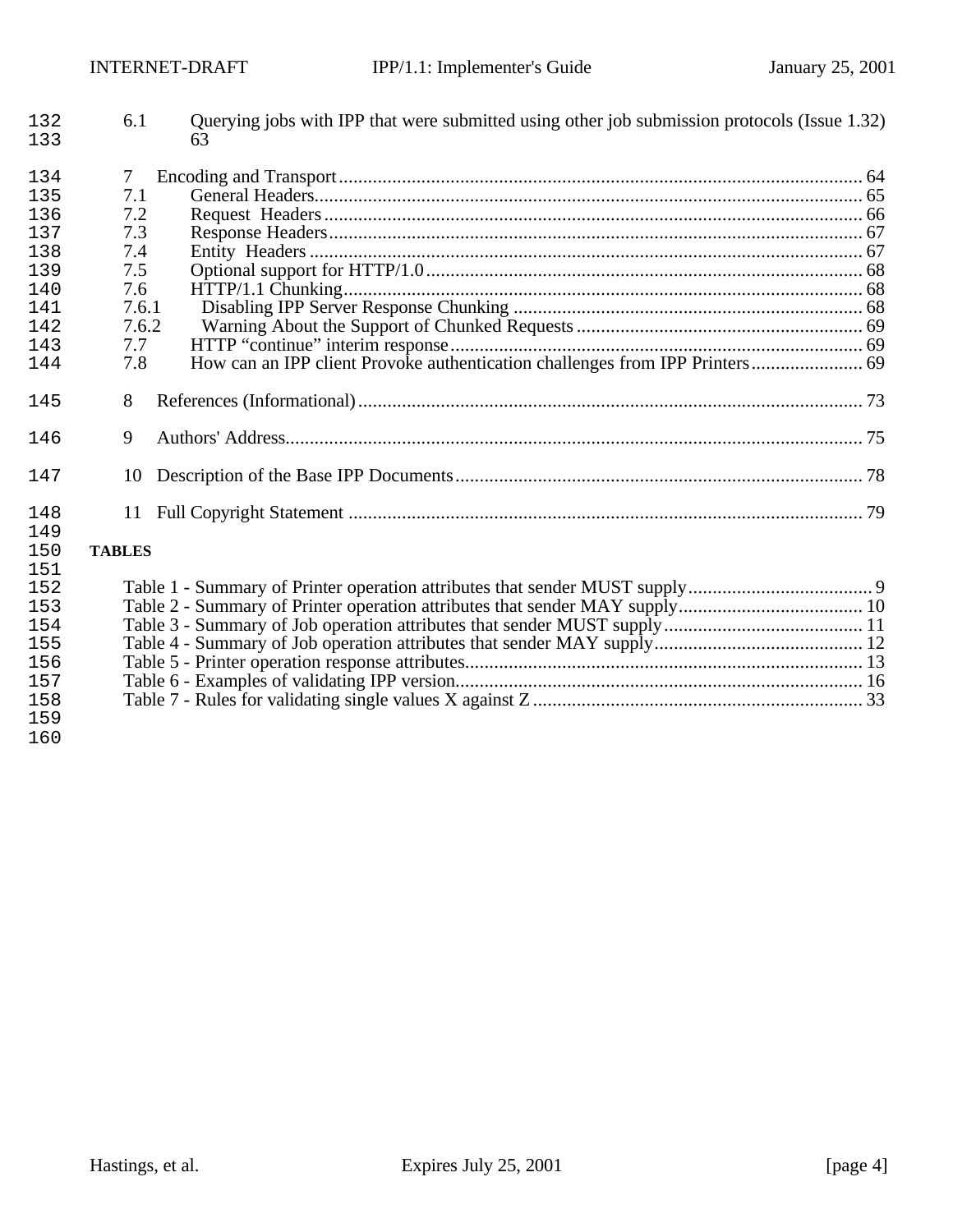6.1 Querying jobs with IPP that were submitted using other job submission protocols (Issue 1.32) 63

7 Encoding and Transport ............ 64
7.1 General Headers ............ 65
7.2 Request Headers ............ 66
7.3 Response Headers ............ 67
7.4 Entity Headers ............ 67
7.5 Optional support for HTTP/1.0 ............ 68
7.6 HTTP/1.1 Chunking ............ 68
7.6.1 Disabling IPP Server Response Chunking ............ 68
7.6.2 Warning About the Support of Chunked Requests ............ 69
7.7 HTTP “continue” interim response ............ 69
7.8 How can an IPP client Provoke authentication challenges from IPP Printers ............ 69

8 References (Informational) ............ 73

9 Authors' Address ............ 75

10 Description of the Base IPP Documents ............ 78

11 Full Copyright Statement ............ 79

**TABLES**

Table 1 - Summary of Printer operation attributes that sender MUST supply ............ 9
Table 2 - Summary of Printer operation attributes that sender MAY supply ............ 10
Table 3 - Summary of Job operation attributes that sender MUST supply ............ 11
Table 4 - Summary of Job operation attributes that sender MAY supply ............ 12
Table 5 - Printer operation response attributes ............ 13
Table 6 - Examples of validating IPP version ............ 16
Table 7 - Rules for validating single values X against Z ............ 33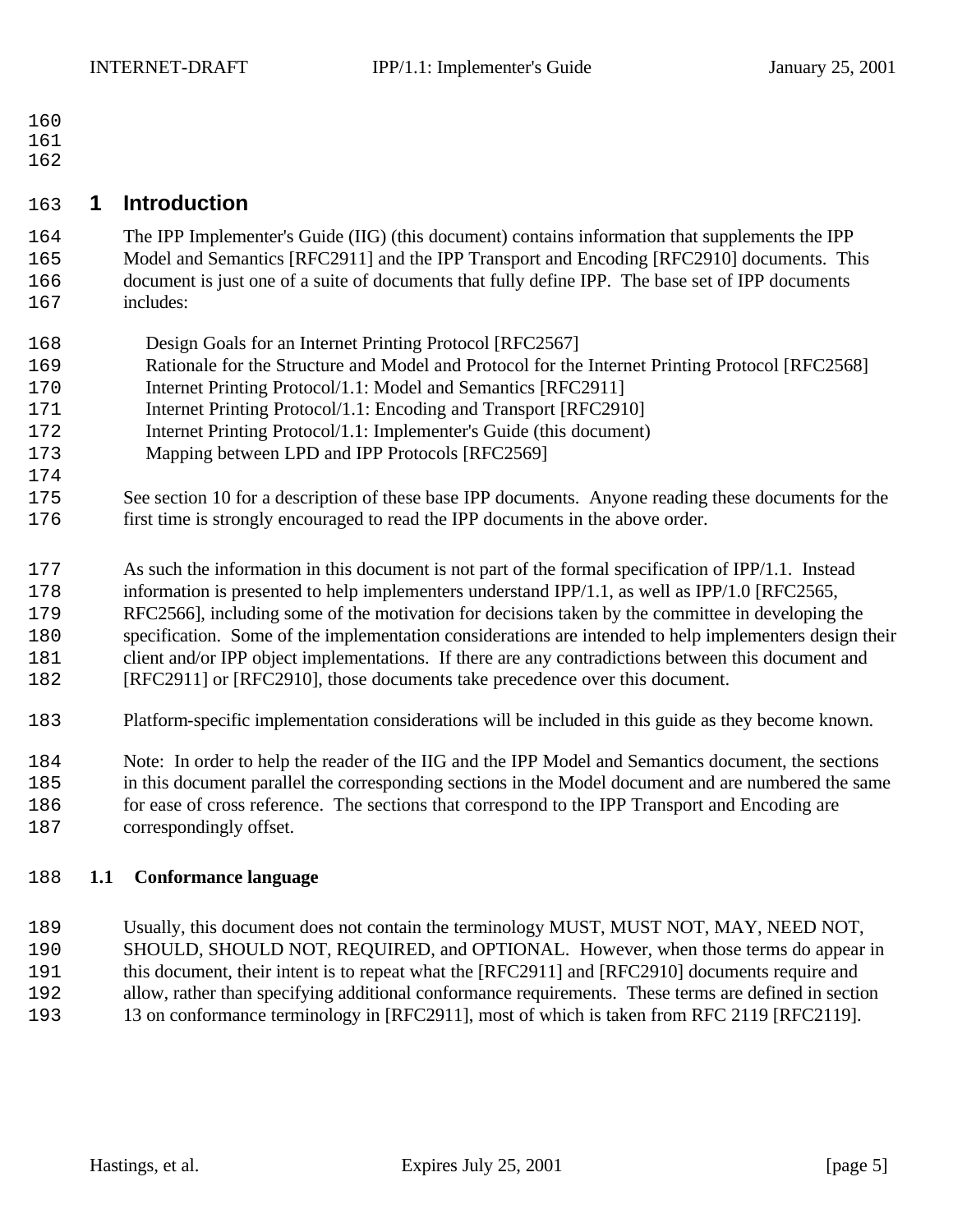# 1 Introduction

The IPP Implementer's Guide (IIG) (this document) contains information that supplements the IPP Model and Semantics [RFC2911] and the IPP Transport and Encoding [RFC2910] documents. This document is just one of a suite of documents that fully define IPP. The base set of IPP documents includes:

- Design Goals for an Internet Printing Protocol [RFC2567]
- Rationale for the Structure and Model and Protocol for the Internet Printing Protocol [RFC2568]
- Internet Printing Protocol/1.1: Model and Semantics [RFC2911]
- Internet Printing Protocol/1.1: Encoding and Transport [RFC2910]
- Internet Printing Protocol/1.1: Implementer's Guide (this document)
- Mapping between LPD and IPP Protocols [RFC2569]

See section 10 for a description of these base IPP documents. Anyone reading these documents for the first time is strongly encouraged to read the IPP documents in the above order.

As such the information in this document is not part of the formal specification of IPP/1.1. Instead information is presented to help implementers understand IPP/1.1, as well as IPP/1.0 [RFC2565, RFC2566], including some of the motivation for decisions taken by the committee in developing the specification. Some of the implementation considerations are intended to help implementers design their client and/or IPP object implementations. If there are any contradictions between this document and [RFC2911] or [RFC2910], those documents take precedence over this document.

Platform-specific implementation considerations will be included in this guide as they become known.

Note: In order to help the reader of the IIG and the IPP Model and Semantics document, the sections in this document parallel the corresponding sections in the Model document and are numbered the same for ease of cross reference. The sections that correspond to the IPP Transport and Encoding are correspondingly offset.

## 1.1 Conformance language

Usually, this document does not contain the terminology MUST, MUST NOT, MAY, NEED NOT, SHOULD, SHOULD NOT, REQUIRED, and OPTIONAL. However, when those terms do appear in this document, their intent is to repeat what the [RFC2911] and [RFC2910] documents require and allow, rather than specifying additional conformance requirements. These terms are defined in section 13 on conformance terminology in [RFC2911], most of which is taken from RFC 2119 [RFC2119].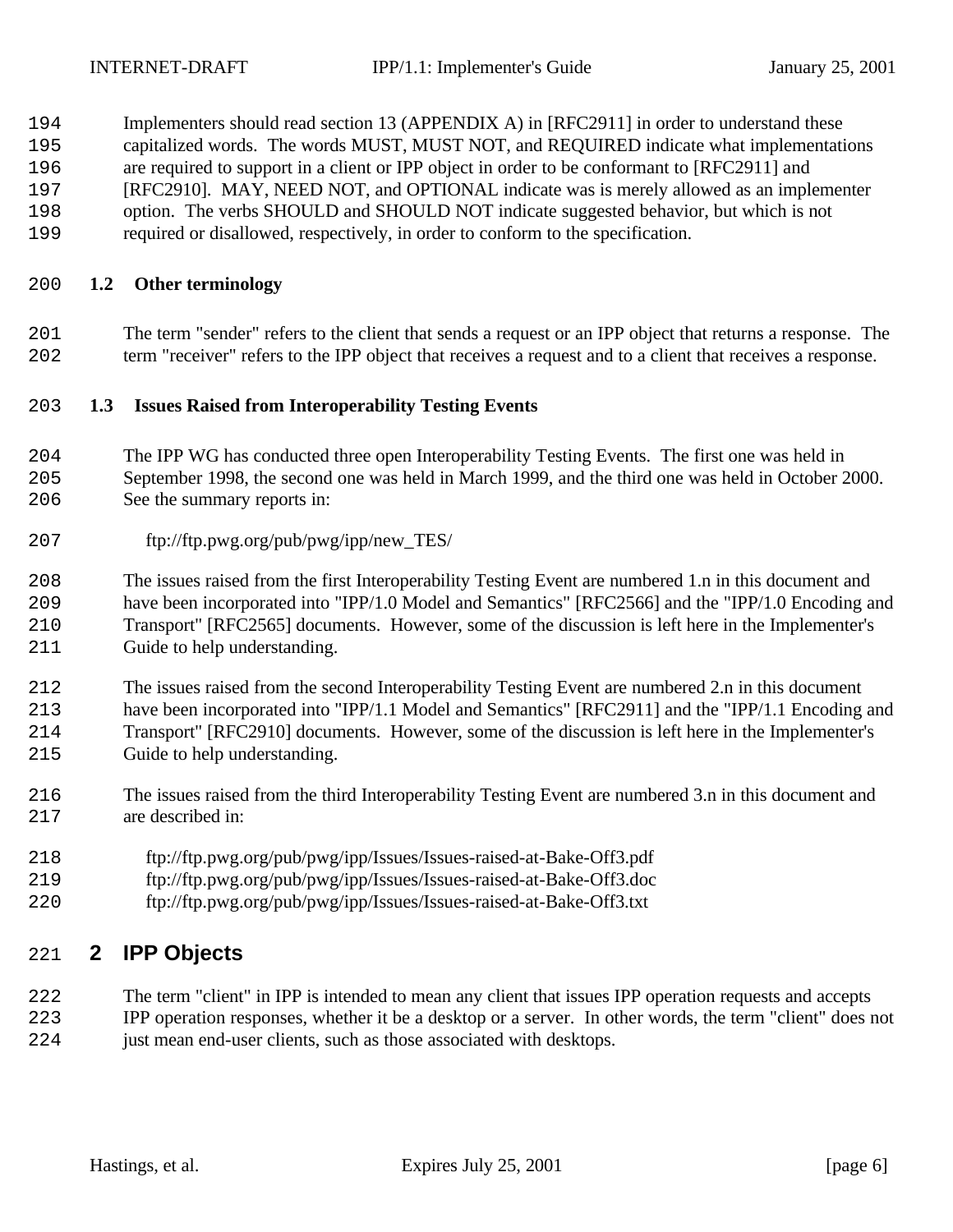Implementers should read section 13 (APPENDIX A) in [RFC2911] in order to understand these capitalized words. The words MUST, MUST NOT, and REQUIRED indicate what implementations are required to support in a client or IPP object in order to be conformant to [RFC2911] and [RFC2910]. MAY, NEED NOT, and OPTIONAL indicate was is merely allowed as an implementer option. The verbs SHOULD and SHOULD NOT indicate suggested behavior, but which is not required or disallowed, respectively, in order to conform to the specification.

### 1.2 Other terminology

The term "sender" refers to the client that sends a request or an IPP object that returns a response. The term "receiver" refers to the IPP object that receives a request and to a client that receives a response.

### 1.3 Issues Raised from Interoperability Testing Events

The IPP WG has conducted three open Interoperability Testing Events. The first one was held in September 1998, the second one was held in March 1999, and the third one was held in October 2000. See the summary reports in:

ftp://ftp.pwg.org/pub/pwg/ipp/new_TES/

The issues raised from the first Interoperability Testing Event are numbered 1.n in this document and have been incorporated into "IPP/1.0 Model and Semantics" [RFC2566] and the "IPP/1.0 Encoding and Transport" [RFC2565] documents. However, some of the discussion is left here in the Implementer's Guide to help understanding.

The issues raised from the second Interoperability Testing Event are numbered 2.n in this document have been incorporated into "IPP/1.1 Model and Semantics" [RFC2911] and the "IPP/1.1 Encoding and Transport" [RFC2910] documents. However, some of the discussion is left here in the Implementer's Guide to help understanding.

The issues raised from the third Interoperability Testing Event are numbered 3.n in this document and are described in:

ftp://ftp.pwg.org/pub/pwg/ipp/Issues/Issues-raised-at-Bake-Off3.pdf
ftp://ftp.pwg.org/pub/pwg/ipp/Issues/Issues-raised-at-Bake-Off3.doc
ftp://ftp.pwg.org/pub/pwg/ipp/Issues/Issues-raised-at-Bake-Off3.txt

## 2 IPP Objects

The term "client" in IPP is intended to mean any client that issues IPP operation requests and accepts IPP operation responses, whether it be a desktop or a server. In other words, the term "client" does not just mean end-user clients, such as those associated with desktops.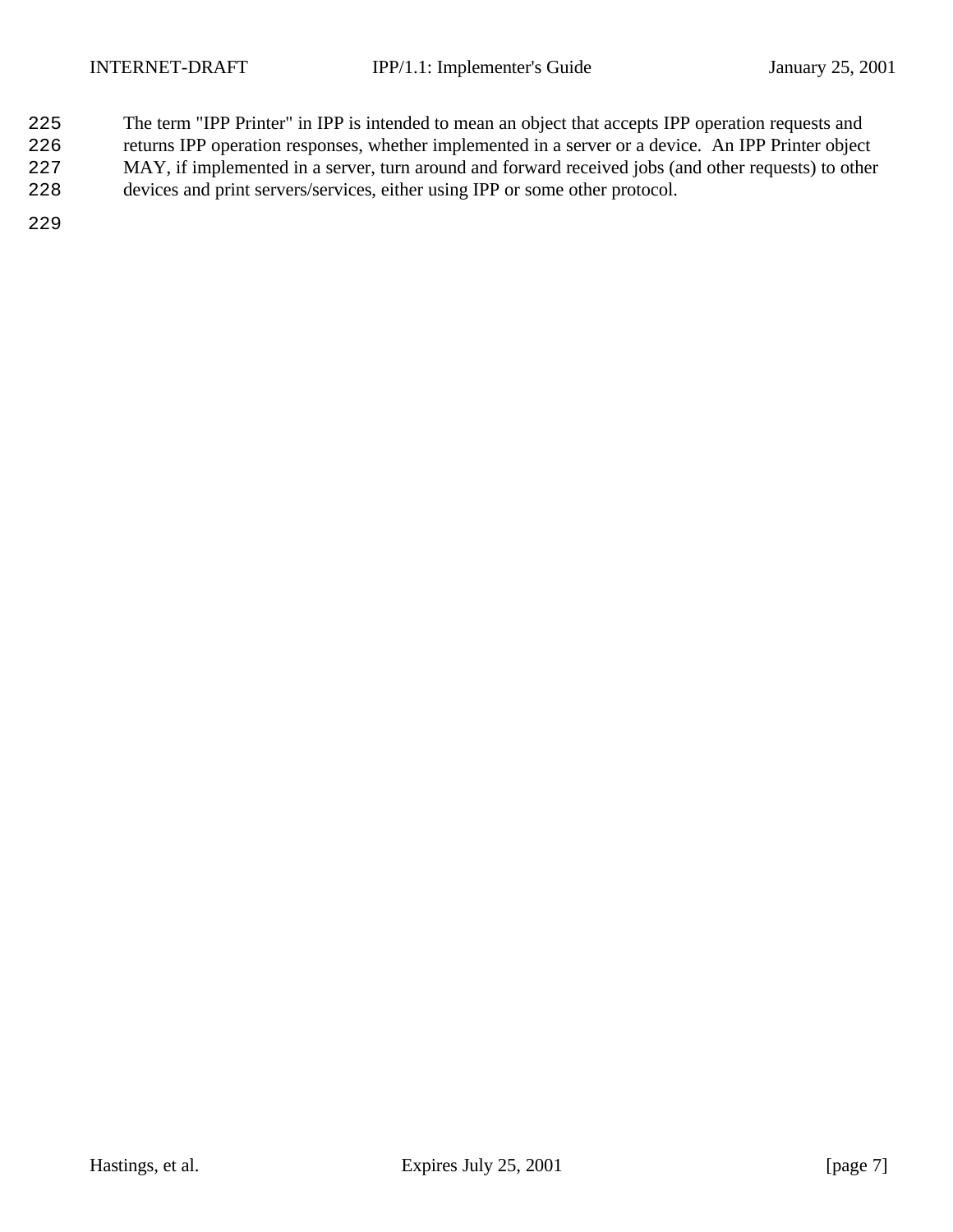The term "IPP Printer" in IPP is intended to mean an object that accepts IPP operation requests and returns IPP operation responses, whether implemented in a server or a device. An IPP Printer object MAY, if implemented in a server, turn around and forward received jobs (and other requests) to other devices and print servers/services, either using IPP or some other protocol.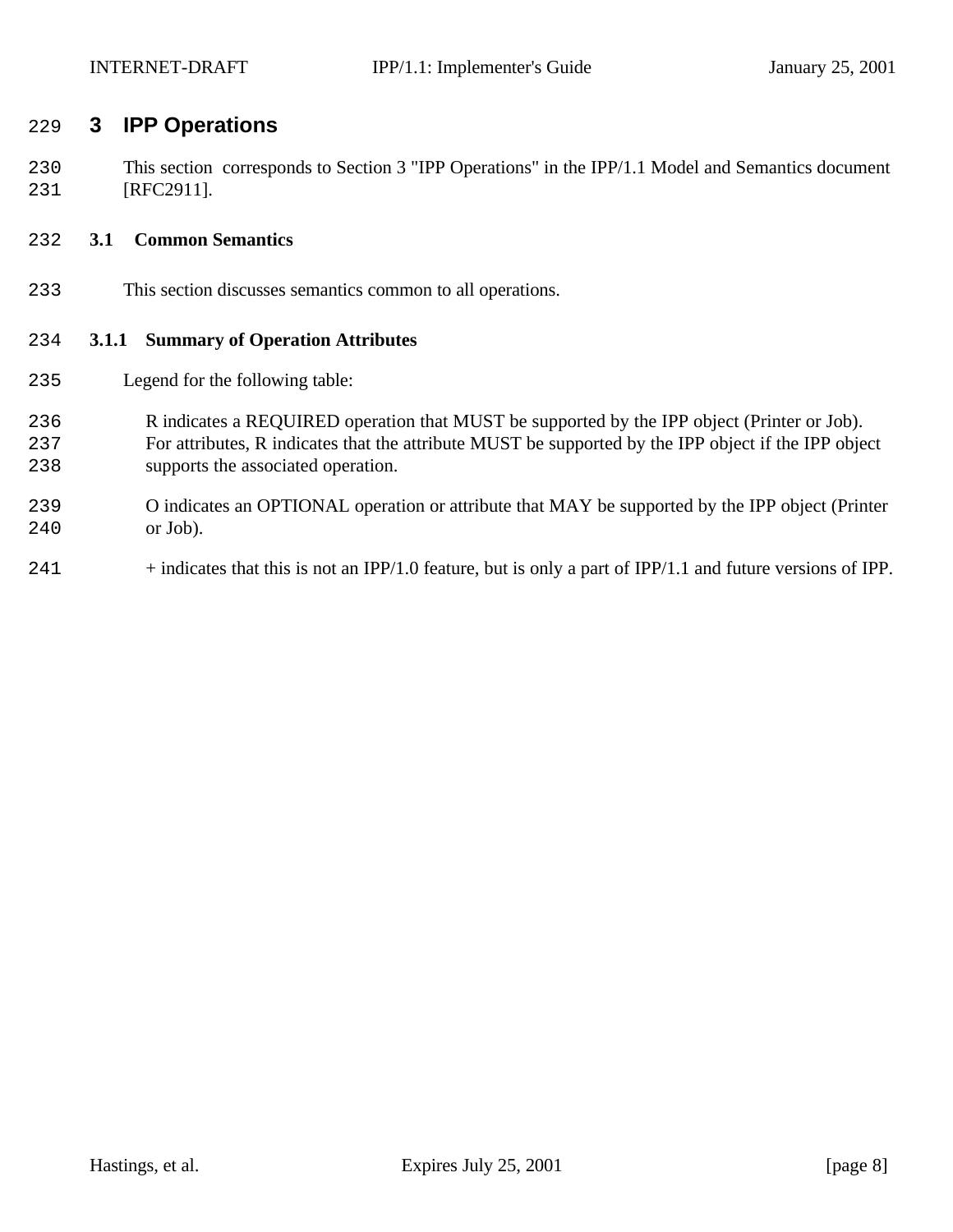# 3 IPP Operations

This section corresponds to Section 3 "IPP Operations" in the IPP/1.1 Model and Semantics document [RFC2911].

## 3.1 Common Semantics

This section discusses semantics common to all operations.

### 3.1.1 Summary of Operation Attributes

Legend for the following table:

R indicates a REQUIRED operation that MUST be supported by the IPP object (Printer or Job). For attributes, R indicates that the attribute MUST be supported by the IPP object if the IPP object supports the associated operation.

O indicates an OPTIONAL operation or attribute that MAY be supported by the IPP object (Printer or Job).

+ indicates that this is not an IPP/1.0 feature, but is only a part of IPP/1.1 and future versions of IPP.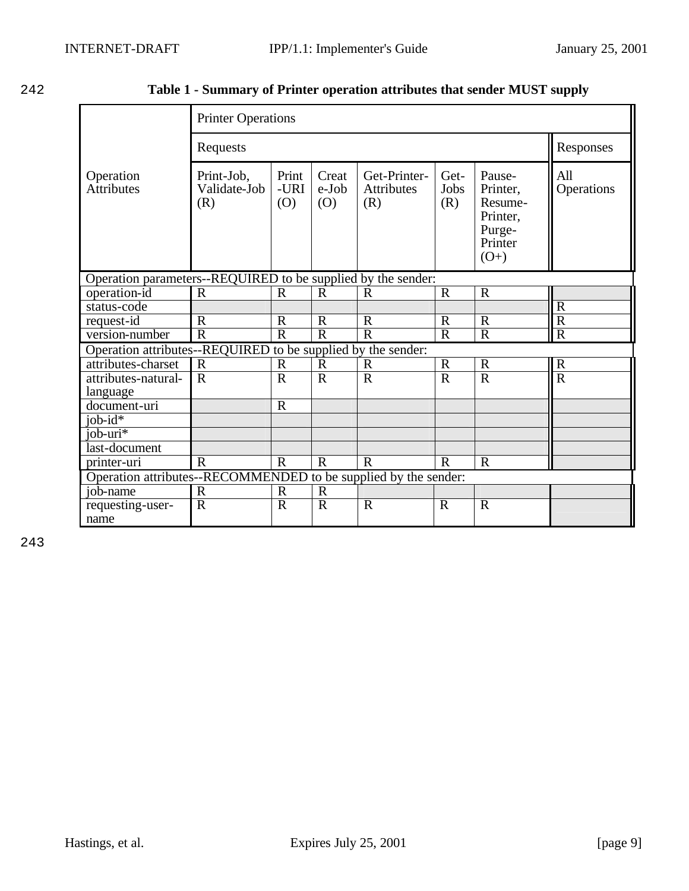242

**Table 1 - Summary of Printer operation attributes that sender MUST supply**

| Operation Attributes | Printer Operations | | | | | | |
|---|---|---|---|---|---|---|---|
| | Requests | | | | | | Responses |
| | Print-Job, Validate-Job (R) | Print-URI (O) | Create-Job (O) | Get-Printer-Attributes (R) | Get-Jobs (R) | Pause-Printer, Resume-Printer, Purge-Printer (O+) | All Operations |
| Operation parameters--REQUIRED to be supplied by the sender: | | | | | | | |
| operation-id | R | R | R | R | R | R | |
| status-code | | | | | | | R |
| request-id | R | R | R | R | R | R | R |
| version-number | R | R | R | R | R | R | R |
| Operation attributes--REQUIRED to be supplied by the sender: | | | | | | | |
| attributes-charset | R | R | R | R | R | R | R |
| attributes-natural-language | R | R | R | R | R | R | R |
| document-uri | | R | | | | | |
| job-id* | | | | | | | |
| job-uri* | | | | | | | |
| last-document | | | | | | | |
| printer-uri | R | R | R | R | R | R | |
| Operation attributes--RECOMMENDED to be supplied by the sender: | | | | | | | |
| job-name | R | R | R | | | | |
| requesting-user-name | R | R | R | R | R | R | |

243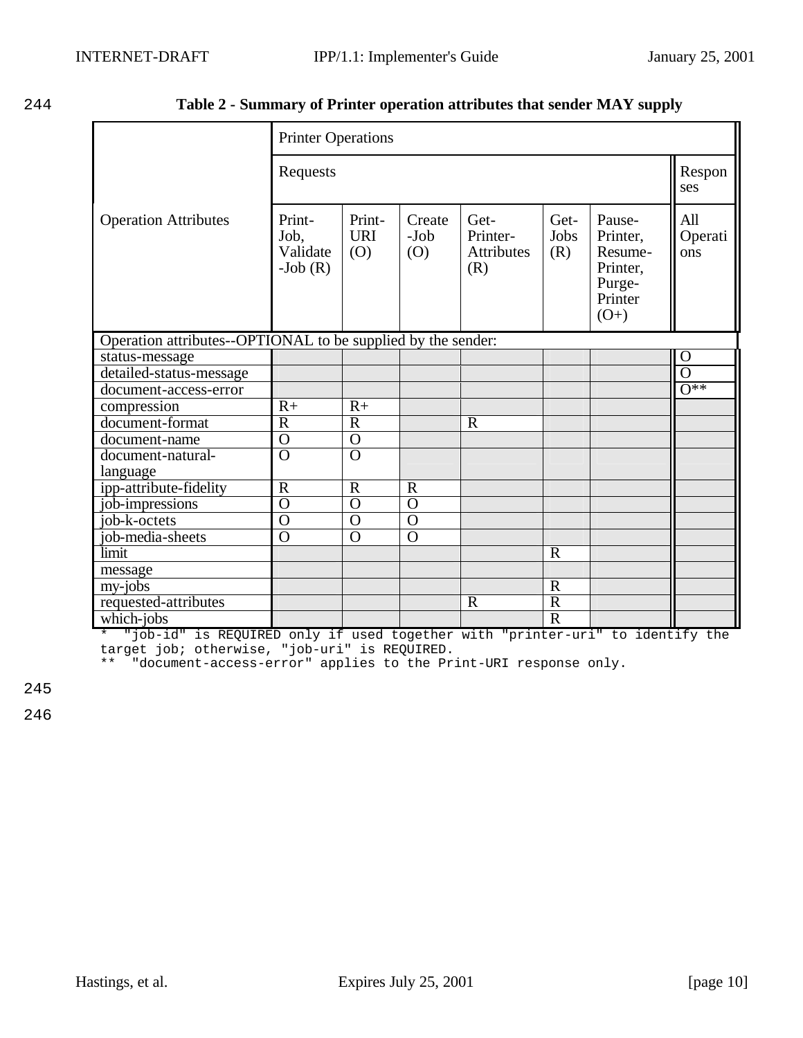244 **Table 2 - Summary of Printer operation attributes that sender MAY supply**

| Operation Attributes | Printer Operations | | | | | | |
|---|---|---|---|---|---|---|---|
| | Requests | | | | | | Responses |
| | Print-Job, Validate-Job (R) | Print-URI (O) | Create-Job (O) | Get-Printer-Attributes (R) | Get-Jobs (R) | Pause-Printer, Resume-Printer, Purge-Printer (O+) | All Operations |
| Operation attributes--OPTIONAL to be supplied by the sender: | | | | | | | |
| status-message | | | | | | | O |
| detailed-status-message | | | | | | | O |
| document-access-error | | | | | | | O** |
| compression | R+ | R+ | | | | | |
| document-format | R | R | | R | | | |
| document-name | O | O | | | | | |
| document-natural-language | O | O | | | | | |
| ipp-attribute-fidelity | R | R | R | | | | |
| job-impressions | O | O | O | | | | |
| job-k-octets | O | O | O | | | | |
| job-media-sheets | O | O | O | | | | |
| limit | | | | | R | | |
| message | | | | | | | |
| my-jobs | | | | | R | | |
| requested-attributes | | | | R | R | | |
| which-jobs | | | | | R | | |

```
*  "job-id" is REQUIRED only if used together with "printer-uri" to identify the
target job; otherwise, "job-uri" is REQUIRED.
**  "document-access-error" applies to the Print-URI response only.
```

245

246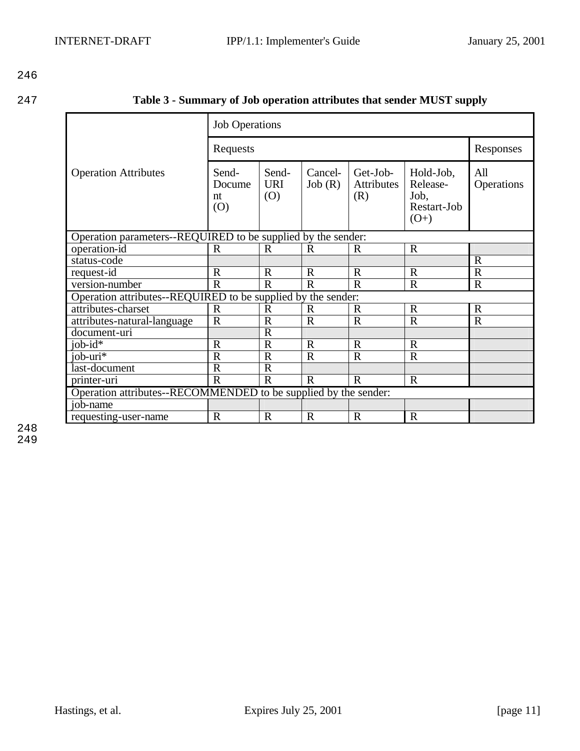**Table 3 - Summary of Job operation attributes that sender MUST supply**

| Operation Attributes | Job Operations | | | | | |
|---|---|---|---|---|---|---|
| | Requests | | | | | Responses |
| | Send-Document (O) | Send-URI (O) | Cancel-Job (R) | Get-Job-Attributes (R) | Hold-Job, Release-Job, Restart-Job (O+) | All Operations |
| Operation parameters--REQUIRED to be supplied by the sender: | | | | | | |
| operation-id | R | R | R | R | R | |
| status-code | | | | | | R |
| request-id | R | R | R | R | R | R |
| version-number | R | R | R | R | R | R |
| Operation attributes--REQUIRED to be supplied by the sender: | | | | | | |
| attributes-charset | R | R | R | R | R | R |
| attributes-natural-language | R | R | R | R | R | R |
| document-uri | | R | | | | |
| job-id* | R | R | R | R | R | |
| job-uri* | R | R | R | R | R | |
| last-document | R | R | | | | |
| printer-uri | R | R | R | R | R | |
| Operation attributes--RECOMMENDED to be supplied by the sender: | | | | | | |
| job-name | | | | | | |
| requesting-user-name | R | R | R | R | R | |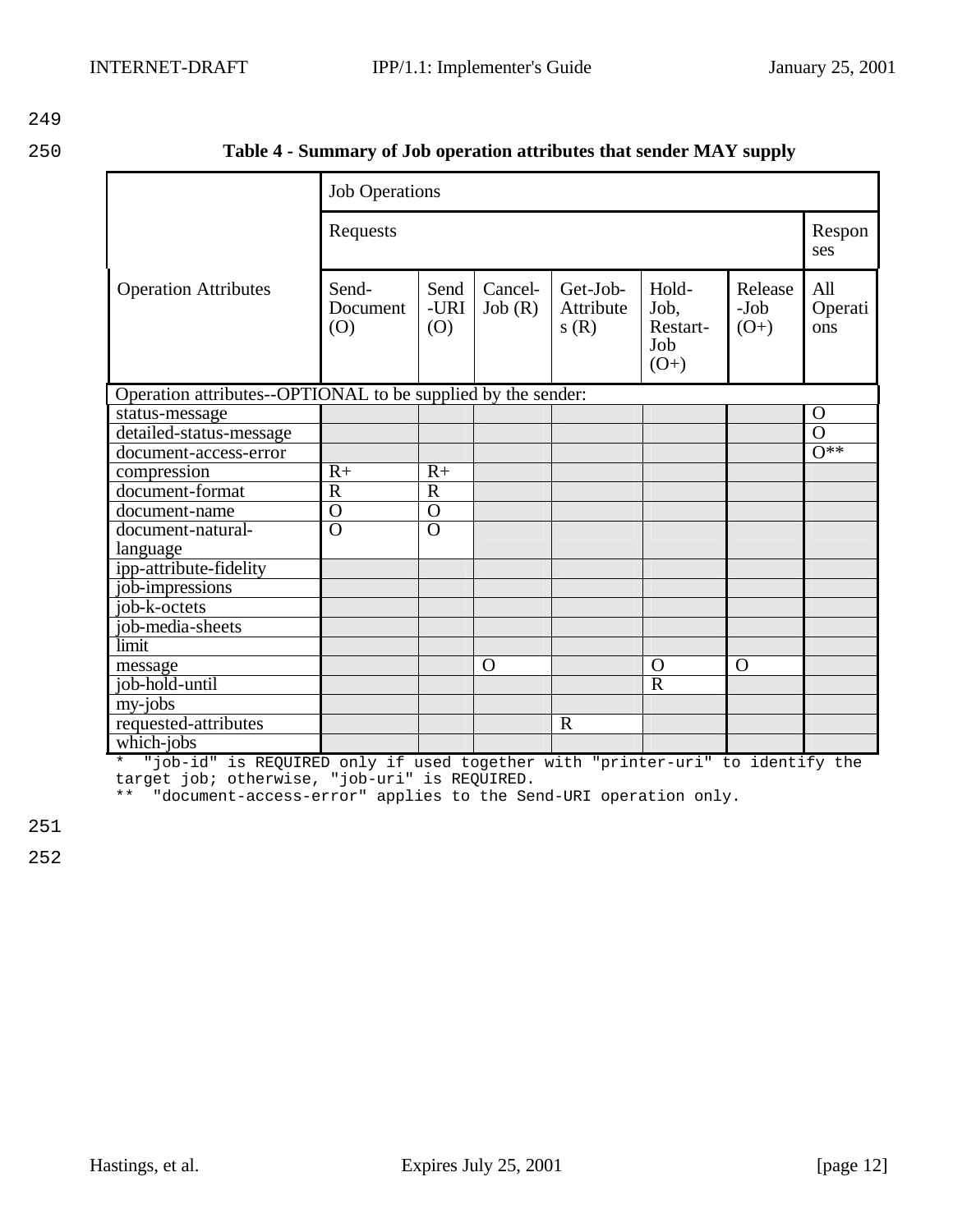**Table 4 - Summary of Job operation attributes that sender MAY supply**

| Operation Attributes | Job Operations | | | | | | |
|---|---|---|---|---|---|---|---|
| | Requests | | | | | | Responses |
| | Send-Document (O) | Send-URI (O) | Cancel-Job (R) | Get-Job-Attributes (R) | Hold-Job, Restart-Job (O+) | Release-Job (O+) | All Operations |
| Operation attributes--OPTIONAL to be supplied by the sender: | | | | | | | |
| status-message | | | | | | | O |
| detailed-status-message | | | | | | | O |
| document-access-error | | | | | | | O** |
| compression | R+ | R+ | | | | | |
| document-format | R | R | | | | | |
| document-name | O | O | | | | | |
| document-natural-language | O | O | | | | | |
| ipp-attribute-fidelity | | | | | | | |
| job-impressions | | | | | | | |
| job-k-octets | | | | | | | |
| job-media-sheets | | | | | | | |
| limit | | | | | | | |
| message | | | O | | O | O | |
| job-hold-until | | | | | R | | |
| my-jobs | | | | | | | |
| requested-attributes | | | | R | | | |
| which-jobs | | | | | | | |

```
*  "job-id" is REQUIRED only if used together with "printer-uri" to identify the
target job; otherwise, "job-uri" is REQUIRED.
**  "document-access-error" applies to the Send-URI operation only.
```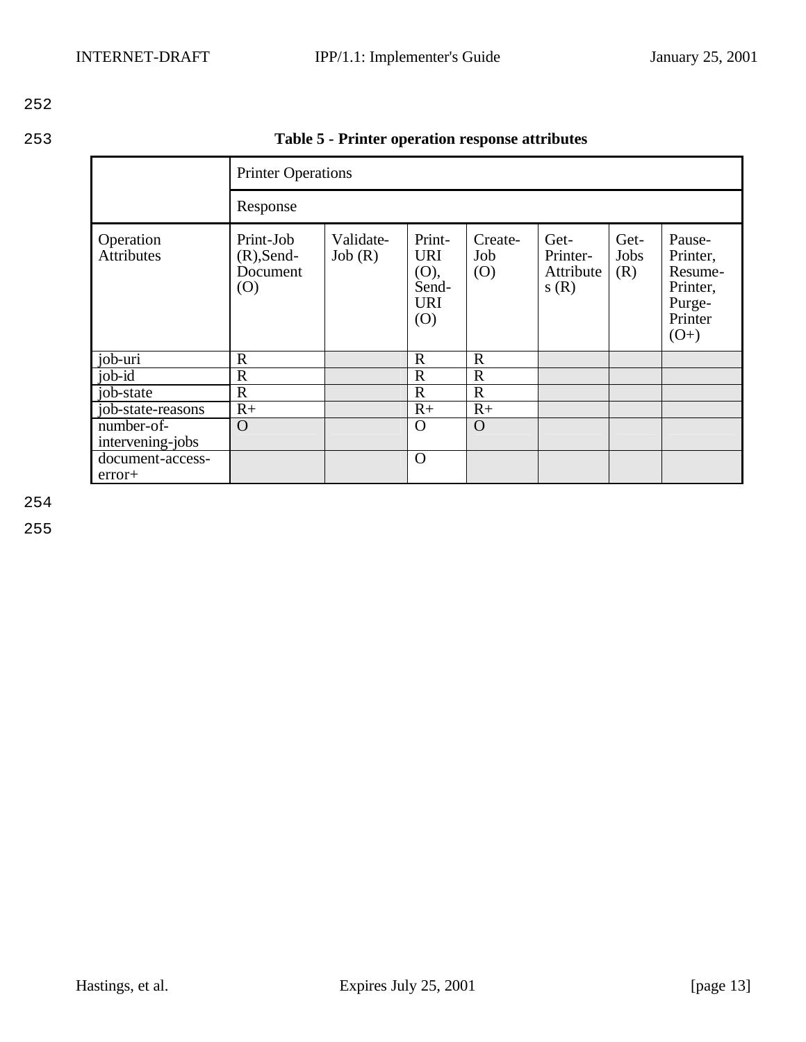**Table 5 - Printer operation response attributes**

| | Printer Operations | | | | | | |
|---|---|---|---|---|---|---|---|
| | Response | | | | | | |
| Operation Attributes | Print-Job (R),Send-Document (O) | Validate-Job (R) | Print-URI (O), Send-URI (O) | Create-Job (O) | Get-Printer-Attributes (R) | Get-Jobs (R) | Pause-Printer, Resume-Printer, Purge-Printer (O+) |
| job-uri | R | | R | R | | | |
| job-id | R | | R | R | | | |
| job-state | R | | R | R | | | |
| job-state-reasons | R+ | | R+ | R+ | | | |
| number-of-intervening-jobs | O | | O | O | | | |
| document-access-error+ | | | O | | | | |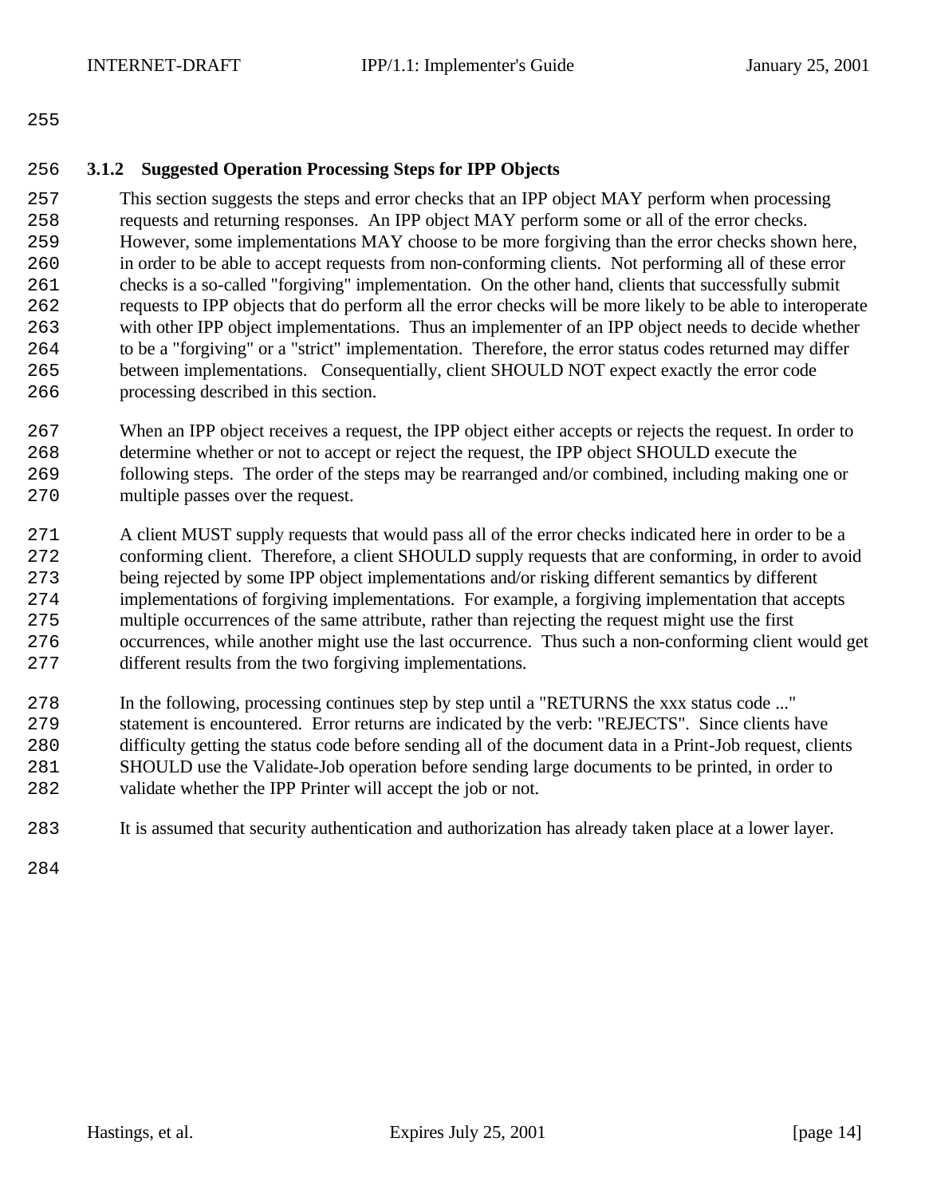### 3.1.2 Suggested Operation Processing Steps for IPP Objects

This section suggests the steps and error checks that an IPP object MAY perform when processing requests and returning responses. An IPP object MAY perform some or all of the error checks. However, some implementations MAY choose to be more forgiving than the error checks shown here, in order to be able to accept requests from non-conforming clients. Not performing all of these error checks is a so-called "forgiving" implementation. On the other hand, clients that successfully submit requests to IPP objects that do perform all the error checks will be more likely to be able to interoperate with other IPP object implementations. Thus an implementer of an IPP object needs to decide whether to be a "forgiving" or a "strict" implementation. Therefore, the error status codes returned may differ between implementations. Consequentially, client SHOULD NOT expect exactly the error code processing described in this section.

When an IPP object receives a request, the IPP object either accepts or rejects the request. In order to determine whether or not to accept or reject the request, the IPP object SHOULD execute the following steps. The order of the steps may be rearranged and/or combined, including making one or multiple passes over the request.

A client MUST supply requests that would pass all of the error checks indicated here in order to be a conforming client. Therefore, a client SHOULD supply requests that are conforming, in order to avoid being rejected by some IPP object implementations and/or risking different semantics by different implementations of forgiving implementations. For example, a forgiving implementation that accepts multiple occurrences of the same attribute, rather than rejecting the request might use the first occurrences, while another might use the last occurrence. Thus such a non-conforming client would get different results from the two forgiving implementations.

In the following, processing continues step by step until a "RETURNS the xxx status code ..." statement is encountered. Error returns are indicated by the verb: "REJECTS". Since clients have difficulty getting the status code before sending all of the document data in a Print-Job request, clients SHOULD use the Validate-Job operation before sending large documents to be printed, in order to validate whether the IPP Printer will accept the job or not.

It is assumed that security authentication and authorization has already taken place at a lower layer.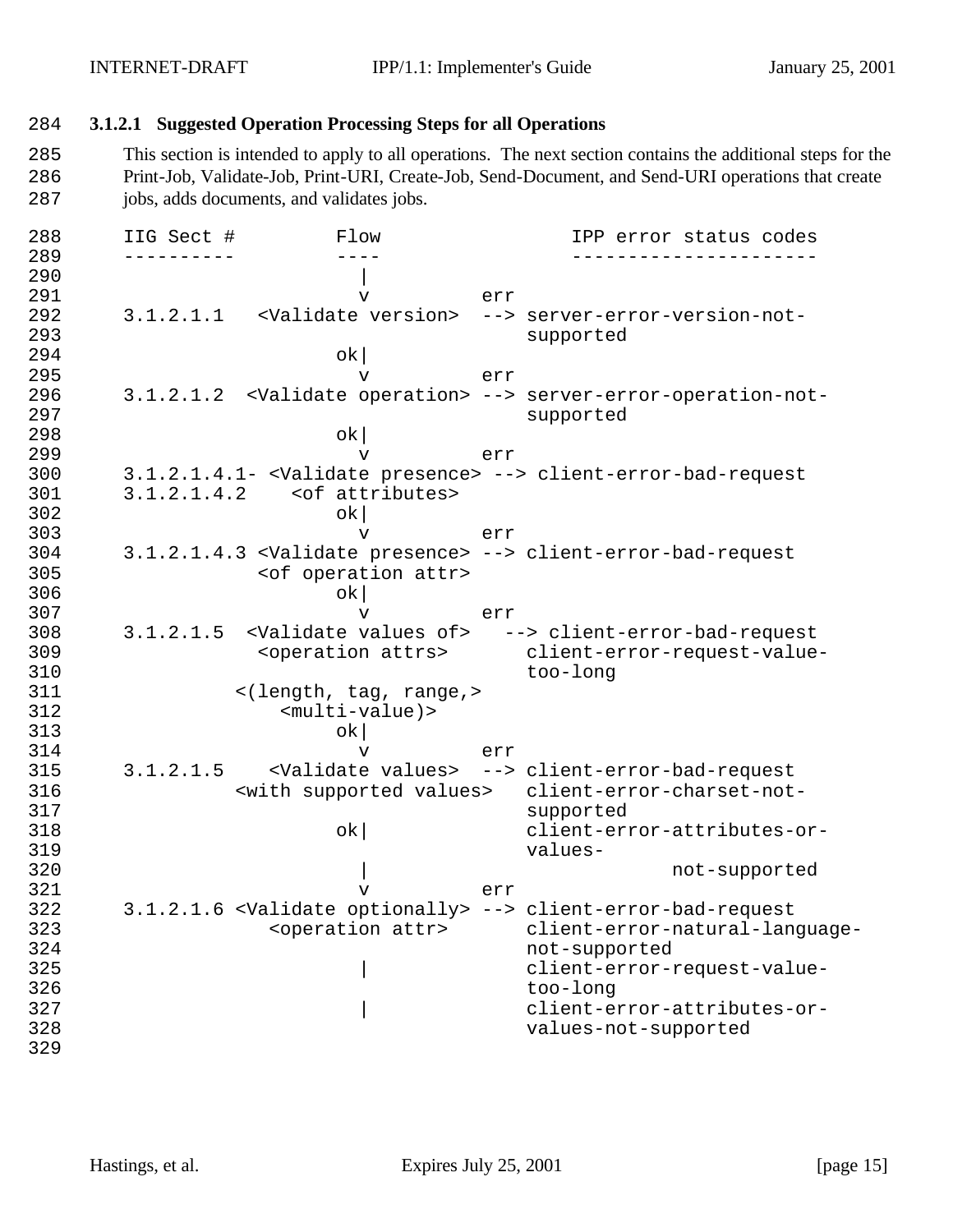#### 3.1.2.1 Suggested Operation Processing Steps for all Operations

This section is intended to apply to all operations. The next section contains the additional steps for the Print-Job, Validate-Job, Print-URI, Create-Job, Send-Document, and Send-URI operations that create jobs, adds documents, and validates jobs.

```
IIG Sect #         Flow                 IPP error status codes
----------         ----                 ----------------------
                     |
                     v          err
3.1.2.1.1   <Validate version>  --> server-error-version-not-
                                        supported
                   ok|
                     v          err
3.1.2.1.2  <Validate operation> --> server-error-operation-not-
                                        supported
                   ok|
                     v          err
3.1.2.1.4.1- <Validate presence> --> client-error-bad-request
3.1.2.1.4.2    <of attributes>
                   ok|
                     v          err
3.1.2.1.4.3 <Validate presence> --> client-error-bad-request
            <of operation attr>
                   ok|
                     v          err
3.1.2.1.5  <Validate values of>   --> client-error-bad-request
            <operation attrs>       client-error-request-value-
                                        too-long
          <(length, tag, range,>
              <multi-value)>
                   ok|
                     v          err
3.1.2.1.5    <Validate values>  --> client-error-bad-request
          <with supported values>   client-error-charset-not-
                                        supported
                   ok|              client-error-attributes-or-
                                        values-
                     |                           not-supported
                     v          err
3.1.2.1.6 <Validate optionally> --> client-error-bad-request
             <operation attr>       client-error-natural-language-
                                        not-supported
                     |              client-error-request-value-
                                        too-long
                     |              client-error-attributes-or-
                                        values-not-supported
```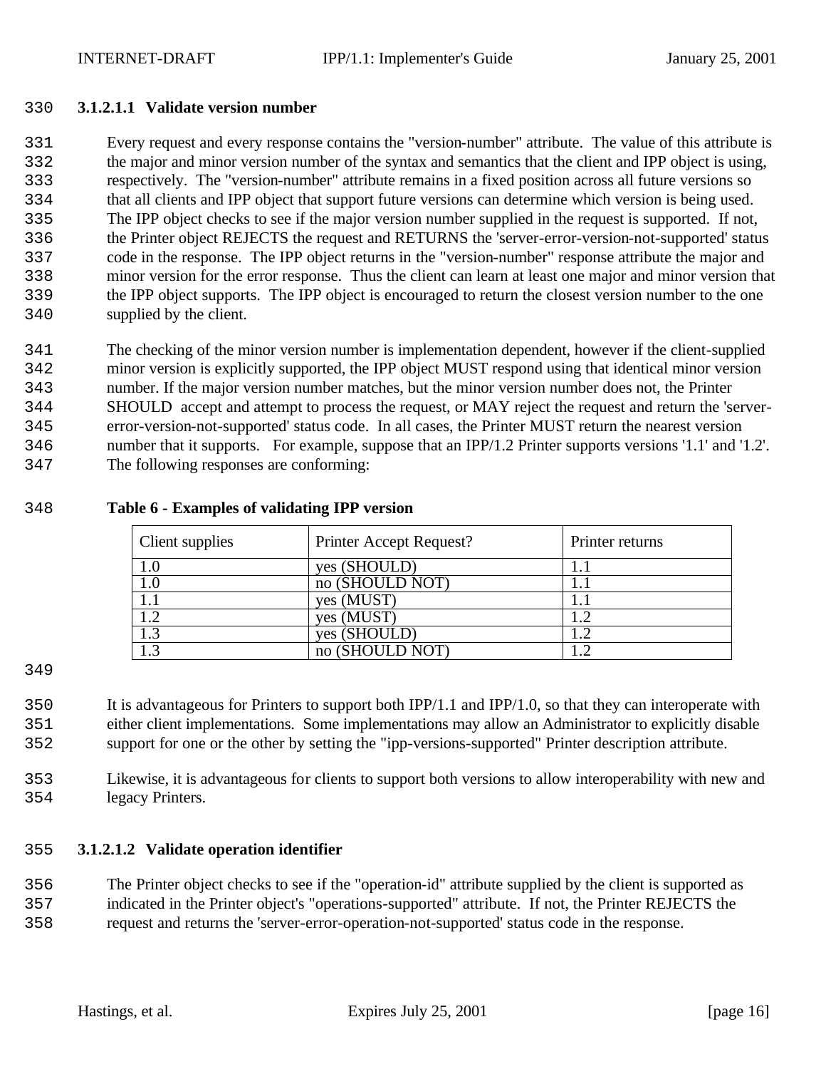#### 3.1.2.1.1 Validate version number

Every request and every response contains the "version-number" attribute. The value of this attribute is the major and minor version number of the syntax and semantics that the client and IPP object is using, respectively. The "version-number" attribute remains in a fixed position across all future versions so that all clients and IPP object that support future versions can determine which version is being used. The IPP object checks to see if the major version number supplied in the request is supported. If not, the Printer object REJECTS the request and RETURNS the 'server-error-version-not-supported' status code in the response. The IPP object returns in the "version-number" response attribute the major and minor version for the error response. Thus the client can learn at least one major and minor version that the IPP object supports. The IPP object is encouraged to return the closest version number to the one supplied by the client.

The checking of the minor version number is implementation dependent, however if the client-supplied minor version is explicitly supported, the IPP object MUST respond using that identical minor version number. If the major version number matches, but the minor version number does not, the Printer SHOULD accept and attempt to process the request, or MAY reject the request and return the 'server-error-version-not-supported' status code. In all cases, the Printer MUST return the nearest version number that it supports. For example, suppose that an IPP/1.2 Printer supports versions '1.1' and '1.2'. The following responses are conforming:

**Table 6 - Examples of validating IPP version**

| Client supplies | Printer Accept Request? | Printer returns |
|---|---|---|
| 1.0 | yes (SHOULD) | 1.1 |
| 1.0 | no (SHOULD NOT) | 1.1 |
| 1.1 | yes (MUST) | 1.1 |
| 1.2 | yes (MUST) | 1.2 |
| 1.3 | yes (SHOULD) | 1.2 |
| 1.3 | no (SHOULD NOT) | 1.2 |

It is advantageous for Printers to support both IPP/1.1 and IPP/1.0, so that they can interoperate with either client implementations. Some implementations may allow an Administrator to explicitly disable support for one or the other by setting the "ipp-versions-supported" Printer description attribute.

Likewise, it is advantageous for clients to support both versions to allow interoperability with new and legacy Printers.

#### 3.1.2.1.2 Validate operation identifier

The Printer object checks to see if the "operation-id" attribute supplied by the client is supported as indicated in the Printer object's "operations-supported" attribute. If not, the Printer REJECTS the request and returns the 'server-error-operation-not-supported' status code in the response.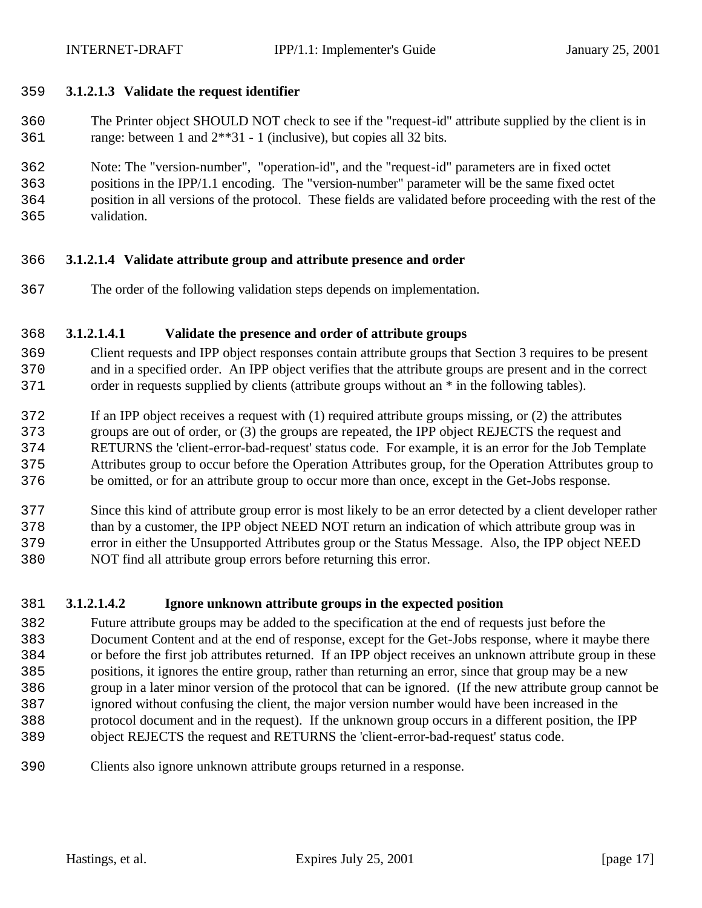#### 3.1.2.1.3 Validate the request identifier

The Printer object SHOULD NOT check to see if the "request-id" attribute supplied by the client is in range: between 1 and 2**31 - 1 (inclusive), but copies all 32 bits.

Note: The "version-number", "operation-id", and the "request-id" parameters are in fixed octet positions in the IPP/1.1 encoding. The "version-number" parameter will be the same fixed octet position in all versions of the protocol. These fields are validated before proceeding with the rest of the validation.

#### 3.1.2.1.4 Validate attribute group and attribute presence and order

The order of the following validation steps depends on implementation.

##### 3.1.2.1.4.1 Validate the presence and order of attribute groups

Client requests and IPP object responses contain attribute groups that Section 3 requires to be present and in a specified order. An IPP object verifies that the attribute groups are present and in the correct order in requests supplied by clients (attribute groups without an * in the following tables).

If an IPP object receives a request with (1) required attribute groups missing, or (2) the attributes groups are out of order, or (3) the groups are repeated, the IPP object REJECTS the request and RETURNS the 'client-error-bad-request' status code. For example, it is an error for the Job Template Attributes group to occur before the Operation Attributes group, for the Operation Attributes group to be omitted, or for an attribute group to occur more than once, except in the Get-Jobs response.

Since this kind of attribute group error is most likely to be an error detected by a client developer rather than by a customer, the IPP object NEED NOT return an indication of which attribute group was in error in either the Unsupported Attributes group or the Status Message. Also, the IPP object NEED NOT find all attribute group errors before returning this error.

##### 3.1.2.1.4.2 Ignore unknown attribute groups in the expected position

Future attribute groups may be added to the specification at the end of requests just before the Document Content and at the end of response, except for the Get-Jobs response, where it maybe there or before the first job attributes returned. If an IPP object receives an unknown attribute group in these positions, it ignores the entire group, rather than returning an error, since that group may be a new group in a later minor version of the protocol that can be ignored. (If the new attribute group cannot be ignored without confusing the client, the major version number would have been increased in the protocol document and in the request). If the unknown group occurs in a different position, the IPP object REJECTS the request and RETURNS the 'client-error-bad-request' status code.

Clients also ignore unknown attribute groups returned in a response.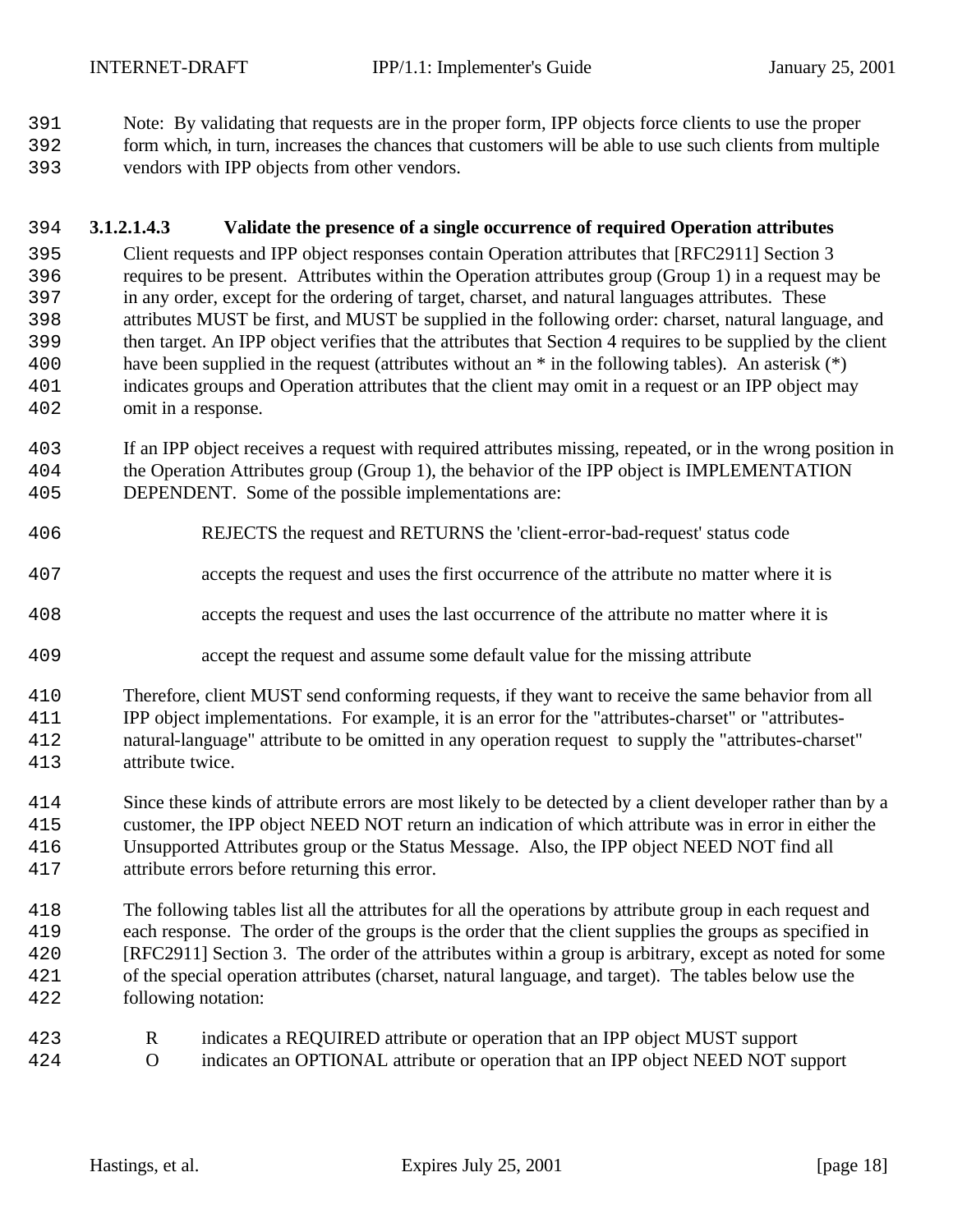Note: By validating that requests are in the proper form, IPP objects force clients to use the proper form which, in turn, increases the chances that customers will be able to use such clients from multiple vendors with IPP objects from other vendors.

#### 3.1.2.1.4.3 Validate the presence of a single occurrence of required Operation attributes

Client requests and IPP object responses contain Operation attributes that [RFC2911] Section 3 requires to be present. Attributes within the Operation attributes group (Group 1) in a request may be in any order, except for the ordering of target, charset, and natural languages attributes. These attributes MUST be first, and MUST be supplied in the following order: charset, natural language, and then target. An IPP object verifies that the attributes that Section 4 requires to be supplied by the client have been supplied in the request (attributes without an * in the following tables). An asterisk (*) indicates groups and Operation attributes that the client may omit in a request or an IPP object may omit in a response.

If an IPP object receives a request with required attributes missing, repeated, or in the wrong position in the Operation Attributes group (Group 1), the behavior of the IPP object is IMPLEMENTATION DEPENDENT. Some of the possible implementations are:

REJECTS the request and RETURNS the 'client-error-bad-request' status code

accepts the request and uses the first occurrence of the attribute no matter where it is

accepts the request and uses the last occurrence of the attribute no matter where it is

accept the request and assume some default value for the missing attribute

Therefore, client MUST send conforming requests, if they want to receive the same behavior from all IPP object implementations. For example, it is an error for the "attributes-charset" or "attributes-natural-language" attribute to be omitted in any operation request to supply the "attributes-charset" attribute twice.

Since these kinds of attribute errors are most likely to be detected by a client developer rather than by a customer, the IPP object NEED NOT return an indication of which attribute was in error in either the Unsupported Attributes group or the Status Message. Also, the IPP object NEED NOT find all attribute errors before returning this error.

The following tables list all the attributes for all the operations by attribute group in each request and each response. The order of the groups is the order that the client supplies the groups as specified in [RFC2911] Section 3. The order of the attributes within a group is arbitrary, except as noted for some of the special operation attributes (charset, natural language, and target). The tables below use the following notation:

R indicates a REQUIRED attribute or operation that an IPP object MUST support
O indicates an OPTIONAL attribute or operation that an IPP object NEED NOT support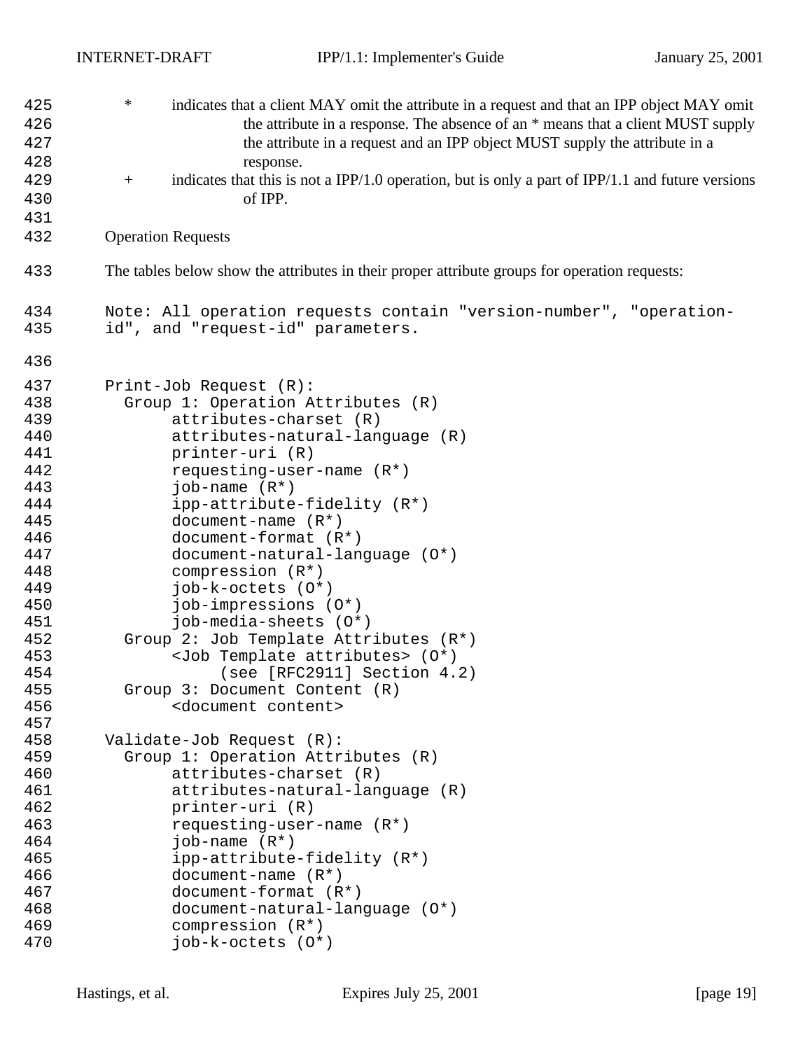\* indicates that a client MAY omit the attribute in a request and that an IPP object MAY omit the attribute in a response. The absence of an \* means that a client MUST supply the attribute in a request and an IPP object MUST supply the attribute in a response.

\+ indicates that this is not a IPP/1.0 operation, but is only a part of IPP/1.1 and future versions of IPP.

Operation Requests

The tables below show the attributes in their proper attribute groups for operation requests:

```
Note: All operation requests contain "version-number", "operation-
id", and "request-id" parameters.


Print-Job Request (R):
  Group 1: Operation Attributes (R)
       attributes-charset (R)
       attributes-natural-language (R)
       printer-uri (R)
       requesting-user-name (R*)
       job-name (R*)
       ipp-attribute-fidelity (R*)
       document-name (R*)
       document-format (R*)
       document-natural-language (O*)
       compression (R*)
       job-k-octets (O*)
       job-impressions (O*)
       job-media-sheets (O*)
  Group 2: Job Template Attributes (R*)
       <Job Template attributes> (O*)
            (see [RFC2911] Section 4.2)
  Group 3: Document Content (R)
       <document content>

Validate-Job Request (R):
  Group 1: Operation Attributes (R)
       attributes-charset (R)
       attributes-natural-language (R)
       printer-uri (R)
       requesting-user-name (R*)
       job-name (R*)
       ipp-attribute-fidelity (R*)
       document-name (R*)
       document-format (R*)
       document-natural-language (O*)
       compression (R*)
       job-k-octets (O*)
```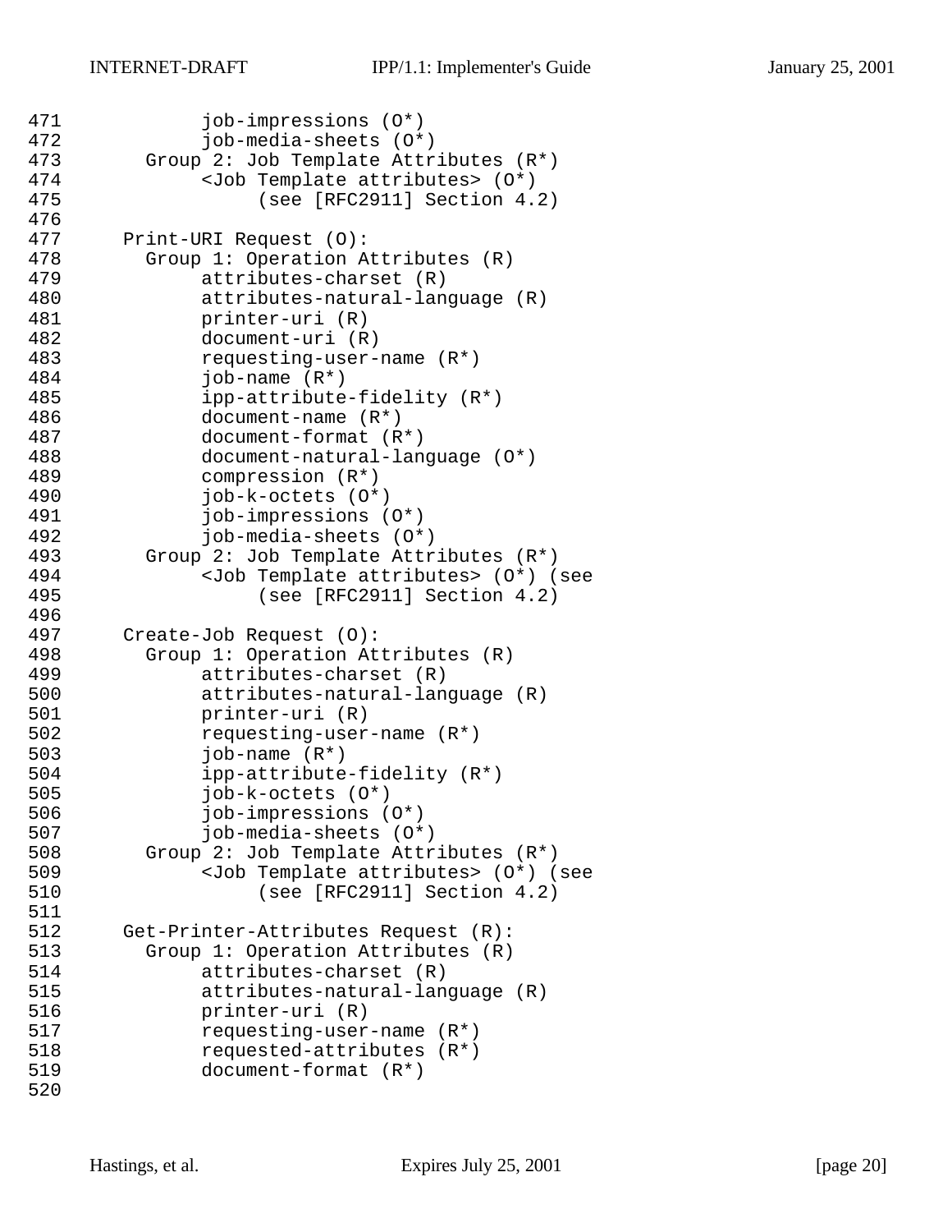```
471             job-impressions (O*)
472             job-media-sheets (O*)
473        Group 2: Job Template Attributes (R*)
474             <Job Template attributes> (O*)
475                  (see [RFC2911] Section 4.2)
476
477      Print-URI Request (O):
478        Group 1: Operation Attributes (R)
479             attributes-charset (R)
480             attributes-natural-language (R)
481             printer-uri (R)
482             document-uri (R)
483             requesting-user-name (R*)
484             job-name (R*)
485             ipp-attribute-fidelity (R*)
486             document-name (R*)
487             document-format (R*)
488             document-natural-language (O*)
489             compression (R*)
490             job-k-octets (O*)
491             job-impressions (O*)
492             job-media-sheets (O*)
493        Group 2: Job Template Attributes (R*)
494             <Job Template attributes> (O*) (see
495                  (see [RFC2911] Section 4.2)
496
497      Create-Job Request (O):
498        Group 1: Operation Attributes (R)
499             attributes-charset (R)
500             attributes-natural-language (R)
501             printer-uri (R)
502             requesting-user-name (R*)
503             job-name (R*)
504             ipp-attribute-fidelity (R*)
505             job-k-octets (O*)
506             job-impressions (O*)
507             job-media-sheets (O*)
508        Group 2: Job Template Attributes (R*)
509             <Job Template attributes> (O*) (see
510                  (see [RFC2911] Section 4.2)
511
512      Get-Printer-Attributes Request (R):
513        Group 1: Operation Attributes (R)
514             attributes-charset (R)
515             attributes-natural-language (R)
516             printer-uri (R)
517             requesting-user-name (R*)
518             requested-attributes (R*)
519             document-format (R*)
520
```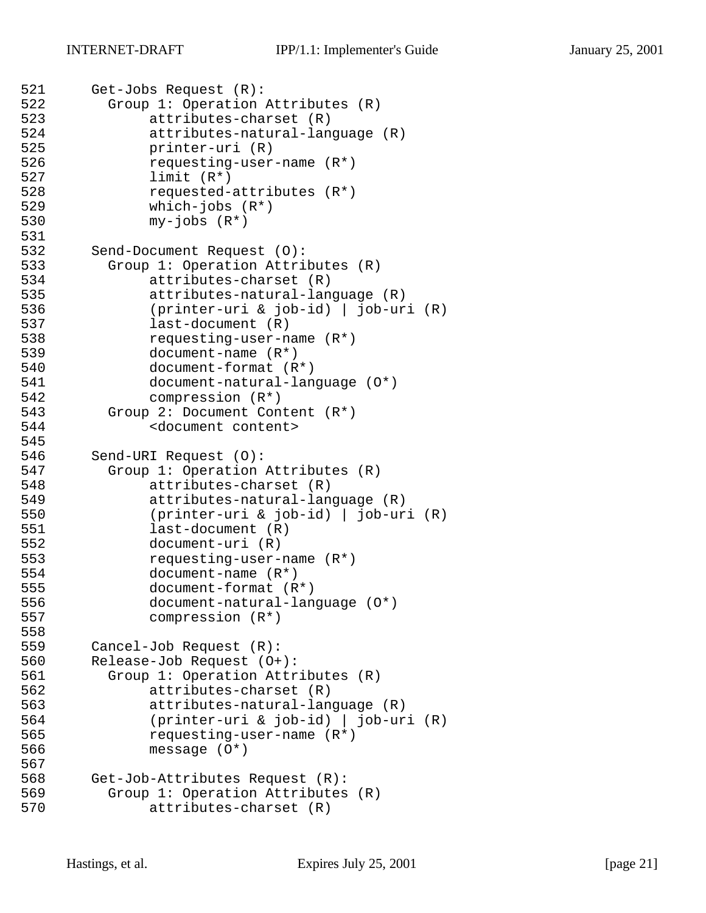```
Get-Jobs Request (R):
  Group 1: Operation Attributes (R)
       attributes-charset (R)
       attributes-natural-language (R)
       printer-uri (R)
       requesting-user-name (R*)
       limit (R*)
       requested-attributes (R*)
       which-jobs (R*)
       my-jobs (R*)

Send-Document Request (O):
  Group 1: Operation Attributes (R)
       attributes-charset (R)
       attributes-natural-language (R)
       (printer-uri & job-id) | job-uri (R)
       last-document (R)
       requesting-user-name (R*)
       document-name (R*)
       document-format (R*)
       document-natural-language (O*)
       compression (R*)
  Group 2: Document Content (R*)
       <document content>

Send-URI Request (O):
  Group 1: Operation Attributes (R)
       attributes-charset (R)
       attributes-natural-language (R)
       (printer-uri & job-id) | job-uri (R)
       last-document (R)
       document-uri (R)
       requesting-user-name (R*)
       document-name (R*)
       document-format (R*)
       document-natural-language (O*)
       compression (R*)

Cancel-Job Request (R):
Release-Job Request (O+):
  Group 1: Operation Attributes (R)
       attributes-charset (R)
       attributes-natural-language (R)
       (printer-uri & job-id) | job-uri (R)
       requesting-user-name (R*)
       message (O*)

Get-Job-Attributes Request (R):
  Group 1: Operation Attributes (R)
       attributes-charset (R)
```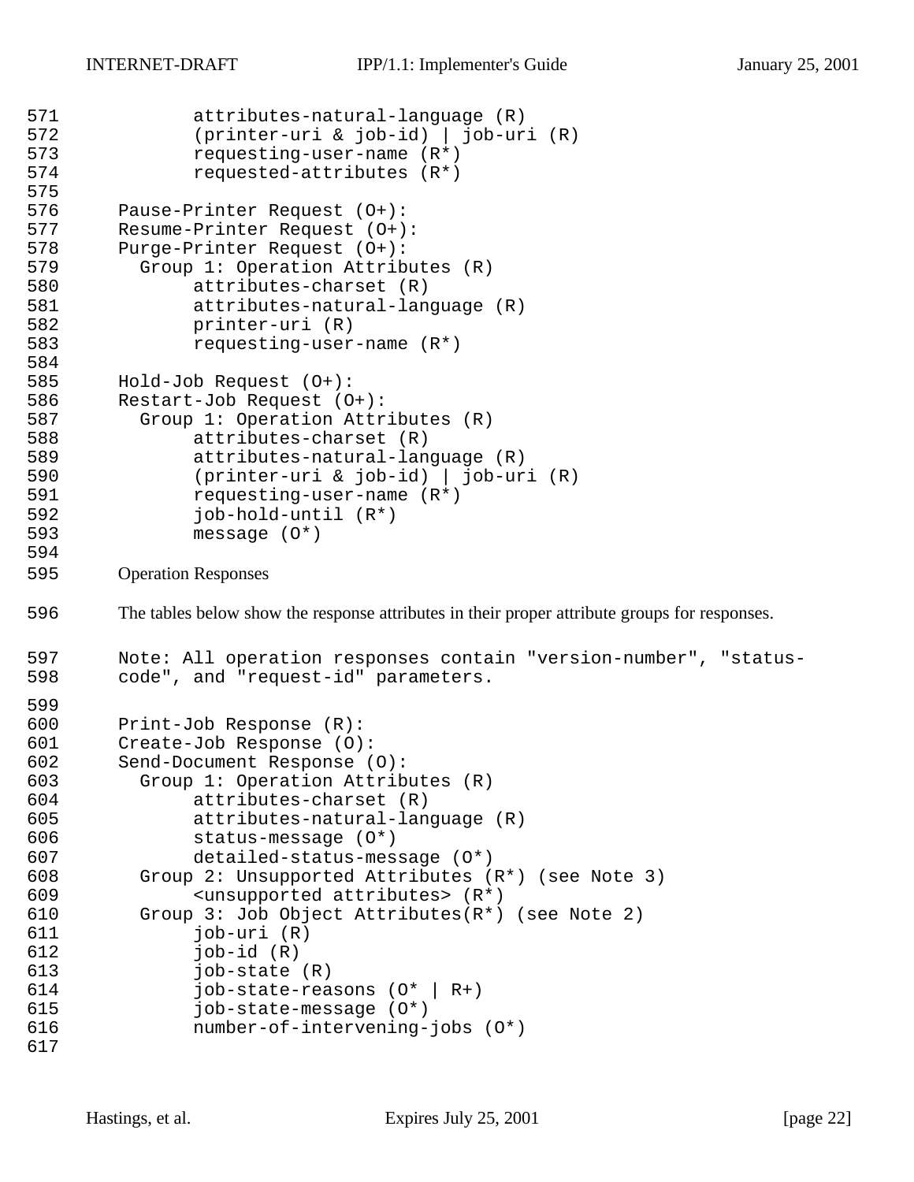```
        attributes-natural-language (R)
        (printer-uri & job-id) | job-uri (R)
        requesting-user-name (R*)
        requested-attributes (R*)

Pause-Printer Request (O+):
Resume-Printer Request (O+):
Purge-Printer Request (O+):
  Group 1: Operation Attributes (R)
        attributes-charset (R)
        attributes-natural-language (R)
        printer-uri (R)
        requesting-user-name (R*)

Hold-Job Request (O+):
Restart-Job Request (O+):
  Group 1: Operation Attributes (R)
        attributes-charset (R)
        attributes-natural-language (R)
        (printer-uri & job-id) | job-uri (R)
        requesting-user-name (R*)
        job-hold-until (R*)
        message (O*)
```

Operation Responses

The tables below show the response attributes in their proper attribute groups for responses.

```
Note: All operation responses contain "version-number", "status-
code", and "request-id" parameters.

Print-Job Response (R):
Create-Job Response (O):
Send-Document Response (O):
  Group 1: Operation Attributes (R)
        attributes-charset (R)
        attributes-natural-language (R)
        status-message (O*)
        detailed-status-message (O*)
  Group 2: Unsupported Attributes (R*) (see Note 3)
        <unsupported attributes> (R*)
  Group 3: Job Object Attributes(R*) (see Note 2)
        job-uri (R)
        job-id (R)
        job-state (R)
        job-state-reasons (O* | R+)
        job-state-message (O*)
        number-of-intervening-jobs (O*)
```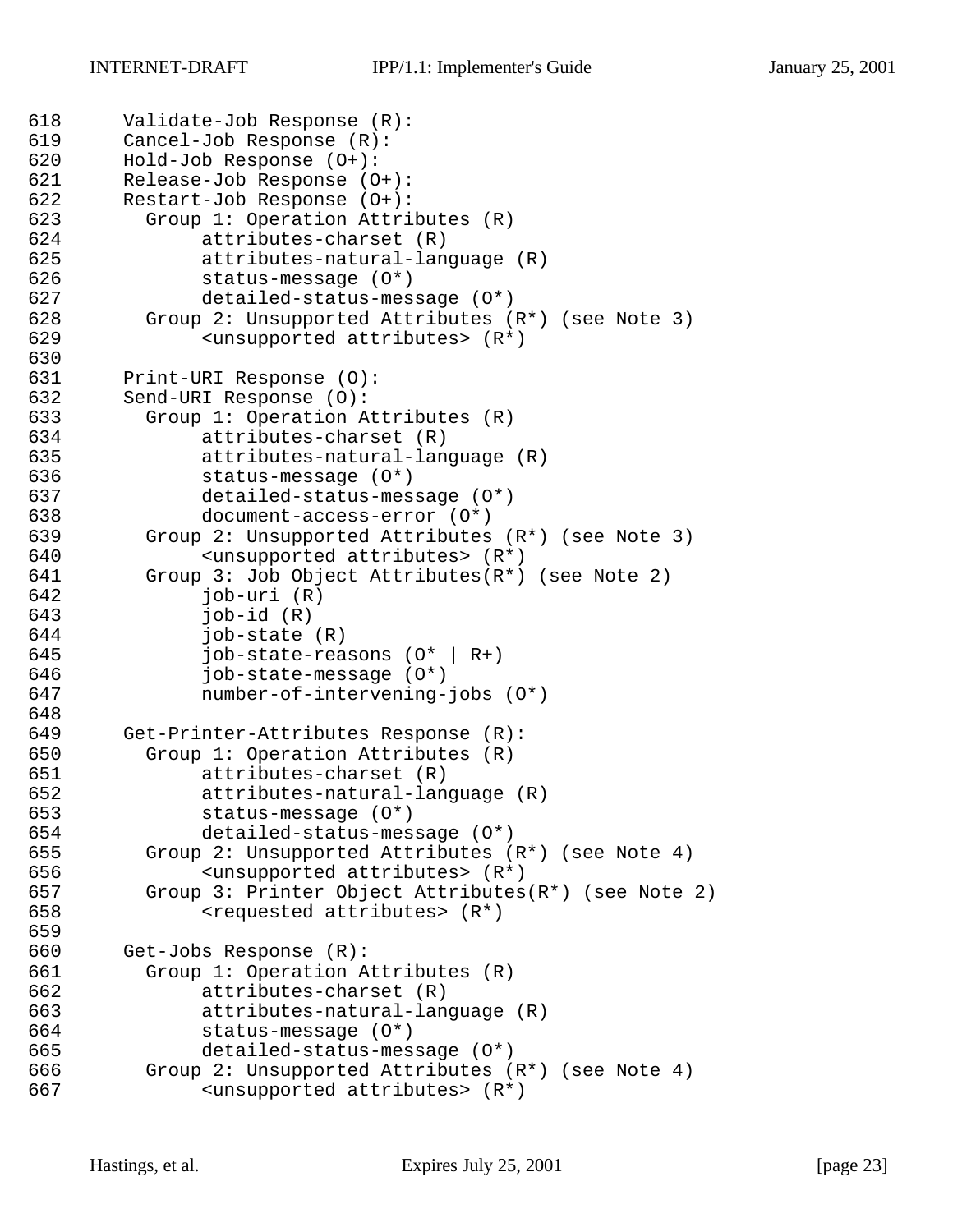```
618      Validate-Job Response (R):
619      Cancel-Job Response (R):
620      Hold-Job Response (O+):
621      Release-Job Response (O+):
622      Restart-Job Response (O+):
623        Group 1: Operation Attributes (R)
624             attributes-charset (R)
625             attributes-natural-language (R)
626             status-message (O*)
627             detailed-status-message (O*)
628        Group 2: Unsupported Attributes (R*) (see Note 3)
629             <unsupported attributes> (R*)
630
631      Print-URI Response (O):
632      Send-URI Response (O):
633        Group 1: Operation Attributes (R)
634             attributes-charset (R)
635             attributes-natural-language (R)
636             status-message (O*)
637             detailed-status-message (O*)
638             document-access-error (O*)
639        Group 2: Unsupported Attributes (R*) (see Note 3)
640             <unsupported attributes> (R*)
641        Group 3: Job Object Attributes(R*) (see Note 2)
642             job-uri (R)
643             job-id (R)
644             job-state (R)
645             job-state-reasons (O* | R+)
646             job-state-message (O*)
647             number-of-intervening-jobs (O*)
648
649      Get-Printer-Attributes Response (R):
650        Group 1: Operation Attributes (R)
651             attributes-charset (R)
652             attributes-natural-language (R)
653             status-message (O*)
654             detailed-status-message (O*)
655        Group 2: Unsupported Attributes (R*) (see Note 4)
656             <unsupported attributes> (R*)
657        Group 3: Printer Object Attributes(R*) (see Note 2)
658             <requested attributes> (R*)
659
660      Get-Jobs Response (R):
661        Group 1: Operation Attributes (R)
662             attributes-charset (R)
663             attributes-natural-language (R)
664             status-message (O*)
665             detailed-status-message (O*)
666        Group 2: Unsupported Attributes (R*) (see Note 4)
667             <unsupported attributes> (R*)
```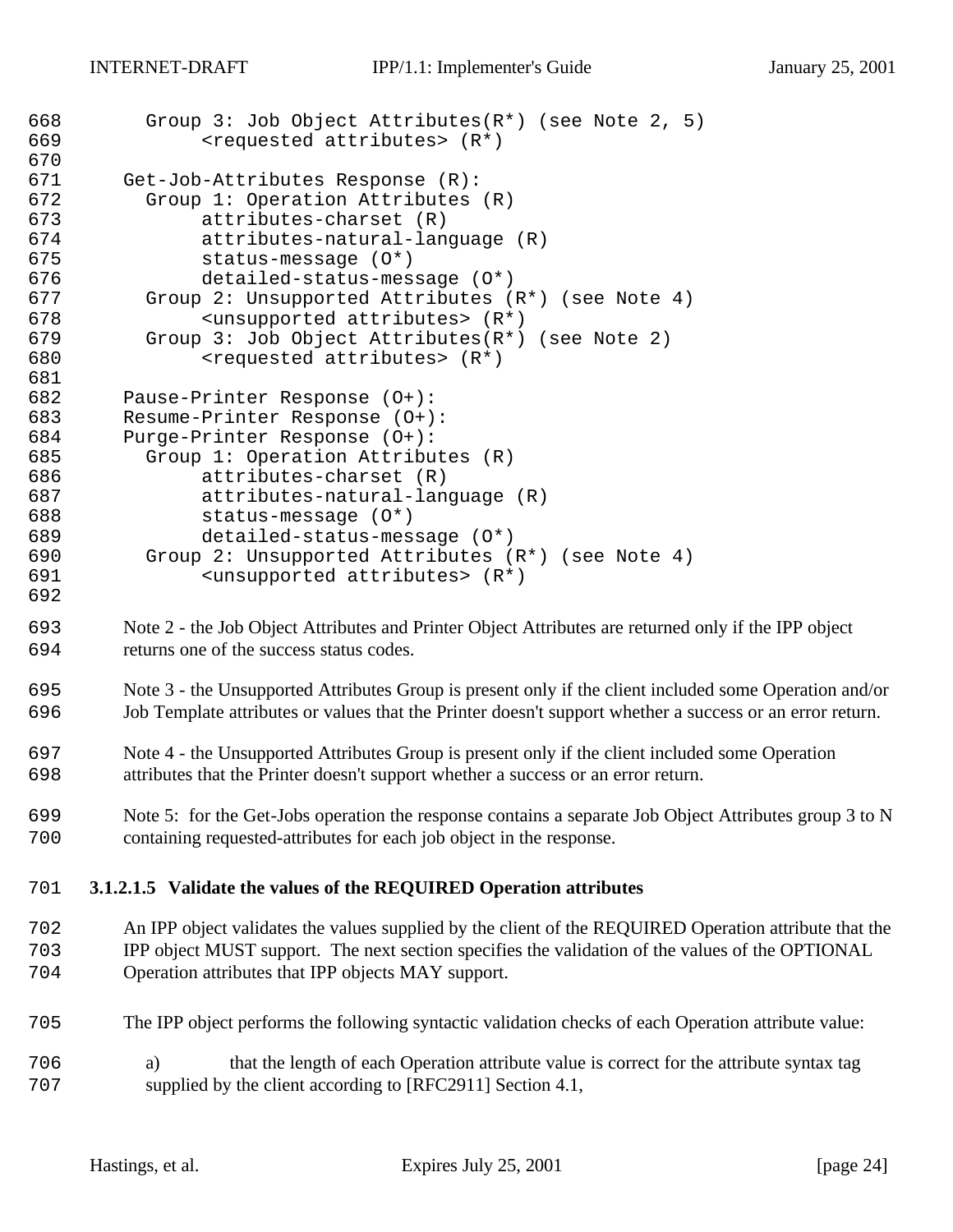```
  Group 3: Job Object Attributes(R*) (see Note 2, 5)
       <requested attributes> (R*)

Get-Job-Attributes Response (R):
  Group 1: Operation Attributes (R)
       attributes-charset (R)
       attributes-natural-language (R)
       status-message (O*)
       detailed-status-message (O*)
  Group 2: Unsupported Attributes (R*) (see Note 4)
       <unsupported attributes> (R*)
  Group 3: Job Object Attributes(R*) (see Note 2)
       <requested attributes> (R*)

Pause-Printer Response (O+):
Resume-Printer Response (O+):
Purge-Printer Response (O+):
  Group 1: Operation Attributes (R)
       attributes-charset (R)
       attributes-natural-language (R)
       status-message (O*)
       detailed-status-message (O*)
  Group 2: Unsupported Attributes (R*) (see Note 4)
       <unsupported attributes> (R*)
```

Note 2 - the Job Object Attributes and Printer Object Attributes are returned only if the IPP object returns one of the success status codes.

Note 3 - the Unsupported Attributes Group is present only if the client included some Operation and/or Job Template attributes or values that the Printer doesn't support whether a success or an error return.

Note 4 - the Unsupported Attributes Group is present only if the client included some Operation attributes that the Printer doesn't support whether a success or an error return.

Note 5: for the Get-Jobs operation the response contains a separate Job Object Attributes group 3 to N containing requested-attributes for each job object in the response.

#### 3.1.2.1.5 Validate the values of the REQUIRED Operation attributes

An IPP object validates the values supplied by the client of the REQUIRED Operation attribute that the IPP object MUST support. The next section specifies the validation of the values of the OPTIONAL Operation attributes that IPP objects MAY support.

The IPP object performs the following syntactic validation checks of each Operation attribute value:

a) that the length of each Operation attribute value is correct for the attribute syntax tag supplied by the client according to [RFC2911] Section 4.1,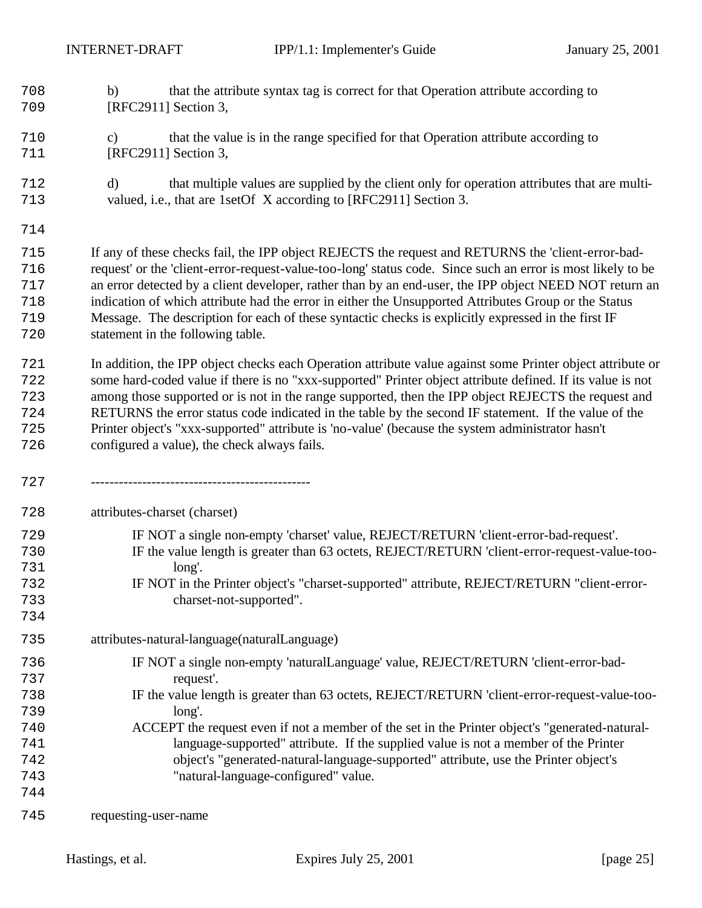b) that the attribute syntax tag is correct for that Operation attribute according to [RFC2911] Section 3,

c) that the value is in the range specified for that Operation attribute according to [RFC2911] Section 3,

d) that multiple values are supplied by the client only for operation attributes that are multi-valued, i.e., that are 1setOf X according to [RFC2911] Section 3.

If any of these checks fail, the IPP object REJECTS the request and RETURNS the 'client-error-bad-request' or the 'client-error-request-value-too-long' status code. Since such an error is most likely to be an error detected by a client developer, rather than by an end-user, the IPP object NEED NOT return an indication of which attribute had the error in either the Unsupported Attributes Group or the Status Message. The description for each of these syntactic checks is explicitly expressed in the first IF statement in the following table.

In addition, the IPP object checks each Operation attribute value against some Printer object attribute or some hard-coded value if there is no "xxx-supported" Printer object attribute defined. If its value is not among those supported or is not in the range supported, then the IPP object REJECTS the request and RETURNS the error status code indicated in the table by the second IF statement. If the value of the Printer object's "xxx-supported" attribute is 'no-value' (because the system administrator hasn't configured a value), the check always fails.

-----------------------------------------------

attributes-charset (charset)

IF NOT a single non-empty 'charset' value, REJECT/RETURN 'client-error-bad-request'.
IF the value length is greater than 63 octets, REJECT/RETURN 'client-error-request-value-too-long'.
IF NOT in the Printer object's "charset-supported" attribute, REJECT/RETURN "client-error-charset-not-supported".

attributes-natural-language(naturalLanguage)

IF NOT a single non-empty 'naturalLanguage' value, REJECT/RETURN 'client-error-bad-request'.
IF the value length is greater than 63 octets, REJECT/RETURN 'client-error-request-value-too-long'.
ACCEPT the request even if not a member of the set in the Printer object's "generated-natural-language-supported" attribute. If the supplied value is not a member of the Printer object's "generated-natural-language-supported" attribute, use the Printer object's "natural-language-configured" value.

requesting-user-name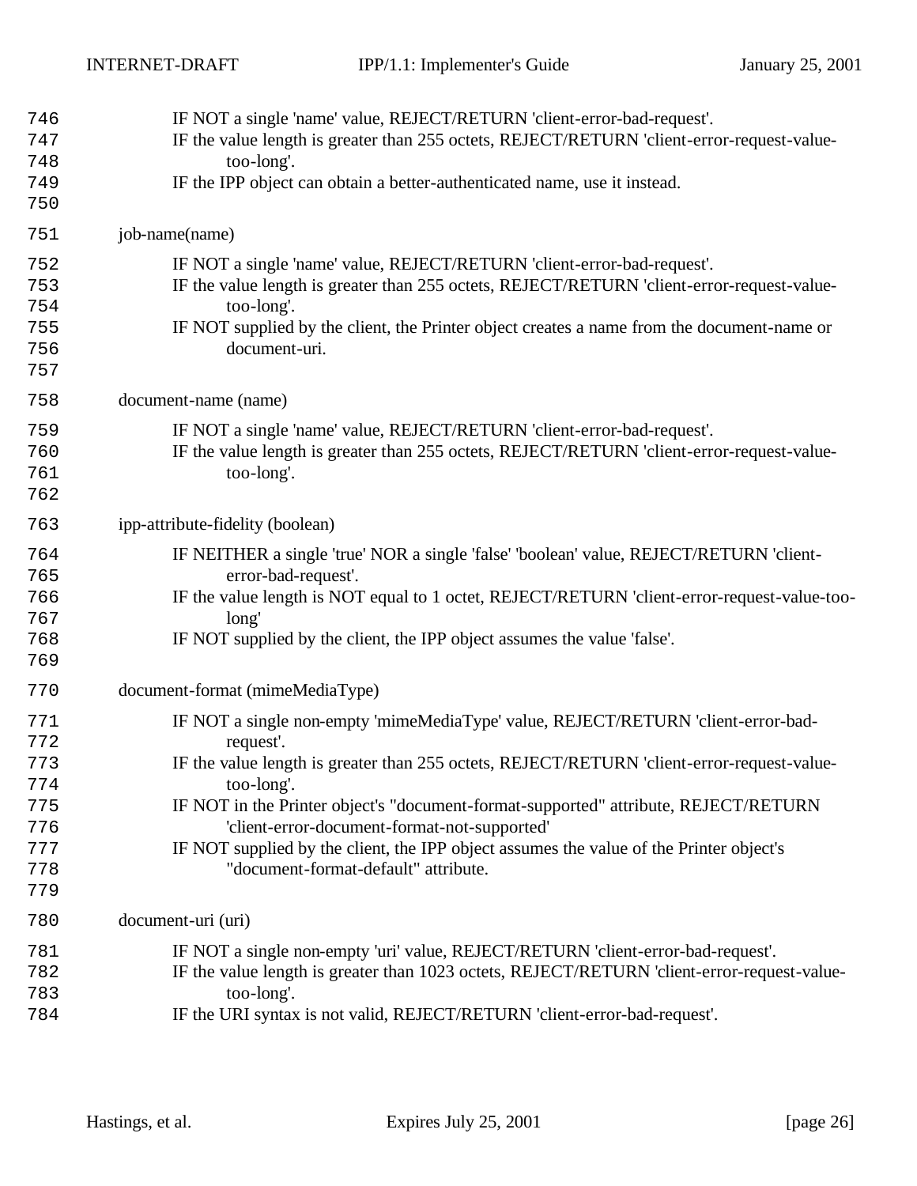IF NOT a single 'name' value, REJECT/RETURN 'client-error-bad-request'.
IF the value length is greater than 255 octets, REJECT/RETURN 'client-error-request-value-too-long'.
IF the IPP object can obtain a better-authenticated name, use it instead.

job-name(name)

IF NOT a single 'name' value, REJECT/RETURN 'client-error-bad-request'.
IF the value length is greater than 255 octets, REJECT/RETURN 'client-error-request-value-too-long'.
IF NOT supplied by the client, the Printer object creates a name from the document-name or document-uri.

document-name (name)

IF NOT a single 'name' value, REJECT/RETURN 'client-error-bad-request'.
IF the value length is greater than 255 octets, REJECT/RETURN 'client-error-request-value-too-long'.

ipp-attribute-fidelity (boolean)

IF NEITHER a single 'true' NOR a single 'false' 'boolean' value, REJECT/RETURN 'client-error-bad-request'.
IF the value length is NOT equal to 1 octet, REJECT/RETURN 'client-error-request-value-too-long'
IF NOT supplied by the client, the IPP object assumes the value 'false'.

document-format (mimeMediaType)

IF NOT a single non-empty 'mimeMediaType' value, REJECT/RETURN 'client-error-bad-request'.
IF the value length is greater than 255 octets, REJECT/RETURN 'client-error-request-value-too-long'.
IF NOT in the Printer object's "document-format-supported" attribute, REJECT/RETURN 'client-error-document-format-not-supported'
IF NOT supplied by the client, the IPP object assumes the value of the Printer object's "document-format-default" attribute.

document-uri (uri)

IF NOT a single non-empty 'uri' value, REJECT/RETURN 'client-error-bad-request'.
IF the value length is greater than 1023 octets, REJECT/RETURN 'client-error-request-value-too-long'.
IF the URI syntax is not valid, REJECT/RETURN 'client-error-bad-request'.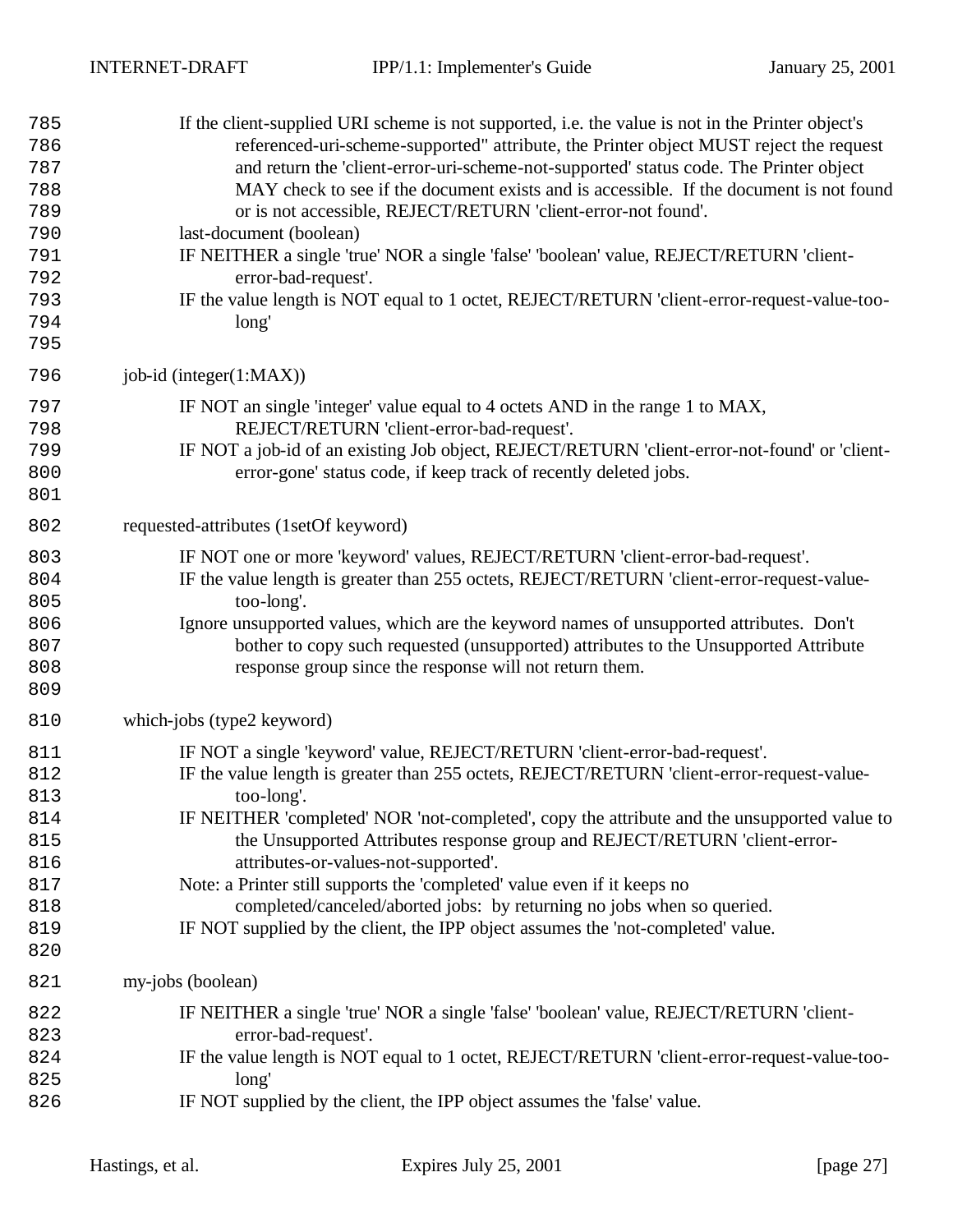If the client-supplied URI scheme is not supported, i.e. the value is not in the Printer object's referenced-uri-scheme-supported" attribute, the Printer object MUST reject the request and return the 'client-error-uri-scheme-not-supported' status code. The Printer object MAY check to see if the document exists and is accessible. If the document is not found or is not accessible, REJECT/RETURN 'client-error-not found'.

last-document (boolean)

IF NEITHER a single 'true' NOR a single 'false' 'boolean' value, REJECT/RETURN 'client-error-bad-request'.

IF the value length is NOT equal to 1 octet, REJECT/RETURN 'client-error-request-value-too-long'

job-id (integer(1:MAX))

IF NOT an single 'integer' value equal to 4 octets AND in the range 1 to MAX, REJECT/RETURN 'client-error-bad-request'.

IF NOT a job-id of an existing Job object, REJECT/RETURN 'client-error-not-found' or 'client-error-gone' status code, if keep track of recently deleted jobs.

requested-attributes (1setOf keyword)

IF NOT one or more 'keyword' values, REJECT/RETURN 'client-error-bad-request'.

IF the value length is greater than 255 octets, REJECT/RETURN 'client-error-request-value-too-long'.

Ignore unsupported values, which are the keyword names of unsupported attributes. Don't bother to copy such requested (unsupported) attributes to the Unsupported Attribute response group since the response will not return them.

which-jobs (type2 keyword)

IF NOT a single 'keyword' value, REJECT/RETURN 'client-error-bad-request'.

IF the value length is greater than 255 octets, REJECT/RETURN 'client-error-request-value-too-long'.

IF NEITHER 'completed' NOR 'not-completed', copy the attribute and the unsupported value to the Unsupported Attributes response group and REJECT/RETURN 'client-error-attributes-or-values-not-supported'.

Note: a Printer still supports the 'completed' value even if it keeps no completed/canceled/aborted jobs: by returning no jobs when so queried.

IF NOT supplied by the client, the IPP object assumes the 'not-completed' value.

my-jobs (boolean)

IF NEITHER a single 'true' NOR a single 'false' 'boolean' value, REJECT/RETURN 'client-error-bad-request'.

IF the value length is NOT equal to 1 octet, REJECT/RETURN 'client-error-request-value-too-long'

IF NOT supplied by the client, the IPP object assumes the 'false' value.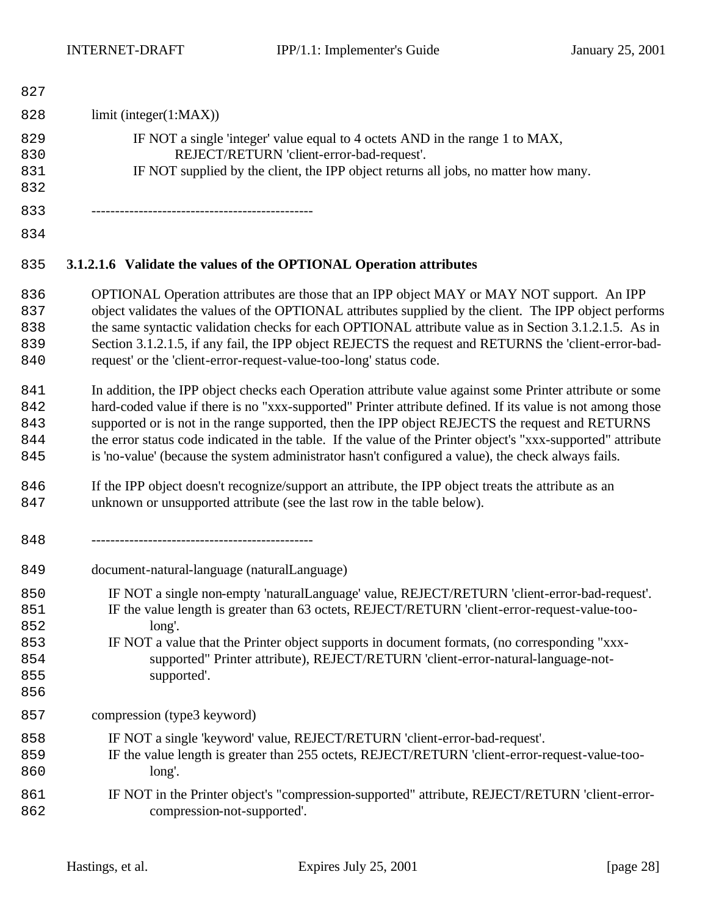limit (integer(1:MAX))

IF NOT a single 'integer' value equal to 4 octets AND in the range 1 to MAX,
REJECT/RETURN 'client-error-bad-request'.
IF NOT supplied by the client, the IPP object returns all jobs, no matter how many.

-----------------------------------------------

#### 3.1.2.1.6 Validate the values of the OPTIONAL Operation attributes

OPTIONAL Operation attributes are those that an IPP object MAY or MAY NOT support. An IPP object validates the values of the OPTIONAL attributes supplied by the client. The IPP object performs the same syntactic validation checks for each OPTIONAL attribute value as in Section 3.1.2.1.5. As in Section 3.1.2.1.5, if any fail, the IPP object REJECTS the request and RETURNS the 'client-error-bad-request' or the 'client-error-request-value-too-long' status code.

In addition, the IPP object checks each Operation attribute value against some Printer attribute or some hard-coded value if there is no "xxx-supported" Printer attribute defined. If its value is not among those supported or is not in the range supported, then the IPP object REJECTS the request and RETURNS the error status code indicated in the table. If the value of the Printer object's "xxx-supported" attribute is 'no-value' (because the system administrator hasn't configured a value), the check always fails.

If the IPP object doesn't recognize/support an attribute, the IPP object treats the attribute as an unknown or unsupported attribute (see the last row in the table below).

-----------------------------------------------

document-natural-language (naturalLanguage)

IF NOT a single non-empty 'naturalLanguage' value, REJECT/RETURN 'client-error-bad-request'.
IF the value length is greater than 63 octets, REJECT/RETURN 'client-error-request-value-too-long'.
IF NOT a value that the Printer object supports in document formats, (no corresponding "xxx-supported" Printer attribute), REJECT/RETURN 'client-error-natural-language-not-supported'.

compression (type3 keyword)

IF NOT a single 'keyword' value, REJECT/RETURN 'client-error-bad-request'.
IF the value length is greater than 255 octets, REJECT/RETURN 'client-error-request-value-too-long'.

IF NOT in the Printer object's "compression-supported" attribute, REJECT/RETURN 'client-error-compression-not-supported'.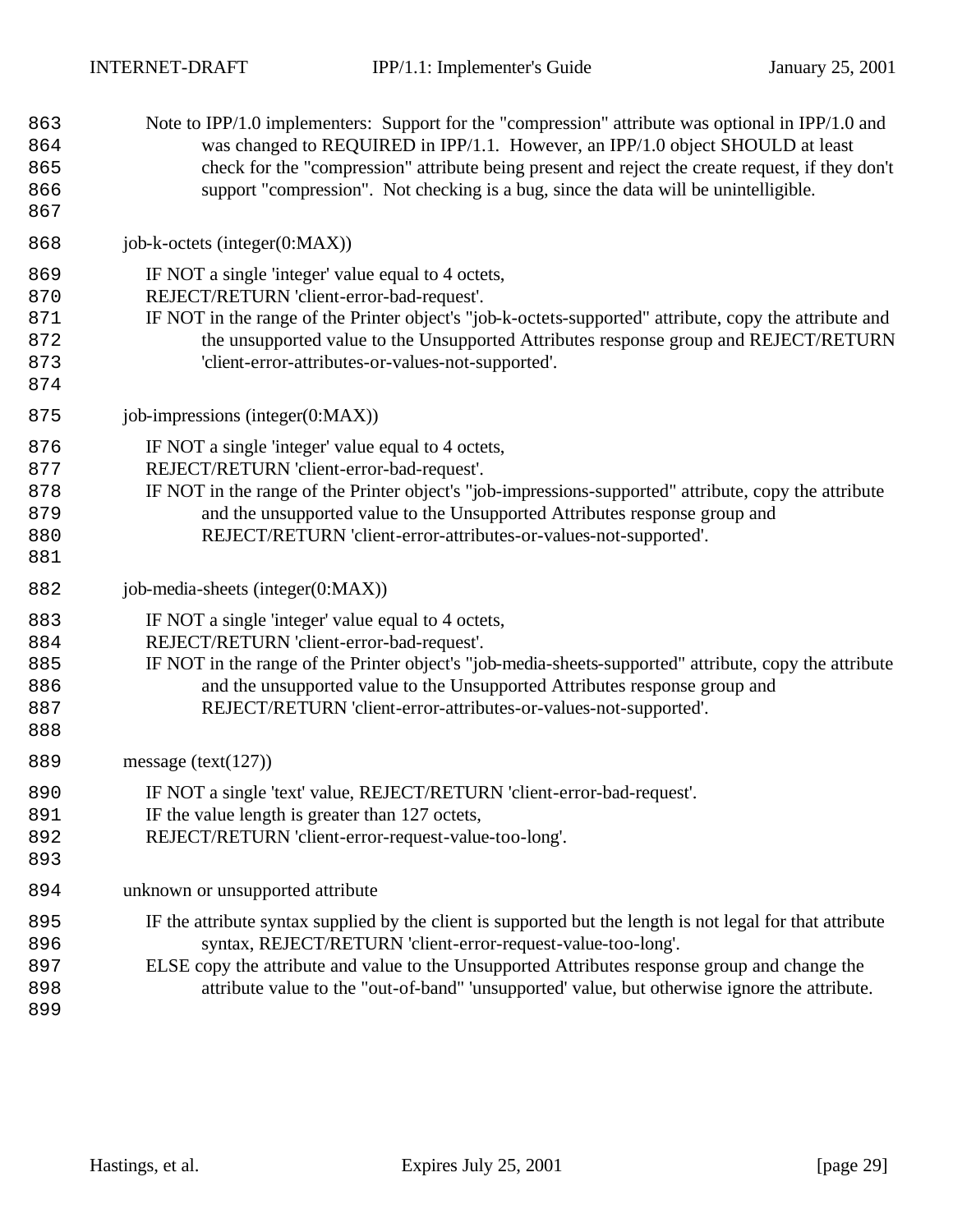Note to IPP/1.0 implementers: Support for the "compression" attribute was optional in IPP/1.0 and was changed to REQUIRED in IPP/1.1. However, an IPP/1.0 object SHOULD at least check for the "compression" attribute being present and reject the create request, if they don't support "compression". Not checking is a bug, since the data will be unintelligible.

job-k-octets (integer(0:MAX))

IF NOT a single 'integer' value equal to 4 octets,
REJECT/RETURN 'client-error-bad-request'.
IF NOT in the range of the Printer object's "job-k-octets-supported" attribute, copy the attribute and the unsupported value to the Unsupported Attributes response group and REJECT/RETURN 'client-error-attributes-or-values-not-supported'.

job-impressions (integer(0:MAX))

IF NOT a single 'integer' value equal to 4 octets,
REJECT/RETURN 'client-error-bad-request'.
IF NOT in the range of the Printer object's "job-impressions-supported" attribute, copy the attribute and the unsupported value to the Unsupported Attributes response group and REJECT/RETURN 'client-error-attributes-or-values-not-supported'.

job-media-sheets (integer(0:MAX))

IF NOT a single 'integer' value equal to 4 octets,
REJECT/RETURN 'client-error-bad-request'.
IF NOT in the range of the Printer object's "job-media-sheets-supported" attribute, copy the attribute and the unsupported value to the Unsupported Attributes response group and REJECT/RETURN 'client-error-attributes-or-values-not-supported'.

message (text(127))

IF NOT a single 'text' value, REJECT/RETURN 'client-error-bad-request'.
IF the value length is greater than 127 octets,
REJECT/RETURN 'client-error-request-value-too-long'.

unknown or unsupported attribute

IF the attribute syntax supplied by the client is supported but the length is not legal for that attribute syntax, REJECT/RETURN 'client-error-request-value-too-long'.
ELSE copy the attribute and value to the Unsupported Attributes response group and change the attribute value to the "out-of-band" 'unsupported' value, but otherwise ignore the attribute.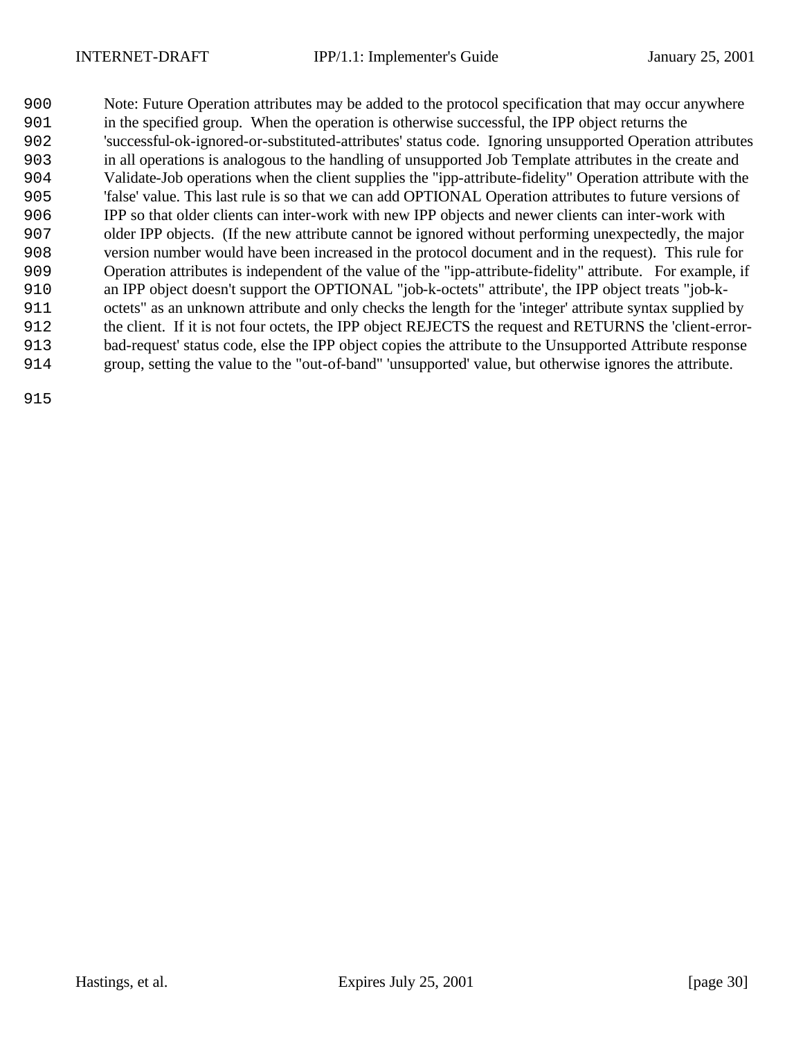Note: Future Operation attributes may be added to the protocol specification that may occur anywhere in the specified group. When the operation is otherwise successful, the IPP object returns the 'successful-ok-ignored-or-substituted-attributes' status code. Ignoring unsupported Operation attributes in all operations is analogous to the handling of unsupported Job Template attributes in the create and Validate-Job operations when the client supplies the "ipp-attribute-fidelity" Operation attribute with the 'false' value. This last rule is so that we can add OPTIONAL Operation attributes to future versions of IPP so that older clients can inter-work with new IPP objects and newer clients can inter-work with older IPP objects. (If the new attribute cannot be ignored without performing unexpectedly, the major version number would have been increased in the protocol document and in the request). This rule for Operation attributes is independent of the value of the "ipp-attribute-fidelity" attribute. For example, if an IPP object doesn't support the OPTIONAL "job-k-octets" attribute', the IPP object treats "job-k-octets" as an unknown attribute and only checks the length for the 'integer' attribute syntax supplied by the client. If it is not four octets, the IPP object REJECTS the request and RETURNS the 'client-error-bad-request' status code, else the IPP object copies the attribute to the Unsupported Attribute response group, setting the value to the "out-of-band" 'unsupported' value, but otherwise ignores the attribute.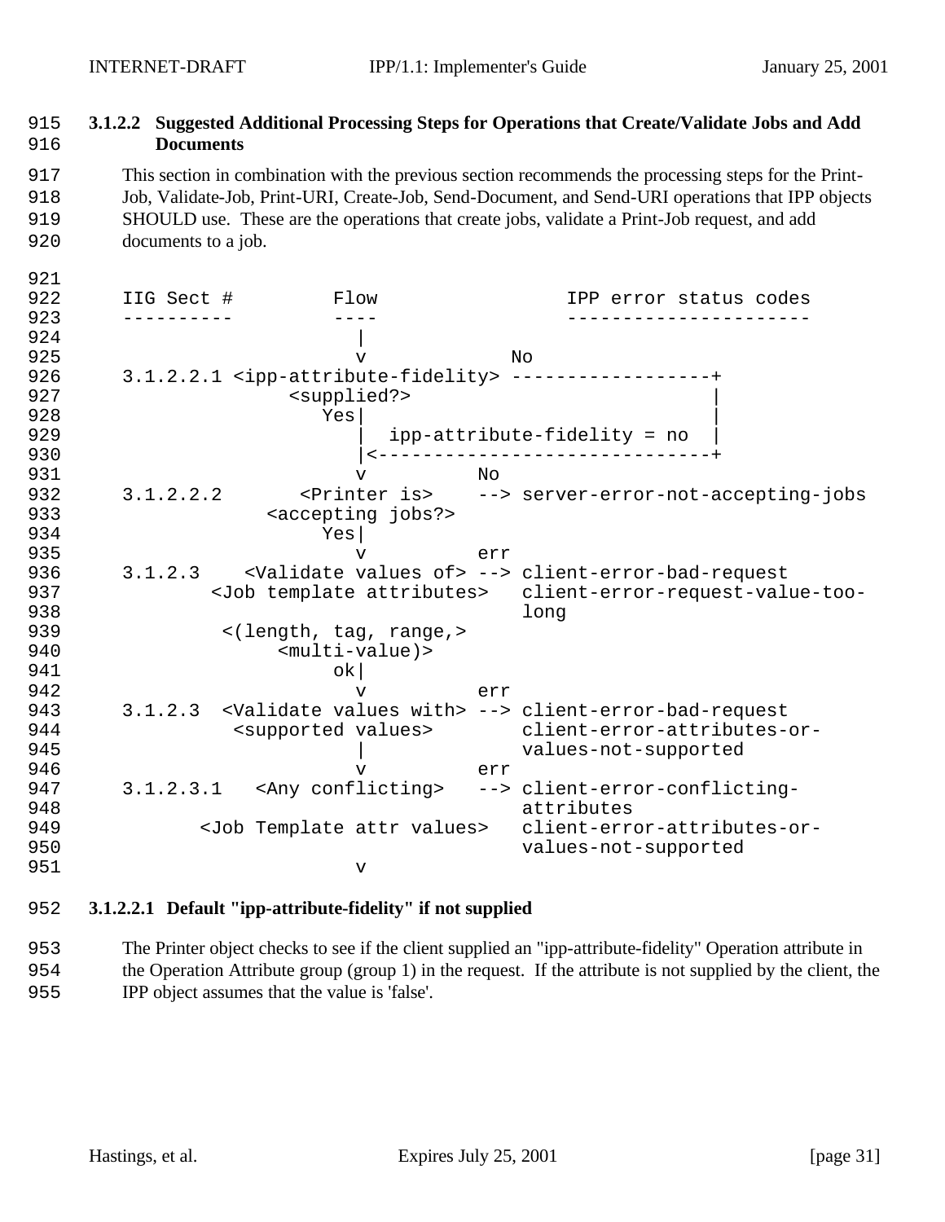### 3.1.2.2 Suggested Additional Processing Steps for Operations that Create/Validate Jobs and Add Documents

This section in combination with the previous section recommends the processing steps for the Print-Job, Validate-Job, Print-URI, Create-Job, Send-Document, and Send-URI operations that IPP objects SHOULD use. These are the operations that create jobs, validate a Print-Job request, and add documents to a job.

```
IIG Sect #         Flow                 IPP error status codes
----------         ----                 ----------------------
                     |
                     v              No
3.1.2.2.1 <ipp-attribute-fidelity> ------------------+
                <supplied?>                          |
                   Yes|                              |
                      |  ipp-attribute-fidelity = no |
                      |<-----------------------------+
                      v          No
3.1.2.2.2       <Printer is>    --> server-error-not-accepting-jobs
              <accepting jobs?>
                   Yes|
                      v          err
3.1.2.3    <Validate values of> --> client-error-bad-request
        <Job template attributes>   client-error-request-value-too-
                                    long
         <(length, tag, range,>
              <multi-value)>
                    ok|
                      v          err
3.1.2.3  <Validate values with> --> client-error-bad-request
           <supported values>       client-error-attributes-or-
                      |             values-not-supported
                      v          err
3.1.2.3.1   <Any conflicting>   --> client-error-conflicting-
                                    attributes
       <Job Template attr values>   client-error-attributes-or-
                                    values-not-supported
                      v
```

#### 3.1.2.2.1 Default "ipp-attribute-fidelity" if not supplied

The Printer object checks to see if the client supplied an "ipp-attribute-fidelity" Operation attribute in the Operation Attribute group (group 1) in the request. If the attribute is not supplied by the client, the IPP object assumes that the value is 'false'.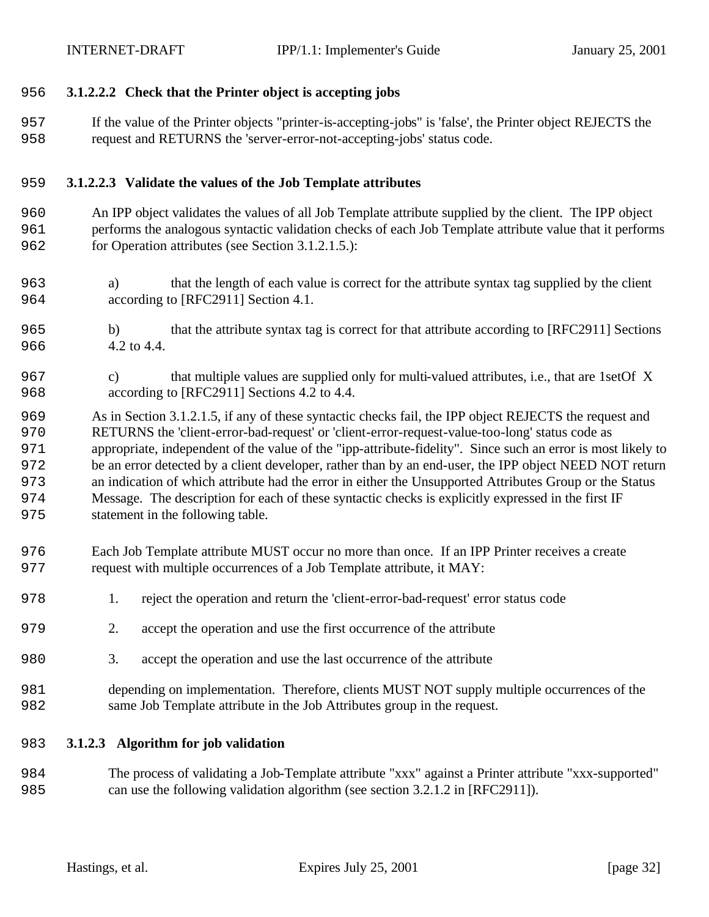#### 3.1.2.2.2 Check that the Printer object is accepting jobs

If the value of the Printer objects "printer-is-accepting-jobs" is 'false', the Printer object REJECTS the request and RETURNS the 'server-error-not-accepting-jobs' status code.

#### 3.1.2.2.3 Validate the values of the Job Template attributes

An IPP object validates the values of all Job Template attribute supplied by the client. The IPP object performs the analogous syntactic validation checks of each Job Template attribute value that it performs for Operation attributes (see Section 3.1.2.1.5.):

a) that the length of each value is correct for the attribute syntax tag supplied by the client according to [RFC2911] Section 4.1.

b) that the attribute syntax tag is correct for that attribute according to [RFC2911] Sections 4.2 to 4.4.

c) that multiple values are supplied only for multi-valued attributes, i.e., that are 1setOf X according to [RFC2911] Sections 4.2 to 4.4.

As in Section 3.1.2.1.5, if any of these syntactic checks fail, the IPP object REJECTS the request and RETURNS the 'client-error-bad-request' or 'client-error-request-value-too-long' status code as appropriate, independent of the value of the "ipp-attribute-fidelity". Since such an error is most likely to be an error detected by a client developer, rather than by an end-user, the IPP object NEED NOT return an indication of which attribute had the error in either the Unsupported Attributes Group or the Status Message. The description for each of these syntactic checks is explicitly expressed in the first IF statement in the following table.

Each Job Template attribute MUST occur no more than once. If an IPP Printer receives a create request with multiple occurrences of a Job Template attribute, it MAY:

1. reject the operation and return the 'client-error-bad-request' error status code
2. accept the operation and use the first occurrence of the attribute
3. accept the operation and use the last occurrence of the attribute

depending on implementation. Therefore, clients MUST NOT supply multiple occurrences of the same Job Template attribute in the Job Attributes group in the request.

### 3.1.2.3 Algorithm for job validation

The process of validating a Job-Template attribute "xxx" against a Printer attribute "xxx-supported" can use the following validation algorithm (see section 3.2.1.2 in [RFC2911]).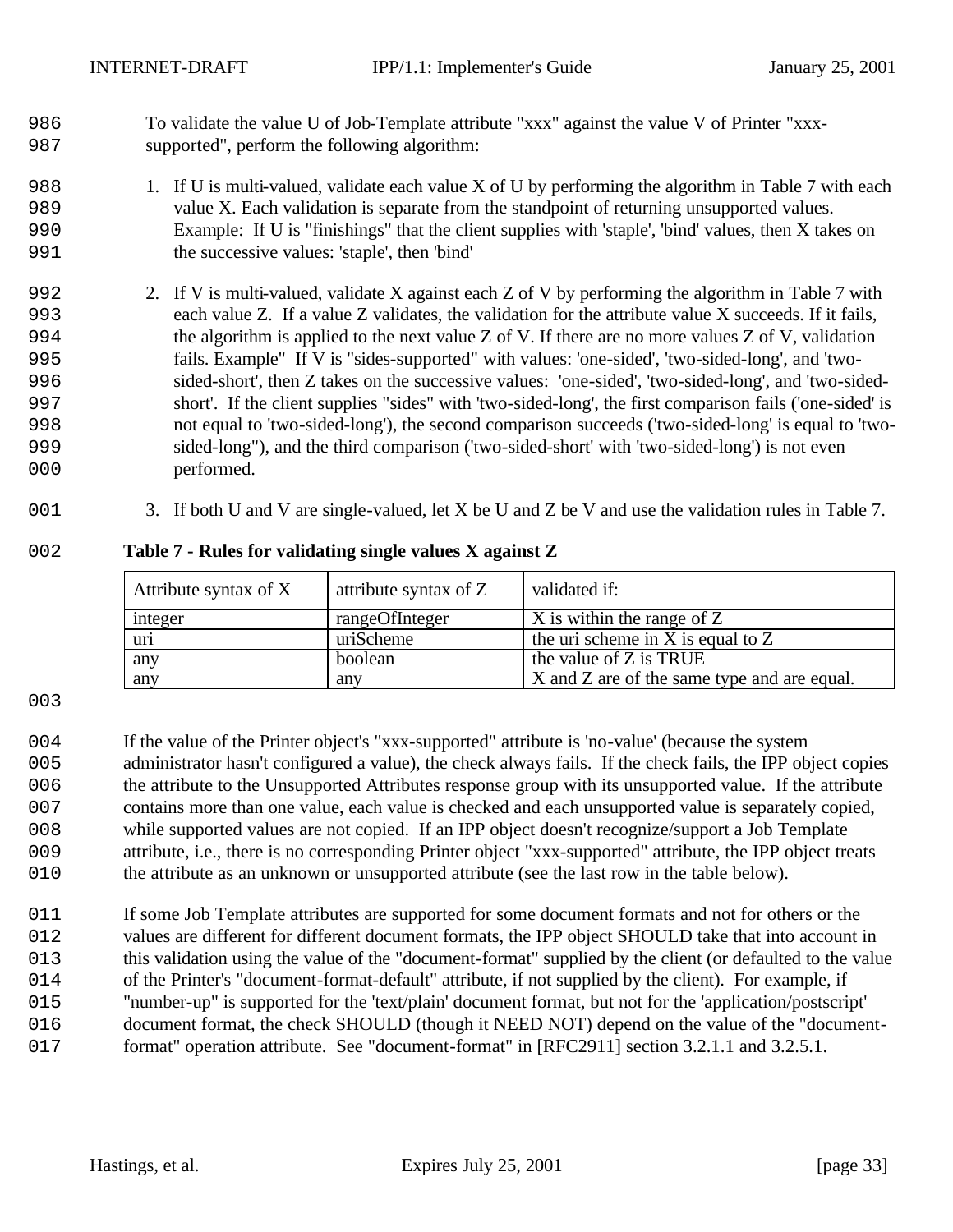To validate the value U of Job-Template attribute "xxx" against the value V of Printer "xxx-supported", perform the following algorithm:

1. If U is multi-valued, validate each value X of U by performing the algorithm in Table 7 with each value X. Each validation is separate from the standpoint of returning unsupported values. Example: If U is "finishings" that the client supplies with 'staple', 'bind' values, then X takes on the successive values: 'staple', then 'bind'

2. If V is multi-valued, validate X against each Z of V by performing the algorithm in Table 7 with each value Z. If a value Z validates, the validation for the attribute value X succeeds. If it fails, the algorithm is applied to the next value Z of V. If there are no more values Z of V, validation fails. Example" If V is "sides-supported" with values: 'one-sided', 'two-sided-long', and 'two-sided-short', then Z takes on the successive values: 'one-sided', 'two-sided-long', and 'two-sided-short'. If the client supplies "sides" with 'two-sided-long', the first comparison fails ('one-sided' is not equal to 'two-sided-long'), the second comparison succeeds ('two-sided-long' is equal to 'two-sided-long"), and the third comparison ('two-sided-short' with 'two-sided-long') is not even performed.

3. If both U and V are single-valued, let X be U and Z be V and use the validation rules in Table 7.

**Table 7 - Rules for validating single values X against Z**

| Attribute syntax of X | attribute syntax of Z | validated if: |
|---|---|---|
| integer | rangeOfInteger | X is within the range of Z |
| uri | uriScheme | the uri scheme in X is equal to Z |
| any | boolean | the value of Z is TRUE |
| any | any | X and Z are of the same type and are equal. |

If the value of the Printer object's "xxx-supported" attribute is 'no-value' (because the system administrator hasn't configured a value), the check always fails. If the check fails, the IPP object copies the attribute to the Unsupported Attributes response group with its unsupported value. If the attribute contains more than one value, each value is checked and each unsupported value is separately copied, while supported values are not copied. If an IPP object doesn't recognize/support a Job Template attribute, i.e., there is no corresponding Printer object "xxx-supported" attribute, the IPP object treats the attribute as an unknown or unsupported attribute (see the last row in the table below).

If some Job Template attributes are supported for some document formats and not for others or the values are different for different document formats, the IPP object SHOULD take that into account in this validation using the value of the "document-format" supplied by the client (or defaulted to the value of the Printer's "document-format-default" attribute, if not supplied by the client). For example, if "number-up" is supported for the 'text/plain' document format, but not for the 'application/postscript' document format, the check SHOULD (though it NEED NOT) depend on the value of the "document-format" operation attribute. See "document-format" in [RFC2911] section 3.2.1.1 and 3.2.5.1.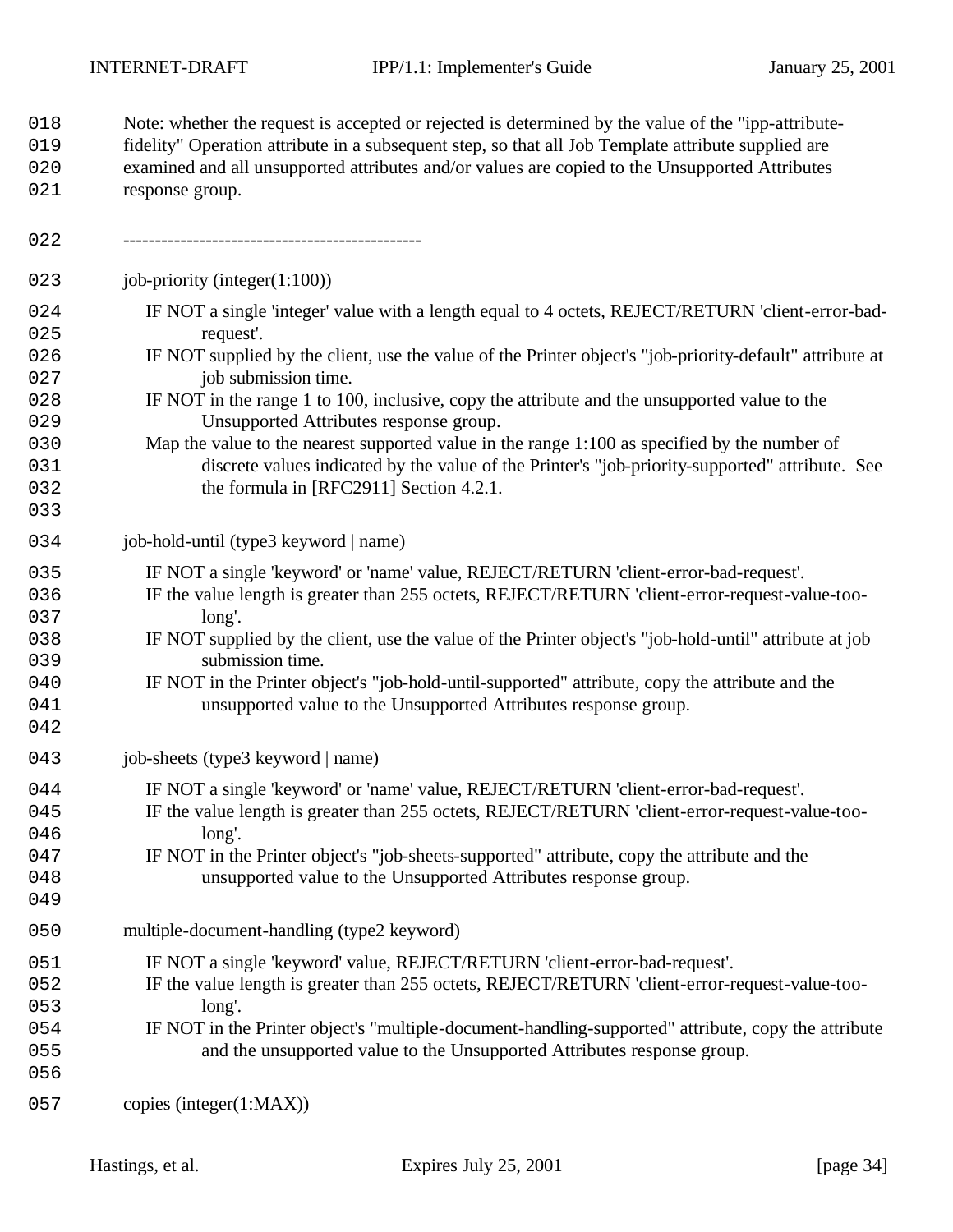Note: whether the request is accepted or rejected is determined by the value of the "ipp-attribute-fidelity" Operation attribute in a subsequent step, so that all Job Template attribute supplied are examined and all unsupported attributes and/or values are copied to the Unsupported Attributes response group.

-----------------------------------------------

job-priority (integer(1:100))

IF NOT a single 'integer' value with a length equal to 4 octets, REJECT/RETURN 'client-error-bad-request'.
IF NOT supplied by the client, use the value of the Printer object's "job-priority-default" attribute at job submission time.
IF NOT in the range 1 to 100, inclusive, copy the attribute and the unsupported value to the Unsupported Attributes response group.
Map the value to the nearest supported value in the range 1:100 as specified by the number of discrete values indicated by the value of the Printer's "job-priority-supported" attribute. See the formula in [RFC2911] Section 4.2.1.

job-hold-until (type3 keyword | name)

IF NOT a single 'keyword' or 'name' value, REJECT/RETURN 'client-error-bad-request'.
IF the value length is greater than 255 octets, REJECT/RETURN 'client-error-request-value-too-long'.
IF NOT supplied by the client, use the value of the Printer object's "job-hold-until" attribute at job submission time.
IF NOT in the Printer object's "job-hold-until-supported" attribute, copy the attribute and the unsupported value to the Unsupported Attributes response group.

job-sheets (type3 keyword | name)

IF NOT a single 'keyword' or 'name' value, REJECT/RETURN 'client-error-bad-request'.
IF the value length is greater than 255 octets, REJECT/RETURN 'client-error-request-value-too-long'.
IF NOT in the Printer object's "job-sheets-supported" attribute, copy the attribute and the unsupported value to the Unsupported Attributes response group.

multiple-document-handling (type2 keyword)

IF NOT a single 'keyword' value, REJECT/RETURN 'client-error-bad-request'.
IF the value length is greater than 255 octets, REJECT/RETURN 'client-error-request-value-too-long'.
IF NOT in the Printer object's "multiple-document-handling-supported" attribute, copy the attribute and the unsupported value to the Unsupported Attributes response group.

copies (integer(1:MAX))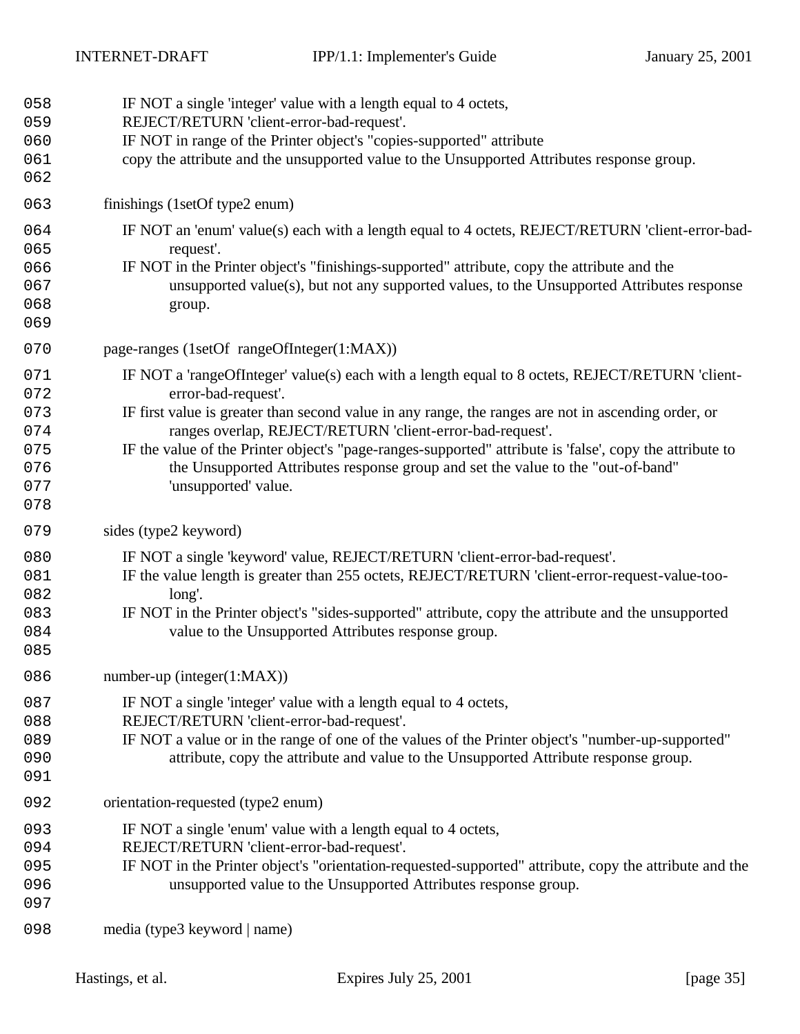IF NOT a single 'integer' value with a length equal to 4 octets,
REJECT/RETURN 'client-error-bad-request'.
IF NOT in range of the Printer object's "copies-supported" attribute
copy the attribute and the unsupported value to the Unsupported Attributes response group.

finishings (1setOf type2 enum)

IF NOT an 'enum' value(s) each with a length equal to 4 octets, REJECT/RETURN 'client-error-bad-request'.
IF NOT in the Printer object's "finishings-supported" attribute, copy the attribute and the unsupported value(s), but not any supported values, to the Unsupported Attributes response group.

page-ranges (1setOf rangeOfInteger(1:MAX))

IF NOT a 'rangeOfInteger' value(s) each with a length equal to 8 octets, REJECT/RETURN 'client-error-bad-request'.
IF first value is greater than second value in any range, the ranges are not in ascending order, or ranges overlap, REJECT/RETURN 'client-error-bad-request'.
IF the value of the Printer object's "page-ranges-supported" attribute is 'false', copy the attribute to the Unsupported Attributes response group and set the value to the "out-of-band" 'unsupported' value.

sides (type2 keyword)

IF NOT a single 'keyword' value, REJECT/RETURN 'client-error-bad-request'.
IF the value length is greater than 255 octets, REJECT/RETURN 'client-error-request-value-too-long'.
IF NOT in the Printer object's "sides-supported" attribute, copy the attribute and the unsupported value to the Unsupported Attributes response group.

number-up (integer(1:MAX))

IF NOT a single 'integer' value with a length equal to 4 octets,
REJECT/RETURN 'client-error-bad-request'.
IF NOT a value or in the range of one of the values of the Printer object's "number-up-supported" attribute, copy the attribute and value to the Unsupported Attribute response group.

orientation-requested (type2 enum)

IF NOT a single 'enum' value with a length equal to 4 octets,
REJECT/RETURN 'client-error-bad-request'.
IF NOT in the Printer object's "orientation-requested-supported" attribute, copy the attribute and the unsupported value to the Unsupported Attributes response group.

media (type3 keyword | name)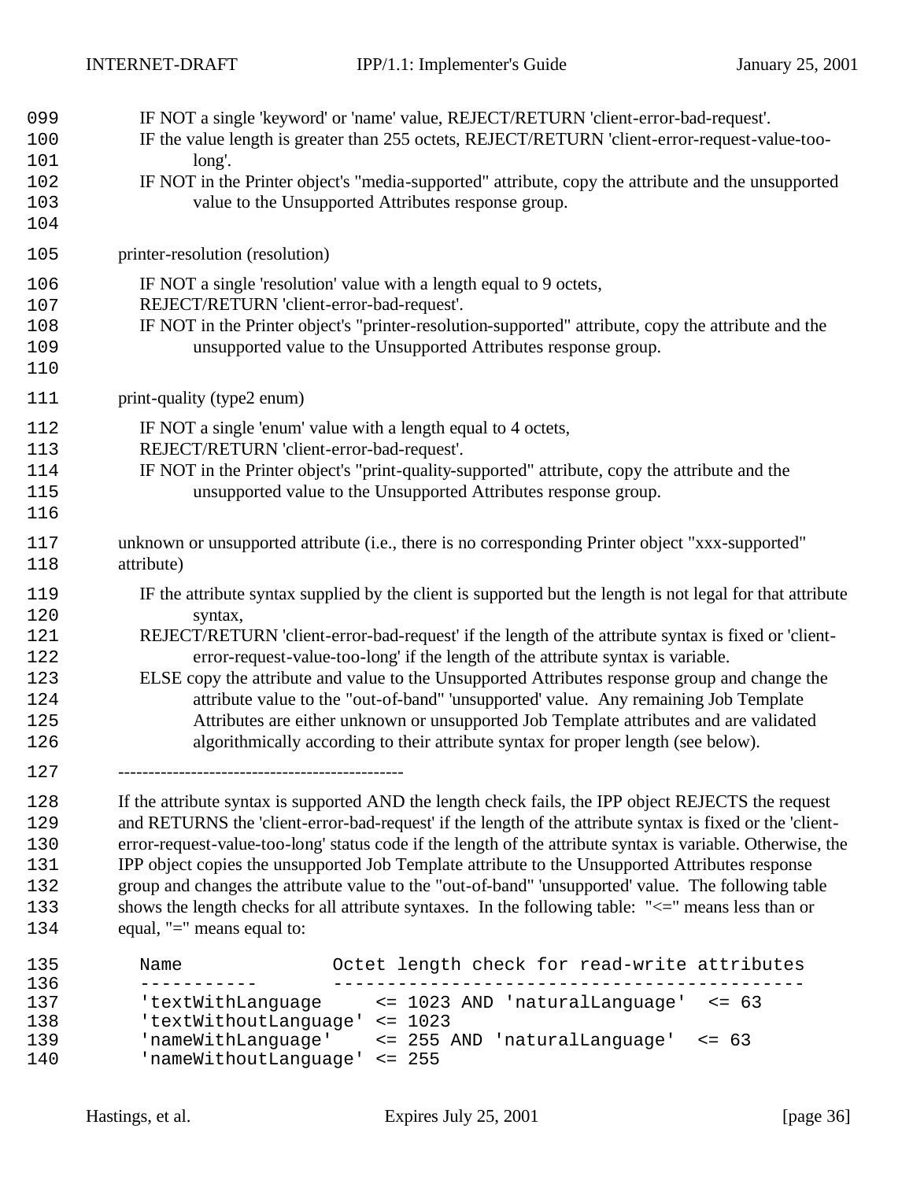IF NOT a single 'keyword' or 'name' value, REJECT/RETURN 'client-error-bad-request'.
IF the value length is greater than 255 octets, REJECT/RETURN 'client-error-request-value-too-long'.
IF NOT in the Printer object's "media-supported" attribute, copy the attribute and the unsupported value to the Unsupported Attributes response group.

printer-resolution (resolution)

IF NOT a single 'resolution' value with a length equal to 9 octets,
REJECT/RETURN 'client-error-bad-request'.
IF NOT in the Printer object's "printer-resolution-supported" attribute, copy the attribute and the unsupported value to the Unsupported Attributes response group.

print-quality (type2 enum)

IF NOT a single 'enum' value with a length equal to 4 octets,
REJECT/RETURN 'client-error-bad-request'.
IF NOT in the Printer object's "print-quality-supported" attribute, copy the attribute and the unsupported value to the Unsupported Attributes response group.

unknown or unsupported attribute (i.e., there is no corresponding Printer object "xxx-supported" attribute)

IF the attribute syntax supplied by the client is supported but the length is not legal for that attribute syntax,
REJECT/RETURN 'client-error-bad-request' if the length of the attribute syntax is fixed or 'client-error-request-value-too-long' if the length of the attribute syntax is variable.
ELSE copy the attribute and value to the Unsupported Attributes response group and change the attribute value to the "out-of-band" 'unsupported' value. Any remaining Job Template Attributes are either unknown or unsupported Job Template attributes and are validated algorithmically according to their attribute syntax for proper length (see below).

-----------------------------------------------

If the attribute syntax is supported AND the length check fails, the IPP object REJECTS the request and RETURNS the 'client-error-bad-request' if the length of the attribute syntax is fixed or the 'client-error-request-value-too-long' status code if the length of the attribute syntax is variable. Otherwise, the IPP object copies the unsupported Job Template attribute to the Unsupported Attributes response group and changes the attribute value to the "out-of-band" 'unsupported' value. The following table shows the length checks for all attribute syntaxes. In the following table: "<=" means less than or equal, "=" means equal to:

```
Name               Octet length check for read-write attributes
-----------        --------------------------------------------
'textWithLanguage     <= 1023 AND 'naturalLanguage'  <= 63
'textWithoutLanguage' <= 1023
'nameWithLanguage'    <= 255 AND 'naturalLanguage'  <= 63
'nameWithoutLanguage' <= 255
```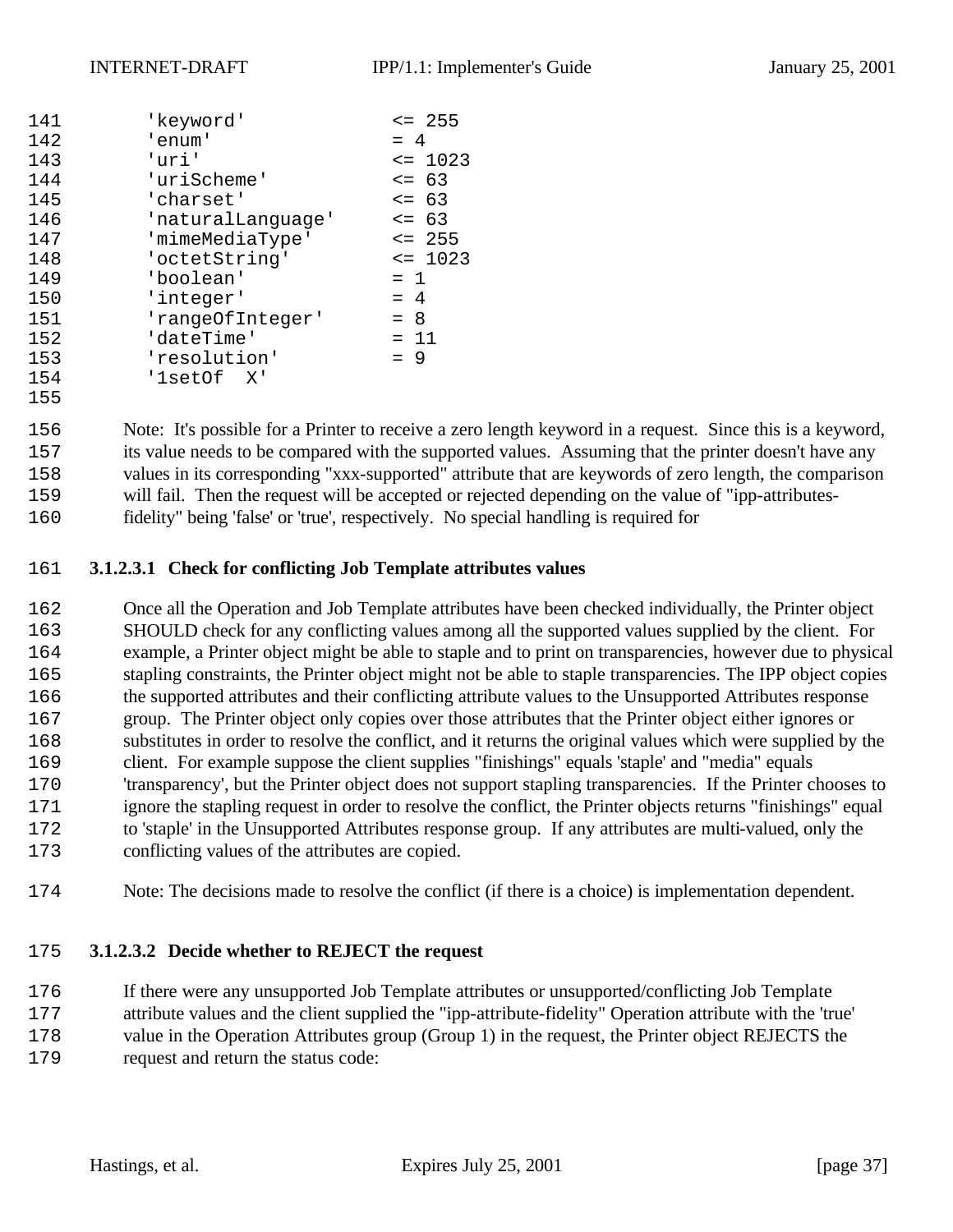```
'keyword'            <= 255
'enum'               = 4
'uri'                <= 1023
'uriScheme'          <= 63
'charset'            <= 63
'naturalLanguage'    <= 63
'mimeMediaType'      <= 255
'octetString'        <= 1023
'boolean'            = 1
'integer'            = 4
'rangeOfInteger'     = 8
'dateTime'           = 11
'resolution'         = 9
'1setOf  X'
```

Note: It's possible for a Printer to receive a zero length keyword in a request. Since this is a keyword, its value needs to be compared with the supported values. Assuming that the printer doesn't have any values in its corresponding "xxx-supported" attribute that are keywords of zero length, the comparison will fail. Then the request will be accepted or rejected depending on the value of "ipp-attributes-fidelity" being 'false' or 'true', respectively. No special handling is required for

#### 3.1.2.3.1 Check for conflicting Job Template attributes values

Once all the Operation and Job Template attributes have been checked individually, the Printer object SHOULD check for any conflicting values among all the supported values supplied by the client. For example, a Printer object might be able to staple and to print on transparencies, however due to physical stapling constraints, the Printer object might not be able to staple transparencies. The IPP object copies the supported attributes and their conflicting attribute values to the Unsupported Attributes response group. The Printer object only copies over those attributes that the Printer object either ignores or substitutes in order to resolve the conflict, and it returns the original values which were supplied by the client. For example suppose the client supplies "finishings" equals 'staple' and "media" equals 'transparency', but the Printer object does not support stapling transparencies. If the Printer chooses to ignore the stapling request in order to resolve the conflict, the Printer objects returns "finishings" equal to 'staple' in the Unsupported Attributes response group. If any attributes are multi-valued, only the conflicting values of the attributes are copied.

Note: The decisions made to resolve the conflict (if there is a choice) is implementation dependent.

#### 3.1.2.3.2 Decide whether to REJECT the request

If there were any unsupported Job Template attributes or unsupported/conflicting Job Template attribute values and the client supplied the "ipp-attribute-fidelity" Operation attribute with the 'true' value in the Operation Attributes group (Group 1) in the request, the Printer object REJECTS the request and return the status code: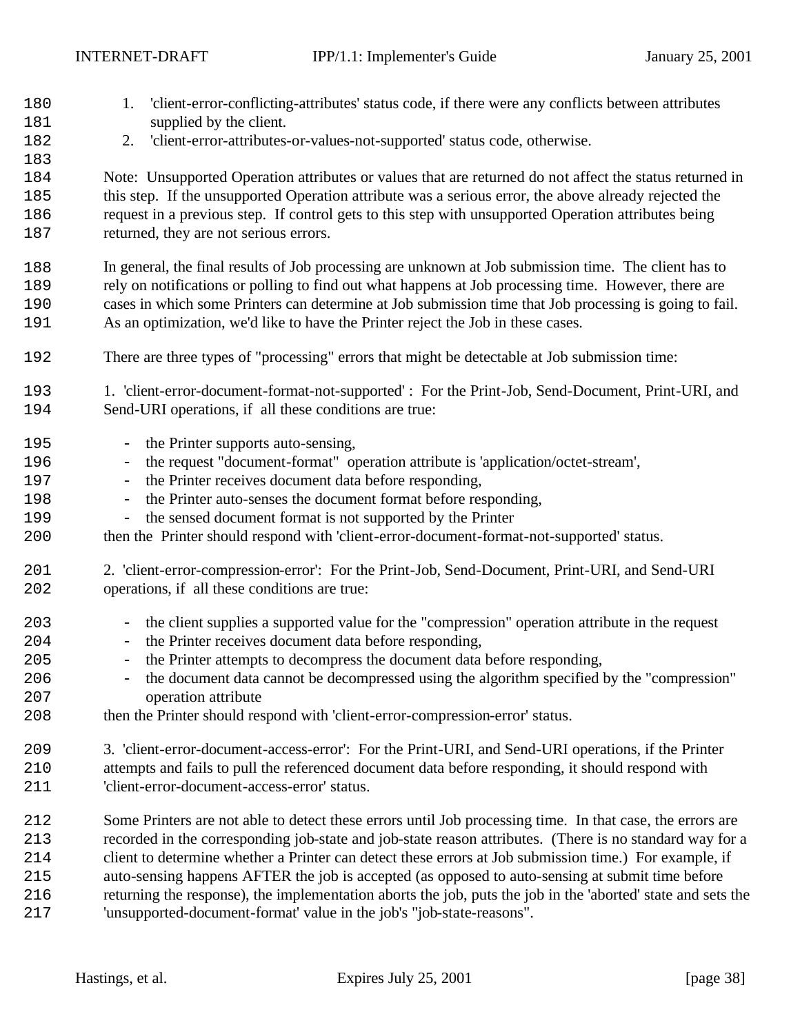1. 'client-error-conflicting-attributes' status code, if there were any conflicts between attributes supplied by the client.
2. 'client-error-attributes-or-values-not-supported' status code, otherwise.

Note: Unsupported Operation attributes or values that are returned do not affect the status returned in this step. If the unsupported Operation attribute was a serious error, the above already rejected the request in a previous step. If control gets to this step with unsupported Operation attributes being returned, they are not serious errors.

In general, the final results of Job processing are unknown at Job submission time. The client has to rely on notifications or polling to find out what happens at Job processing time. However, there are cases in which some Printers can determine at Job submission time that Job processing is going to fail. As an optimization, we'd like to have the Printer reject the Job in these cases.

There are three types of "processing" errors that might be detectable at Job submission time:

1. 'client-error-document-format-not-supported' : For the Print-Job, Send-Document, Print-URI, and Send-URI operations, if all these conditions are true:

   - the Printer supports auto-sensing,
   - the request "document-format" operation attribute is 'application/octet-stream',
   - the Printer receives document data before responding,
   - the Printer auto-senses the document format before responding,
   - the sensed document format is not supported by the Printer

   then the Printer should respond with 'client-error-document-format-not-supported' status.

2. 'client-error-compression-error': For the Print-Job, Send-Document, Print-URI, and Send-URI operations, if all these conditions are true:

   - the client supplies a supported value for the "compression" operation attribute in the request
   - the Printer receives document data before responding,
   - the Printer attempts to decompress the document data before responding,
   - the document data cannot be decompressed using the algorithm specified by the "compression" operation attribute

   then the Printer should respond with 'client-error-compression-error' status.

3. 'client-error-document-access-error': For the Print-URI, and Send-URI operations, if the Printer attempts and fails to pull the referenced document data before responding, it should respond with 'client-error-document-access-error' status.

Some Printers are not able to detect these errors until Job processing time. In that case, the errors are recorded in the corresponding job-state and job-state reason attributes. (There is no standard way for a client to determine whether a Printer can detect these errors at Job submission time.) For example, if auto-sensing happens AFTER the job is accepted (as opposed to auto-sensing at submit time before returning the response), the implementation aborts the job, puts the job in the 'aborted' state and sets the 'unsupported-document-format' value in the job's "job-state-reasons".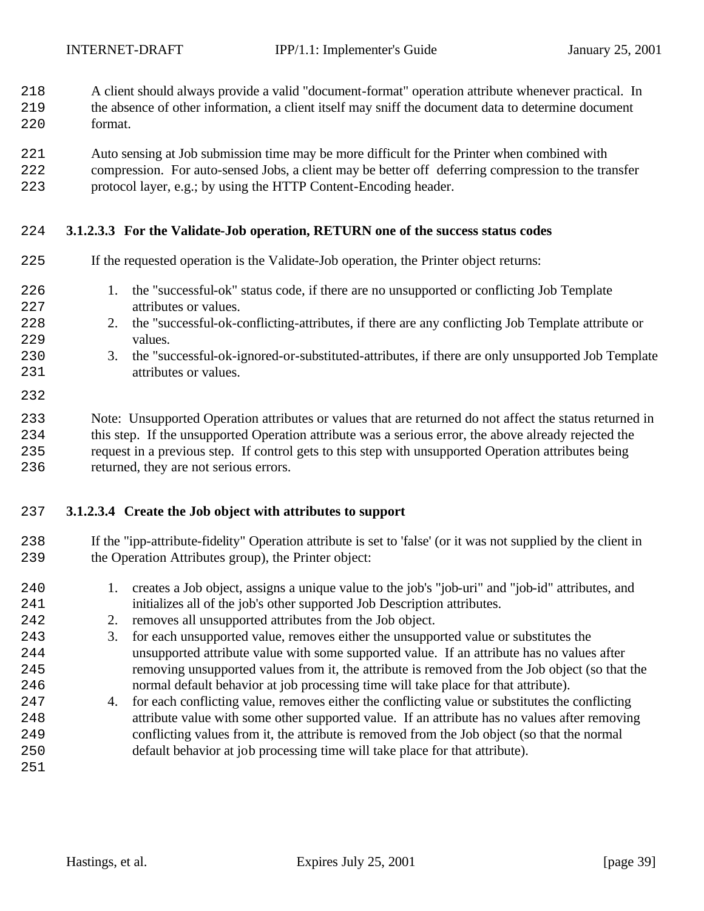A client should always provide a valid "document-format" operation attribute whenever practical. In the absence of other information, a client itself may sniff the document data to determine document format.

Auto sensing at Job submission time may be more difficult for the Printer when combined with compression. For auto-sensed Jobs, a client may be better off deferring compression to the transfer protocol layer, e.g.; by using the HTTP Content-Encoding header.

#### 3.1.2.3.3 For the Validate-Job operation, RETURN one of the success status codes

If the requested operation is the Validate-Job operation, the Printer object returns:

1. the "successful-ok" status code, if there are no unsupported or conflicting Job Template attributes or values.
2. the "successful-ok-conflicting-attributes, if there are any conflicting Job Template attribute or values.
3. the "successful-ok-ignored-or-substituted-attributes, if there are only unsupported Job Template attributes or values.

Note: Unsupported Operation attributes or values that are returned do not affect the status returned in this step. If the unsupported Operation attribute was a serious error, the above already rejected the request in a previous step. If control gets to this step with unsupported Operation attributes being returned, they are not serious errors.

#### 3.1.2.3.4 Create the Job object with attributes to support

If the "ipp-attribute-fidelity" Operation attribute is set to 'false' (or it was not supplied by the client in the Operation Attributes group), the Printer object:

1. creates a Job object, assigns a unique value to the job's "job-uri" and "job-id" attributes, and initializes all of the job's other supported Job Description attributes.
2. removes all unsupported attributes from the Job object.
3. for each unsupported value, removes either the unsupported value or substitutes the unsupported attribute value with some supported value. If an attribute has no values after removing unsupported values from it, the attribute is removed from the Job object (so that the normal default behavior at job processing time will take place for that attribute).
4. for each conflicting value, removes either the conflicting value or substitutes the conflicting attribute value with some other supported value. If an attribute has no values after removing conflicting values from it, the attribute is removed from the Job object (so that the normal default behavior at job processing time will take place for that attribute).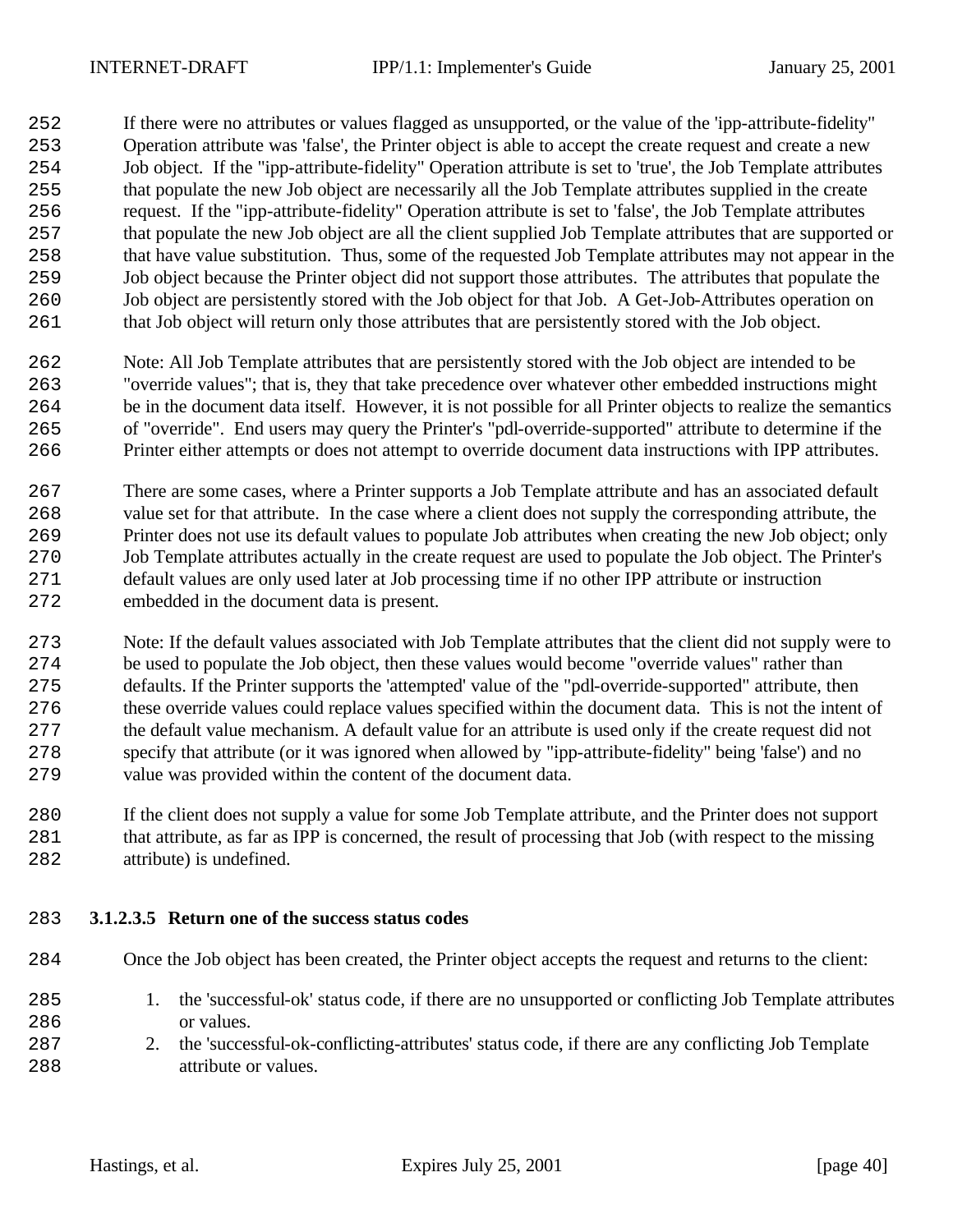If there were no attributes or values flagged as unsupported, or the value of the 'ipp-attribute-fidelity" Operation attribute was 'false', the Printer object is able to accept the create request and create a new Job object. If the "ipp-attribute-fidelity" Operation attribute is set to 'true', the Job Template attributes that populate the new Job object are necessarily all the Job Template attributes supplied in the create request. If the "ipp-attribute-fidelity" Operation attribute is set to 'false', the Job Template attributes that populate the new Job object are all the client supplied Job Template attributes that are supported or that have value substitution. Thus, some of the requested Job Template attributes may not appear in the Job object because the Printer object did not support those attributes. The attributes that populate the Job object are persistently stored with the Job object for that Job. A Get-Job-Attributes operation on that Job object will return only those attributes that are persistently stored with the Job object.

Note: All Job Template attributes that are persistently stored with the Job object are intended to be "override values"; that is, they that take precedence over whatever other embedded instructions might be in the document data itself. However, it is not possible for all Printer objects to realize the semantics of "override". End users may query the Printer's "pdl-override-supported" attribute to determine if the Printer either attempts or does not attempt to override document data instructions with IPP attributes.

There are some cases, where a Printer supports a Job Template attribute and has an associated default value set for that attribute. In the case where a client does not supply the corresponding attribute, the Printer does not use its default values to populate Job attributes when creating the new Job object; only Job Template attributes actually in the create request are used to populate the Job object. The Printer's default values are only used later at Job processing time if no other IPP attribute or instruction embedded in the document data is present.

Note: If the default values associated with Job Template attributes that the client did not supply were to be used to populate the Job object, then these values would become "override values" rather than defaults. If the Printer supports the 'attempted' value of the "pdl-override-supported" attribute, then these override values could replace values specified within the document data. This is not the intent of the default value mechanism. A default value for an attribute is used only if the create request did not specify that attribute (or it was ignored when allowed by "ipp-attribute-fidelity" being 'false') and no value was provided within the content of the document data.

If the client does not supply a value for some Job Template attribute, and the Printer does not support that attribute, as far as IPP is concerned, the result of processing that Job (with respect to the missing attribute) is undefined.

#### 3.1.2.3.5 Return one of the success status codes

Once the Job object has been created, the Printer object accepts the request and returns to the client:

1. the 'successful-ok' status code, if there are no unsupported or conflicting Job Template attributes or values.
2. the 'successful-ok-conflicting-attributes' status code, if there are any conflicting Job Template attribute or values.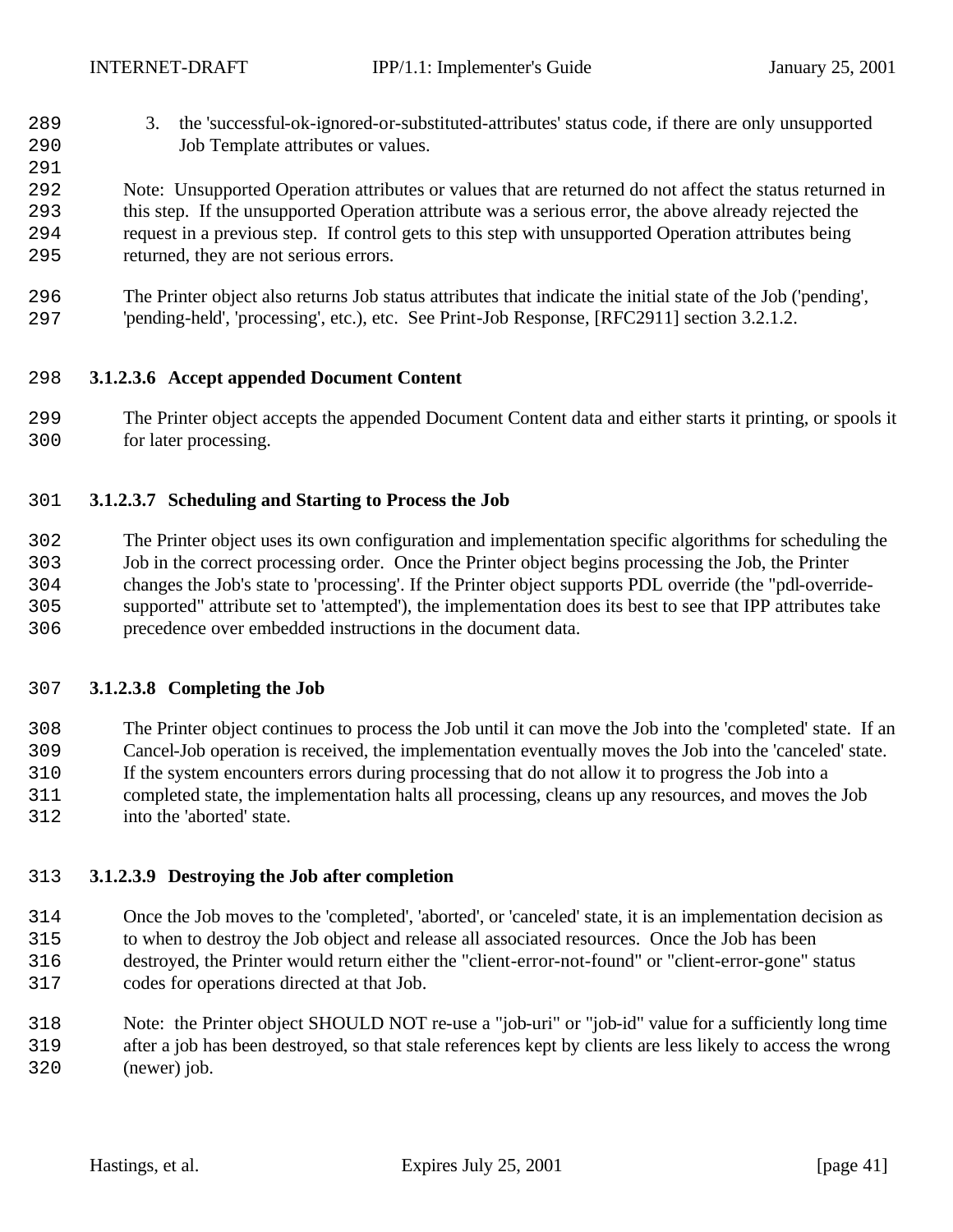3. the 'successful-ok-ignored-or-substituted-attributes' status code, if there are only unsupported Job Template attributes or values.

Note: Unsupported Operation attributes or values that are returned do not affect the status returned in this step. If the unsupported Operation attribute was a serious error, the above already rejected the request in a previous step. If control gets to this step with unsupported Operation attributes being returned, they are not serious errors.

The Printer object also returns Job status attributes that indicate the initial state of the Job ('pending', 'pending-held', 'processing', etc.), etc. See Print-Job Response, [RFC2911] section 3.2.1.2.

#### 3.1.2.3.6 Accept appended Document Content

The Printer object accepts the appended Document Content data and either starts it printing, or spools it for later processing.

#### 3.1.2.3.7 Scheduling and Starting to Process the Job

The Printer object uses its own configuration and implementation specific algorithms for scheduling the Job in the correct processing order. Once the Printer object begins processing the Job, the Printer changes the Job's state to 'processing'. If the Printer object supports PDL override (the "pdl-override-supported" attribute set to 'attempted'), the implementation does its best to see that IPP attributes take precedence over embedded instructions in the document data.

#### 3.1.2.3.8 Completing the Job

The Printer object continues to process the Job until it can move the Job into the 'completed' state. If an Cancel-Job operation is received, the implementation eventually moves the Job into the 'canceled' state. If the system encounters errors during processing that do not allow it to progress the Job into a completed state, the implementation halts all processing, cleans up any resources, and moves the Job into the 'aborted' state.

#### 3.1.2.3.9 Destroying the Job after completion

Once the Job moves to the 'completed', 'aborted', or 'canceled' state, it is an implementation decision as to when to destroy the Job object and release all associated resources. Once the Job has been destroyed, the Printer would return either the "client-error-not-found" or "client-error-gone" status codes for operations directed at that Job.

Note: the Printer object SHOULD NOT re-use a "job-uri" or "job-id" value for a sufficiently long time after a job has been destroyed, so that stale references kept by clients are less likely to access the wrong (newer) job.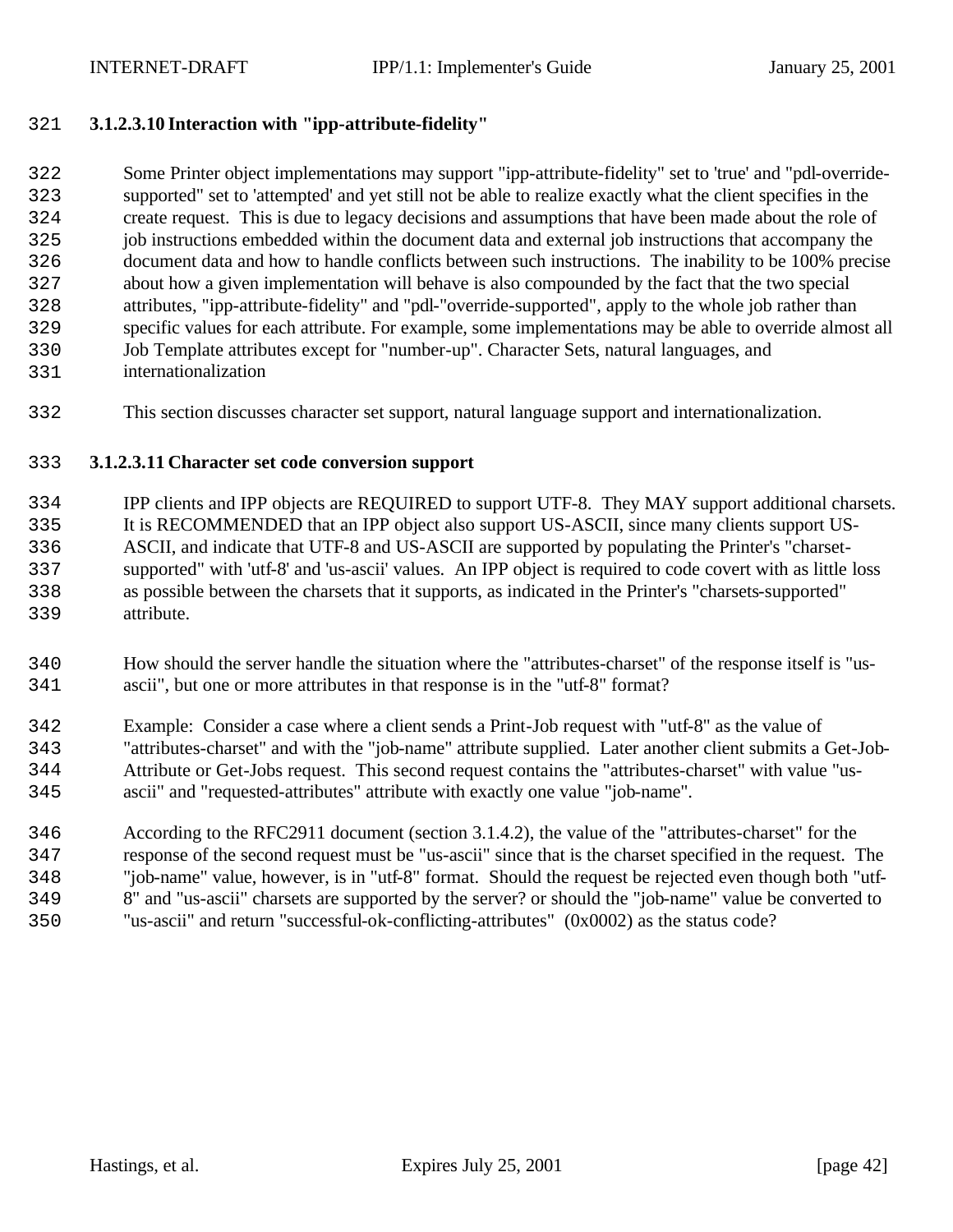#### 3.1.2.3.10 Interaction with "ipp-attribute-fidelity"

Some Printer object implementations may support "ipp-attribute-fidelity" set to 'true' and "pdl-override-supported" set to 'attempted' and yet still not be able to realize exactly what the client specifies in the create request. This is due to legacy decisions and assumptions that have been made about the role of job instructions embedded within the document data and external job instructions that accompany the document data and how to handle conflicts between such instructions. The inability to be 100% precise about how a given implementation will behave is also compounded by the fact that the two special attributes, "ipp-attribute-fidelity" and "pdl-"override-supported", apply to the whole job rather than specific values for each attribute. For example, some implementations may be able to override almost all Job Template attributes except for "number-up". Character Sets, natural languages, and internationalization

This section discusses character set support, natural language support and internationalization.

#### 3.1.2.3.11 Character set code conversion support

IPP clients and IPP objects are REQUIRED to support UTF-8. They MAY support additional charsets. It is RECOMMENDED that an IPP object also support US-ASCII, since many clients support US-ASCII, and indicate that UTF-8 and US-ASCII are supported by populating the Printer's "charset-supported" with 'utf-8' and 'us-ascii' values. An IPP object is required to code covert with as little loss as possible between the charsets that it supports, as indicated in the Printer's "charsets-supported" attribute.

How should the server handle the situation where the "attributes-charset" of the response itself is "us-ascii", but one or more attributes in that response is in the "utf-8" format?

Example: Consider a case where a client sends a Print-Job request with "utf-8" as the value of "attributes-charset" and with the "job-name" attribute supplied. Later another client submits a Get-Job-Attribute or Get-Jobs request. This second request contains the "attributes-charset" with value "us-ascii" and "requested-attributes" attribute with exactly one value "job-name".

According to the RFC2911 document (section 3.1.4.2), the value of the "attributes-charset" for the response of the second request must be "us-ascii" since that is the charset specified in the request. The "job-name" value, however, is in "utf-8" format. Should the request be rejected even though both "utf-8" and "us-ascii" charsets are supported by the server? or should the "job-name" value be converted to "us-ascii" and return "successful-ok-conflicting-attributes" (0x0002) as the status code?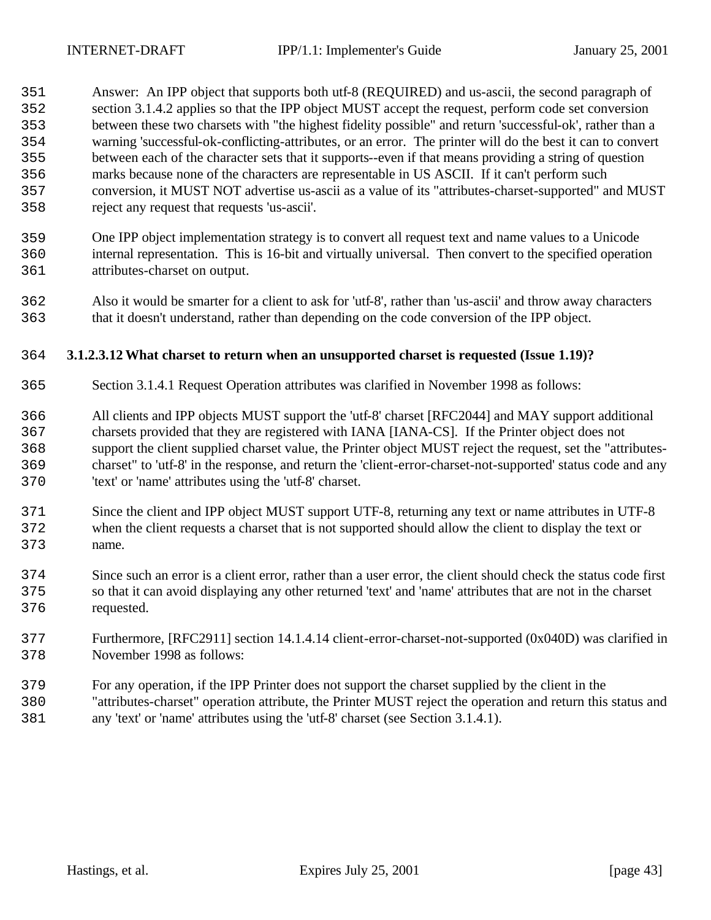Answer: An IPP object that supports both utf-8 (REQUIRED) and us-ascii, the second paragraph of section 3.1.4.2 applies so that the IPP object MUST accept the request, perform code set conversion between these two charsets with "the highest fidelity possible" and return 'successful-ok', rather than a warning 'successful-ok-conflicting-attributes, or an error. The printer will do the best it can to convert between each of the character sets that it supports--even if that means providing a string of question marks because none of the characters are representable in US ASCII. If it can't perform such conversion, it MUST NOT advertise us-ascii as a value of its "attributes-charset-supported" and MUST reject any request that requests 'us-ascii'.

One IPP object implementation strategy is to convert all request text and name values to a Unicode internal representation. This is 16-bit and virtually universal. Then convert to the specified operation attributes-charset on output.

Also it would be smarter for a client to ask for 'utf-8', rather than 'us-ascii' and throw away characters that it doesn't understand, rather than depending on the code conversion of the IPP object.

#### 3.1.2.3.12 What charset to return when an unsupported charset is requested (Issue 1.19)?

Section 3.1.4.1 Request Operation attributes was clarified in November 1998 as follows:

All clients and IPP objects MUST support the 'utf-8' charset [RFC2044] and MAY support additional charsets provided that they are registered with IANA [IANA-CS]. If the Printer object does not support the client supplied charset value, the Printer object MUST reject the request, set the "attributes-charset" to 'utf-8' in the response, and return the 'client-error-charset-not-supported' status code and any 'text' or 'name' attributes using the 'utf-8' charset.

Since the client and IPP object MUST support UTF-8, returning any text or name attributes in UTF-8 when the client requests a charset that is not supported should allow the client to display the text or name.

Since such an error is a client error, rather than a user error, the client should check the status code first so that it can avoid displaying any other returned 'text' and 'name' attributes that are not in the charset requested.

Furthermore, [RFC2911] section 14.1.4.14 client-error-charset-not-supported (0x040D) was clarified in November 1998 as follows:

For any operation, if the IPP Printer does not support the charset supplied by the client in the "attributes-charset" operation attribute, the Printer MUST reject the operation and return this status and any 'text' or 'name' attributes using the 'utf-8' charset (see Section 3.1.4.1).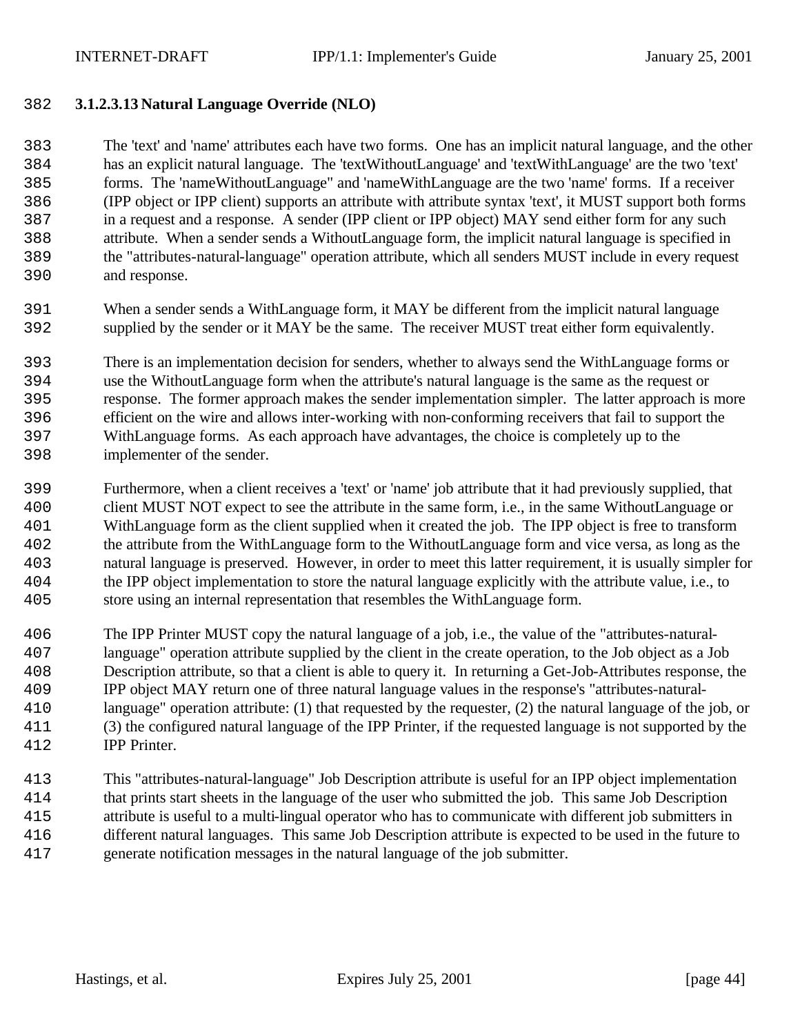#### 3.1.2.3.13 Natural Language Override (NLO)

The 'text' and 'name' attributes each have two forms. One has an implicit natural language, and the other has an explicit natural language. The 'textWithoutLanguage' and 'textWithLanguage' are the two 'text' forms. The 'nameWithoutLanguage" and 'nameWithLanguage are the two 'name' forms. If a receiver (IPP object or IPP client) supports an attribute with attribute syntax 'text', it MUST support both forms in a request and a response. A sender (IPP client or IPP object) MAY send either form for any such attribute. When a sender sends a WithoutLanguage form, the implicit natural language is specified in the "attributes-natural-language" operation attribute, which all senders MUST include in every request and response.

When a sender sends a WithLanguage form, it MAY be different from the implicit natural language supplied by the sender or it MAY be the same. The receiver MUST treat either form equivalently.

There is an implementation decision for senders, whether to always send the WithLanguage forms or use the WithoutLanguage form when the attribute's natural language is the same as the request or response. The former approach makes the sender implementation simpler. The latter approach is more efficient on the wire and allows inter-working with non-conforming receivers that fail to support the WithLanguage forms. As each approach have advantages, the choice is completely up to the implementer of the sender.

Furthermore, when a client receives a 'text' or 'name' job attribute that it had previously supplied, that client MUST NOT expect to see the attribute in the same form, i.e., in the same WithoutLanguage or WithLanguage form as the client supplied when it created the job. The IPP object is free to transform the attribute from the WithLanguage form to the WithoutLanguage form and vice versa, as long as the natural language is preserved. However, in order to meet this latter requirement, it is usually simpler for the IPP object implementation to store the natural language explicitly with the attribute value, i.e., to store using an internal representation that resembles the WithLanguage form.

The IPP Printer MUST copy the natural language of a job, i.e., the value of the "attributes-natural-language" operation attribute supplied by the client in the create operation, to the Job object as a Job Description attribute, so that a client is able to query it. In returning a Get-Job-Attributes response, the IPP object MAY return one of three natural language values in the response's "attributes-natural-language" operation attribute: (1) that requested by the requester, (2) the natural language of the job, or (3) the configured natural language of the IPP Printer, if the requested language is not supported by the IPP Printer.

This "attributes-natural-language" Job Description attribute is useful for an IPP object implementation that prints start sheets in the language of the user who submitted the job. This same Job Description attribute is useful to a multi-lingual operator who has to communicate with different job submitters in different natural languages. This same Job Description attribute is expected to be used in the future to generate notification messages in the natural language of the job submitter.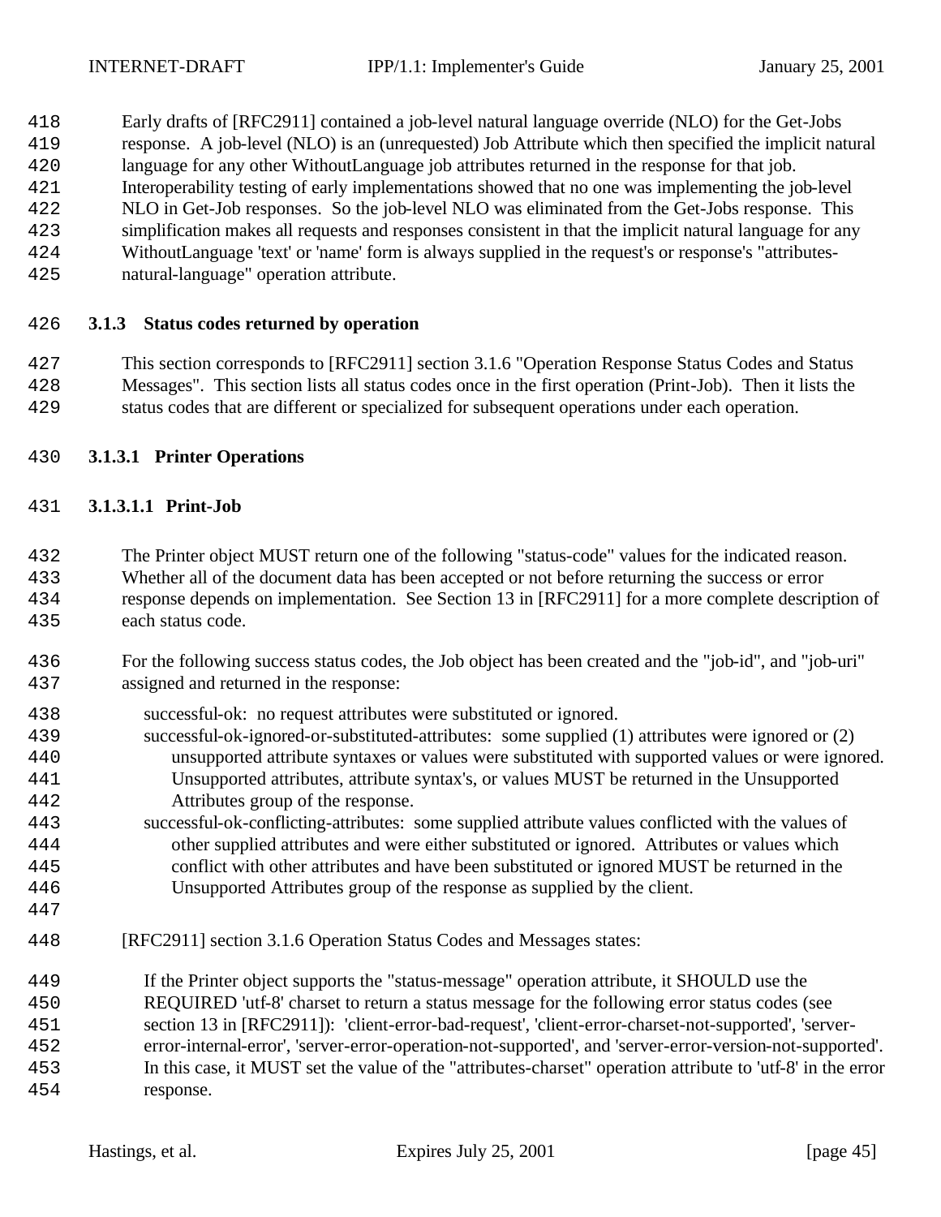Early drafts of [RFC2911] contained a job-level natural language override (NLO) for the Get-Jobs response. A job-level (NLO) is an (unrequested) Job Attribute which then specified the implicit natural language for any other WithoutLanguage job attributes returned in the response for that job. Interoperability testing of early implementations showed that no one was implementing the job-level NLO in Get-Job responses. So the job-level NLO was eliminated from the Get-Jobs response. This simplification makes all requests and responses consistent in that the implicit natural language for any WithoutLanguage 'text' or 'name' form is always supplied in the request's or response's "attributes-natural-language" operation attribute.

### 3.1.3 Status codes returned by operation

This section corresponds to [RFC2911] section 3.1.6 "Operation Response Status Codes and Status Messages". This section lists all status codes once in the first operation (Print-Job). Then it lists the status codes that are different or specialized for subsequent operations under each operation.

#### 3.1.3.1 Printer Operations

##### 3.1.3.1.1 Print-Job

The Printer object MUST return one of the following "status-code" values for the indicated reason. Whether all of the document data has been accepted or not before returning the success or error response depends on implementation. See Section 13 in [RFC2911] for a more complete description of each status code.

For the following success status codes, the Job object has been created and the "job-id", and "job-uri" assigned and returned in the response:

successful-ok: no request attributes were substituted or ignored.
successful-ok-ignored-or-substituted-attributes: some supplied (1) attributes were ignored or (2) unsupported attribute syntaxes or values were substituted with supported values or were ignored. Unsupported attributes, attribute syntax's, or values MUST be returned in the Unsupported Attributes group of the response.
successful-ok-conflicting-attributes: some supplied attribute values conflicted with the values of other supplied attributes and were either substituted or ignored. Attributes or values which conflict with other attributes and have been substituted or ignored MUST be returned in the Unsupported Attributes group of the response as supplied by the client.

[RFC2911] section 3.1.6 Operation Status Codes and Messages states:

> If the Printer object supports the "status-message" operation attribute, it SHOULD use the REQUIRED 'utf-8' charset to return a status message for the following error status codes (see section 13 in [RFC2911]): 'client-error-bad-request', 'client-error-charset-not-supported', 'server-error-internal-error', 'server-error-operation-not-supported', and 'server-error-version-not-supported'. In this case, it MUST set the value of the "attributes-charset" operation attribute to 'utf-8' in the error response.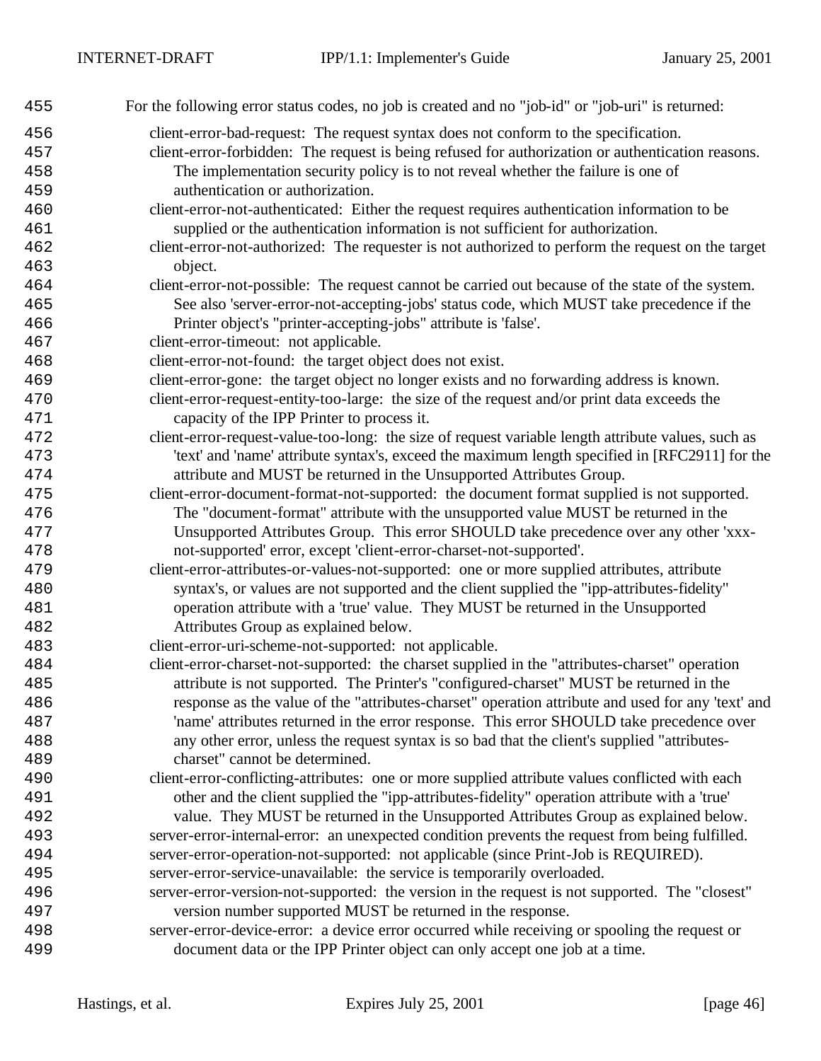For the following error status codes, no job is created and no "job-id" or "job-uri" is returned:

- client-error-bad-request: The request syntax does not conform to the specification.
- client-error-forbidden: The request is being refused for authorization or authentication reasons. The implementation security policy is to not reveal whether the failure is one of authentication or authorization.
- client-error-not-authenticated: Either the request requires authentication information to be supplied or the authentication information is not sufficient for authorization.
- client-error-not-authorized: The requester is not authorized to perform the request on the target object.
- client-error-not-possible: The request cannot be carried out because of the state of the system. See also 'server-error-not-accepting-jobs' status code, which MUST take precedence if the Printer object's "printer-accepting-jobs" attribute is 'false'.
- client-error-timeout: not applicable.
- client-error-not-found: the target object does not exist.
- client-error-gone: the target object no longer exists and no forwarding address is known.
- client-error-request-entity-too-large: the size of the request and/or print data exceeds the capacity of the IPP Printer to process it.
- client-error-request-value-too-long: the size of request variable length attribute values, such as 'text' and 'name' attribute syntax's, exceed the maximum length specified in [RFC2911] for the attribute and MUST be returned in the Unsupported Attributes Group.
- client-error-document-format-not-supported: the document format supplied is not supported. The "document-format" attribute with the unsupported value MUST be returned in the Unsupported Attributes Group. This error SHOULD take precedence over any other 'xxx-not-supported' error, except 'client-error-charset-not-supported'.
- client-error-attributes-or-values-not-supported: one or more supplied attributes, attribute syntax's, or values are not supported and the client supplied the "ipp-attributes-fidelity" operation attribute with a 'true' value. They MUST be returned in the Unsupported Attributes Group as explained below.
- client-error-uri-scheme-not-supported: not applicable.
- client-error-charset-not-supported: the charset supplied in the "attributes-charset" operation attribute is not supported. The Printer's "configured-charset" MUST be returned in the response as the value of the "attributes-charset" operation attribute and used for any 'text' and 'name' attributes returned in the error response. This error SHOULD take precedence over any other error, unless the request syntax is so bad that the client's supplied "attributes-charset" cannot be determined.
- client-error-conflicting-attributes: one or more supplied attribute values conflicted with each other and the client supplied the "ipp-attributes-fidelity" operation attribute with a 'true' value. They MUST be returned in the Unsupported Attributes Group as explained below.
- server-error-internal-error: an unexpected condition prevents the request from being fulfilled.
- server-error-operation-not-supported: not applicable (since Print-Job is REQUIRED).
- server-error-service-unavailable: the service is temporarily overloaded.
- server-error-version-not-supported: the version in the request is not supported. The "closest" version number supported MUST be returned in the response.
- server-error-device-error: a device error occurred while receiving or spooling the request or document data or the IPP Printer object can only accept one job at a time.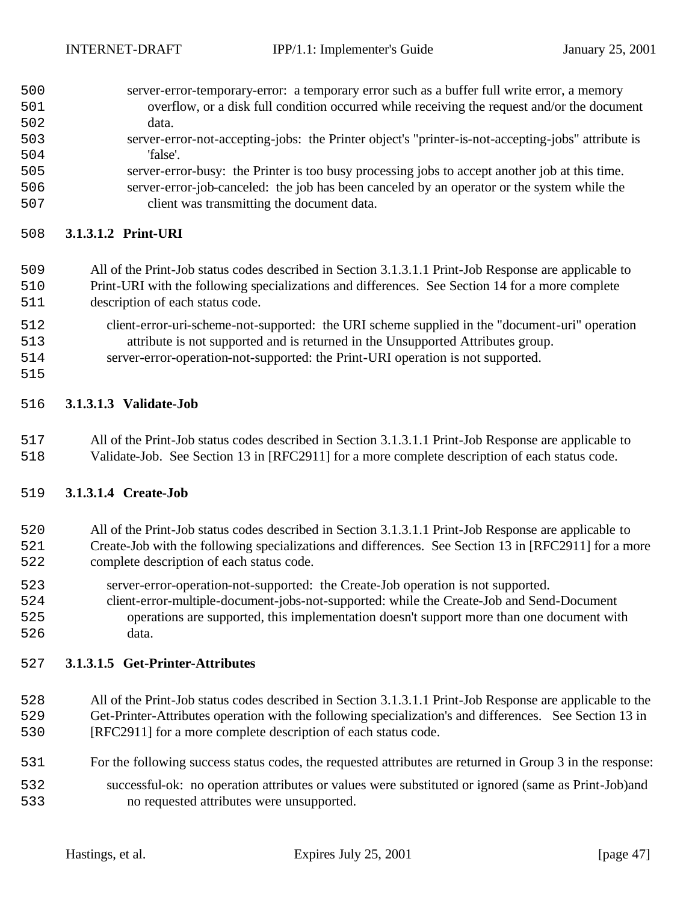server-error-temporary-error: a temporary error such as a buffer full write error, a memory overflow, or a disk full condition occurred while receiving the request and/or the document data.

server-error-not-accepting-jobs: the Printer object's "printer-is-not-accepting-jobs" attribute is 'false'.

server-error-busy: the Printer is too busy processing jobs to accept another job at this time.

server-error-job-canceled: the job has been canceled by an operator or the system while the client was transmitting the document data.

#### 3.1.3.1.2 Print-URI

All of the Print-Job status codes described in Section 3.1.3.1.1 Print-Job Response are applicable to Print-URI with the following specializations and differences. See Section 14 for a more complete description of each status code.

client-error-uri-scheme-not-supported: the URI scheme supplied in the "document-uri" operation attribute is not supported and is returned in the Unsupported Attributes group.

server-error-operation-not-supported: the Print-URI operation is not supported.

#### 3.1.3.1.3 Validate-Job

All of the Print-Job status codes described in Section 3.1.3.1.1 Print-Job Response are applicable to Validate-Job. See Section 13 in [RFC2911] for a more complete description of each status code.

#### 3.1.3.1.4 Create-Job

All of the Print-Job status codes described in Section 3.1.3.1.1 Print-Job Response are applicable to Create-Job with the following specializations and differences. See Section 13 in [RFC2911] for a more complete description of each status code.

server-error-operation-not-supported: the Create-Job operation is not supported.

client-error-multiple-document-jobs-not-supported: while the Create-Job and Send-Document operations are supported, this implementation doesn't support more than one document with data.

#### 3.1.3.1.5 Get-Printer-Attributes

All of the Print-Job status codes described in Section 3.1.3.1.1 Print-Job Response are applicable to the Get-Printer-Attributes operation with the following specialization's and differences. See Section 13 in [RFC2911] for a more complete description of each status code.

For the following success status codes, the requested attributes are returned in Group 3 in the response:

successful-ok: no operation attributes or values were substituted or ignored (same as Print-Job)and no requested attributes were unsupported.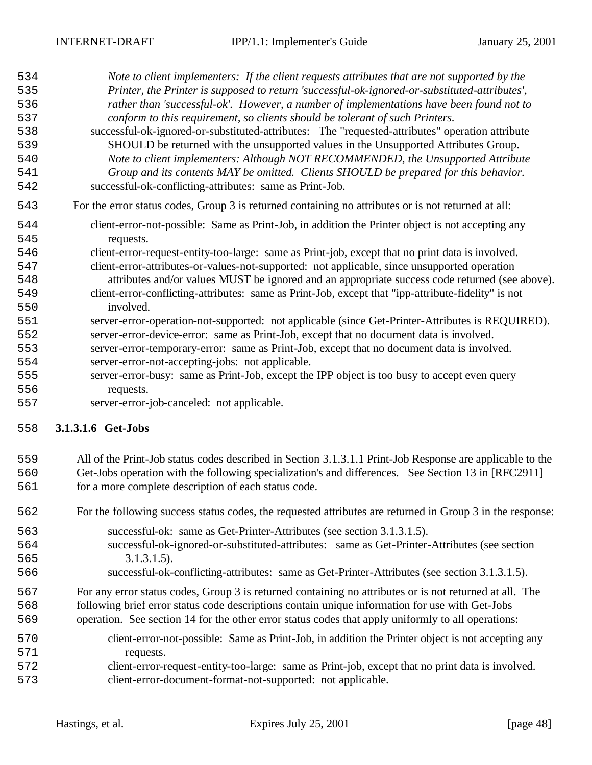*Note to client implementers: If the client requests attributes that are not supported by the Printer, the Printer is supposed to return 'successful-ok-ignored-or-substituted-attributes', rather than 'successful-ok'. However, a number of implementations have been found not to conform to this requirement, so clients should be tolerant of such Printers.*

successful-ok-ignored-or-substituted-attributes: The "requested-attributes" operation attribute SHOULD be returned with the unsupported values in the Unsupported Attributes Group. *Note to client implementers: Although NOT RECOMMENDED, the Unsupported Attribute Group and its contents MAY be omitted. Clients SHOULD be prepared for this behavior.*

successful-ok-conflicting-attributes: same as Print-Job.

For the error status codes, Group 3 is returned containing no attributes or is not returned at all:

- client-error-not-possible: Same as Print-Job, in addition the Printer object is not accepting any requests.
- client-error-request-entity-too-large: same as Print-job, except that no print data is involved.
- client-error-attributes-or-values-not-supported: not applicable, since unsupported operation attributes and/or values MUST be ignored and an appropriate success code returned (see above).
- client-error-conflicting-attributes: same as Print-Job, except that "ipp-attribute-fidelity" is not involved.
- server-error-operation-not-supported: not applicable (since Get-Printer-Attributes is REQUIRED).
- server-error-device-error: same as Print-Job, except that no document data is involved.
- server-error-temporary-error: same as Print-Job, except that no document data is involved.
- server-error-not-accepting-jobs: not applicable.
- server-error-busy: same as Print-Job, except the IPP object is too busy to accept even query requests.
- server-error-job-canceled: not applicable.

#### 3.1.3.1.6 Get-Jobs

All of the Print-Job status codes described in Section 3.1.3.1.1 Print-Job Response are applicable to the Get-Jobs operation with the following specialization's and differences. See Section 13 in [RFC2911] for a more complete description of each status code.

For the following success status codes, the requested attributes are returned in Group 3 in the response:

- successful-ok: same as Get-Printer-Attributes (see section 3.1.3.1.5).
- successful-ok-ignored-or-substituted-attributes: same as Get-Printer-Attributes (see section 3.1.3.1.5).
- successful-ok-conflicting-attributes: same as Get-Printer-Attributes (see section 3.1.3.1.5).

For any error status codes, Group 3 is returned containing no attributes or is not returned at all. The following brief error status code descriptions contain unique information for use with Get-Jobs operation. See section 14 for the other error status codes that apply uniformly to all operations:

- client-error-not-possible: Same as Print-Job, in addition the Printer object is not accepting any requests.
- client-error-request-entity-too-large: same as Print-job, except that no print data is involved.
- client-error-document-format-not-supported: not applicable.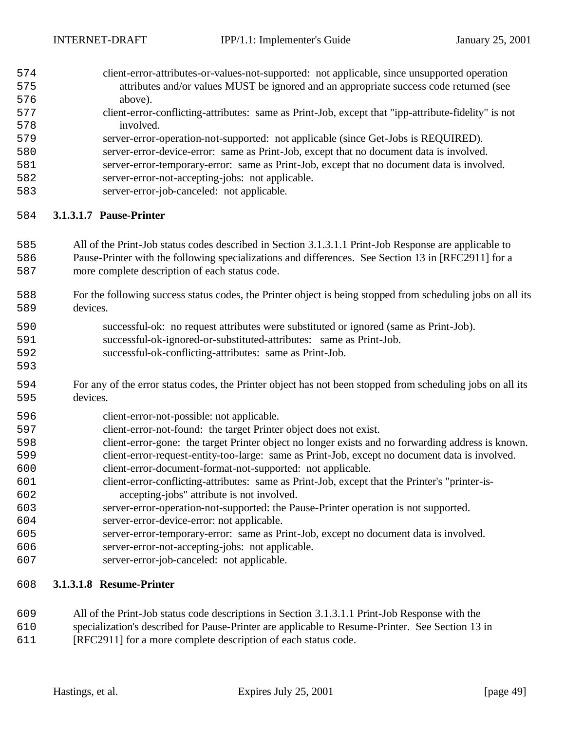client-error-attributes-or-values-not-supported: not applicable, since unsupported operation attributes and/or values MUST be ignored and an appropriate success code returned (see above).

client-error-conflicting-attributes: same as Print-Job, except that "ipp-attribute-fidelity" is not involved.

server-error-operation-not-supported: not applicable (since Get-Jobs is REQUIRED).

server-error-device-error: same as Print-Job, except that no document data is involved.

server-error-temporary-error: same as Print-Job, except that no document data is involved.

server-error-not-accepting-jobs: not applicable.

server-error-job-canceled: not applicable.

#### 3.1.3.1.7 Pause-Printer

All of the Print-Job status codes described in Section 3.1.3.1.1 Print-Job Response are applicable to Pause-Printer with the following specializations and differences. See Section 13 in [RFC2911] for a more complete description of each status code.

For the following success status codes, the Printer object is being stopped from scheduling jobs on all its devices.

successful-ok: no request attributes were substituted or ignored (same as Print-Job).

successful-ok-ignored-or-substituted-attributes: same as Print-Job.

successful-ok-conflicting-attributes: same as Print-Job.

For any of the error status codes, the Printer object has not been stopped from scheduling jobs on all its devices.

client-error-not-possible: not applicable.

client-error-not-found: the target Printer object does not exist.

client-error-gone: the target Printer object no longer exists and no forwarding address is known.

client-error-request-entity-too-large: same as Print-Job, except no document data is involved.

client-error-document-format-not-supported: not applicable.

client-error-conflicting-attributes: same as Print-Job, except that the Printer's "printer-is-accepting-jobs" attribute is not involved.

server-error-operation-not-supported: the Pause-Printer operation is not supported.

server-error-device-error: not applicable.

server-error-temporary-error: same as Print-Job, except no document data is involved.

server-error-not-accepting-jobs: not applicable.

server-error-job-canceled: not applicable.

#### 3.1.3.1.8 Resume-Printer

All of the Print-Job status code descriptions in Section 3.1.3.1.1 Print-Job Response with the specialization's described for Pause-Printer are applicable to Resume-Printer. See Section 13 in [RFC2911] for a more complete description of each status code.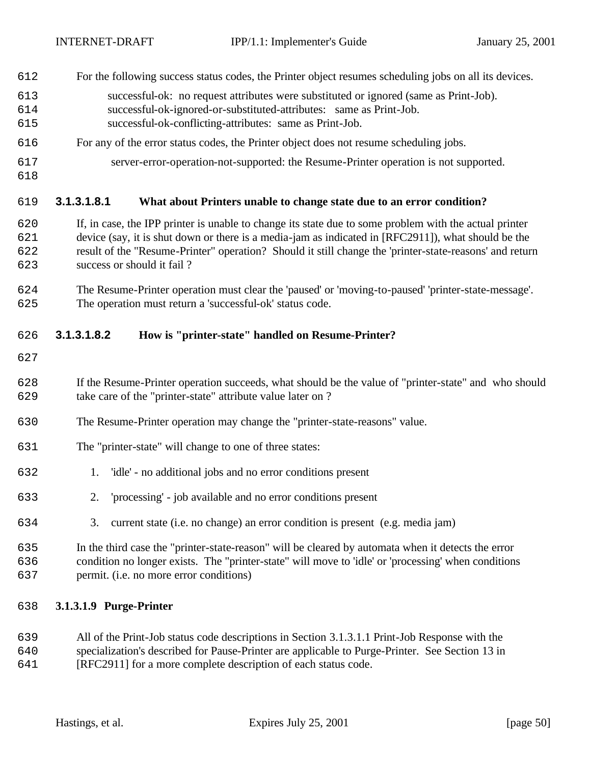For the following success status codes, the Printer object resumes scheduling jobs on all its devices.

successful-ok: no request attributes were substituted or ignored (same as Print-Job).
successful-ok-ignored-or-substituted-attributes: same as Print-Job.
successful-ok-conflicting-attributes: same as Print-Job.

For any of the error status codes, the Printer object does not resume scheduling jobs.

server-error-operation-not-supported: the Resume-Printer operation is not supported.

##### 3.1.3.1.8.1 What about Printers unable to change state due to an error condition?

If, in case, the IPP printer is unable to change its state due to some problem with the actual printer device (say, it is shut down or there is a media-jam as indicated in [RFC2911]), what should be the result of the "Resume-Printer" operation? Should it still change the 'printer-state-reasons' and return success or should it fail ?

The Resume-Printer operation must clear the 'paused' or 'moving-to-paused' 'printer-state-message'. The operation must return a 'successful-ok' status code.

##### 3.1.3.1.8.2 How is "printer-state" handled on Resume-Printer?

If the Resume-Printer operation succeeds, what should be the value of "printer-state" and who should take care of the "printer-state" attribute value later on ?

The Resume-Printer operation may change the "printer-state-reasons" value.

The "printer-state" will change to one of three states:

1. 'idle' - no additional jobs and no error conditions present
2. 'processing' - job available and no error conditions present
3. current state (i.e. no change) an error condition is present (e.g. media jam)

In the third case the "printer-state-reason" will be cleared by automata when it detects the error condition no longer exists. The "printer-state" will move to 'idle' or 'processing' when conditions permit. (i.e. no more error conditions)

#### 3.1.3.1.9 Purge-Printer

All of the Print-Job status code descriptions in Section 3.1.3.1.1 Print-Job Response with the specialization's described for Pause-Printer are applicable to Purge-Printer. See Section 13 in [RFC2911] for a more complete description of each status code.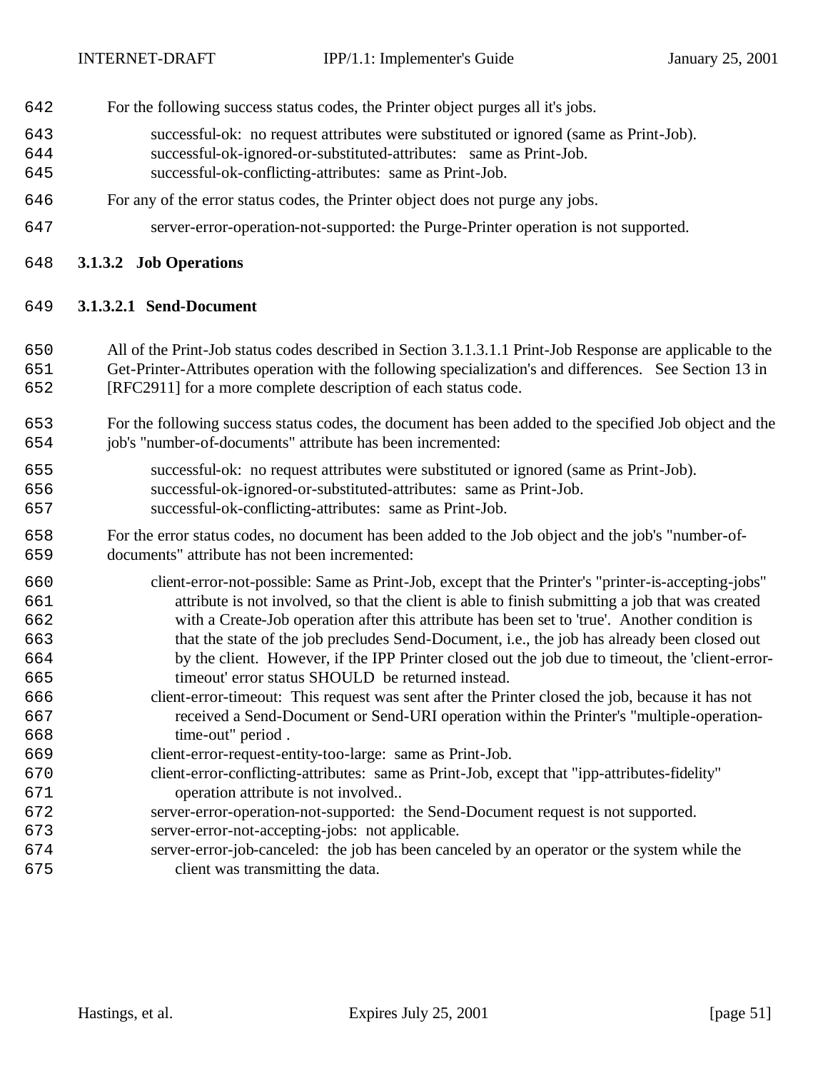For the following success status codes, the Printer object purges all it's jobs.

successful-ok: no request attributes were substituted or ignored (same as Print-Job).
successful-ok-ignored-or-substituted-attributes: same as Print-Job.
successful-ok-conflicting-attributes: same as Print-Job.

For any of the error status codes, the Printer object does not purge any jobs.

server-error-operation-not-supported: the Purge-Printer operation is not supported.

#### 3.1.3.2 Job Operations

##### 3.1.3.2.1 Send-Document

All of the Print-Job status codes described in Section 3.1.3.1.1 Print-Job Response are applicable to the Get-Printer-Attributes operation with the following specialization's and differences. See Section 13 in [RFC2911] for a more complete description of each status code.

For the following success status codes, the document has been added to the specified Job object and the job's "number-of-documents" attribute has been incremented:

successful-ok: no request attributes were substituted or ignored (same as Print-Job).
successful-ok-ignored-or-substituted-attributes: same as Print-Job.
successful-ok-conflicting-attributes: same as Print-Job.

For the error status codes, no document has been added to the Job object and the job's "number-of-documents" attribute has not been incremented:

client-error-not-possible: Same as Print-Job, except that the Printer's "printer-is-accepting-jobs" attribute is not involved, so that the client is able to finish submitting a job that was created with a Create-Job operation after this attribute has been set to 'true'. Another condition is that the state of the job precludes Send-Document, i.e., the job has already been closed out by the client. However, if the IPP Printer closed out the job due to timeout, the 'client-error-timeout' error status SHOULD be returned instead.
client-error-timeout: This request was sent after the Printer closed the job, because it has not received a Send-Document or Send-URI operation within the Printer's "multiple-operation-time-out" period .
client-error-request-entity-too-large: same as Print-Job.
client-error-conflicting-attributes: same as Print-Job, except that "ipp-attributes-fidelity" operation attribute is not involved..
server-error-operation-not-supported: the Send-Document request is not supported.
server-error-not-accepting-jobs: not applicable.
server-error-job-canceled: the job has been canceled by an operator or the system while the client was transmitting the data.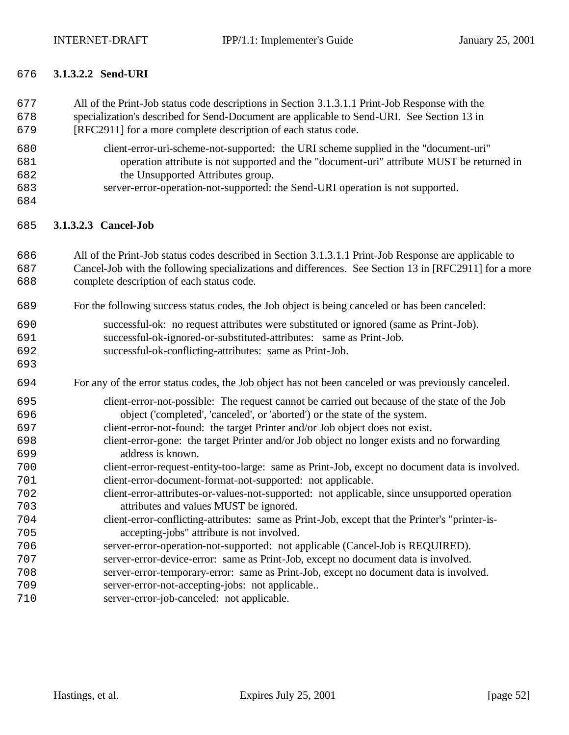#### 3.1.3.2.2 Send-URI

All of the Print-Job status code descriptions in Section 3.1.3.1.1 Print-Job Response with the specialization's described for Send-Document are applicable to Send-URI. See Section 13 in [RFC2911] for a more complete description of each status code.

client-error-uri-scheme-not-supported: the URI scheme supplied in the "document-uri" operation attribute is not supported and the "document-uri" attribute MUST be returned in the Unsupported Attributes group.
server-error-operation-not-supported: the Send-URI operation is not supported.

#### 3.1.3.2.3 Cancel-Job

All of the Print-Job status codes described in Section 3.1.3.1.1 Print-Job Response are applicable to Cancel-Job with the following specializations and differences. See Section 13 in [RFC2911] for a more complete description of each status code.

For the following success status codes, the Job object is being canceled or has been canceled:

successful-ok: no request attributes were substituted or ignored (same as Print-Job).
successful-ok-ignored-or-substituted-attributes: same as Print-Job.
successful-ok-conflicting-attributes: same as Print-Job.

For any of the error status codes, the Job object has not been canceled or was previously canceled.

client-error-not-possible: The request cannot be carried out because of the state of the Job object ('completed', 'canceled', or 'aborted') or the state of the system.
client-error-not-found: the target Printer and/or Job object does not exist.
client-error-gone: the target Printer and/or Job object no longer exists and no forwarding address is known.
client-error-request-entity-too-large: same as Print-Job, except no document data is involved.
client-error-document-format-not-supported: not applicable.
client-error-attributes-or-values-not-supported: not applicable, since unsupported operation attributes and values MUST be ignored.
client-error-conflicting-attributes: same as Print-Job, except that the Printer's "printer-is-accepting-jobs" attribute is not involved.
server-error-operation-not-supported: not applicable (Cancel-Job is REQUIRED).
server-error-device-error: same as Print-Job, except no document data is involved.
server-error-temporary-error: same as Print-Job, except no document data is involved.
server-error-not-accepting-jobs: not applicable..
server-error-job-canceled: not applicable.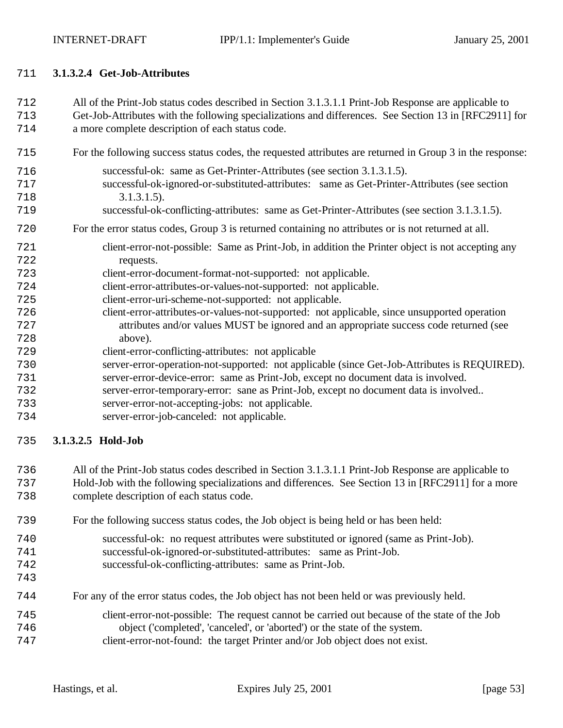#### 3.1.3.2.4 Get-Job-Attributes

All of the Print-Job status codes described in Section 3.1.3.1.1 Print-Job Response are applicable to Get-Job-Attributes with the following specializations and differences. See Section 13 in [RFC2911] for a more complete description of each status code.

For the following success status codes, the requested attributes are returned in Group 3 in the response:

- successful-ok: same as Get-Printer-Attributes (see section 3.1.3.1.5).
- successful-ok-ignored-or-substituted-attributes: same as Get-Printer-Attributes (see section 3.1.3.1.5).
- successful-ok-conflicting-attributes: same as Get-Printer-Attributes (see section 3.1.3.1.5).

For the error status codes, Group 3 is returned containing no attributes or is not returned at all.

- client-error-not-possible: Same as Print-Job, in addition the Printer object is not accepting any requests.
- client-error-document-format-not-supported: not applicable.
- client-error-attributes-or-values-not-supported: not applicable.
- client-error-uri-scheme-not-supported: not applicable.
- client-error-attributes-or-values-not-supported: not applicable, since unsupported operation attributes and/or values MUST be ignored and an appropriate success code returned (see above).
- client-error-conflicting-attributes: not applicable
- server-error-operation-not-supported: not applicable (since Get-Job-Attributes is REQUIRED).
- server-error-device-error: same as Print-Job, except no document data is involved.
- server-error-temporary-error: sane as Print-Job, except no document data is involved..
- server-error-not-accepting-jobs: not applicable.
- server-error-job-canceled: not applicable.

#### 3.1.3.2.5 Hold-Job

All of the Print-Job status codes described in Section 3.1.3.1.1 Print-Job Response are applicable to Hold-Job with the following specializations and differences. See Section 13 in [RFC2911] for a more complete description of each status code.

For the following success status codes, the Job object is being held or has been held:

- successful-ok: no request attributes were substituted or ignored (same as Print-Job).
- successful-ok-ignored-or-substituted-attributes: same as Print-Job.
- successful-ok-conflicting-attributes: same as Print-Job.

For any of the error status codes, the Job object has not been held or was previously held.

- client-error-not-possible: The request cannot be carried out because of the state of the Job object ('completed', 'canceled', or 'aborted') or the state of the system.
- client-error-not-found: the target Printer and/or Job object does not exist.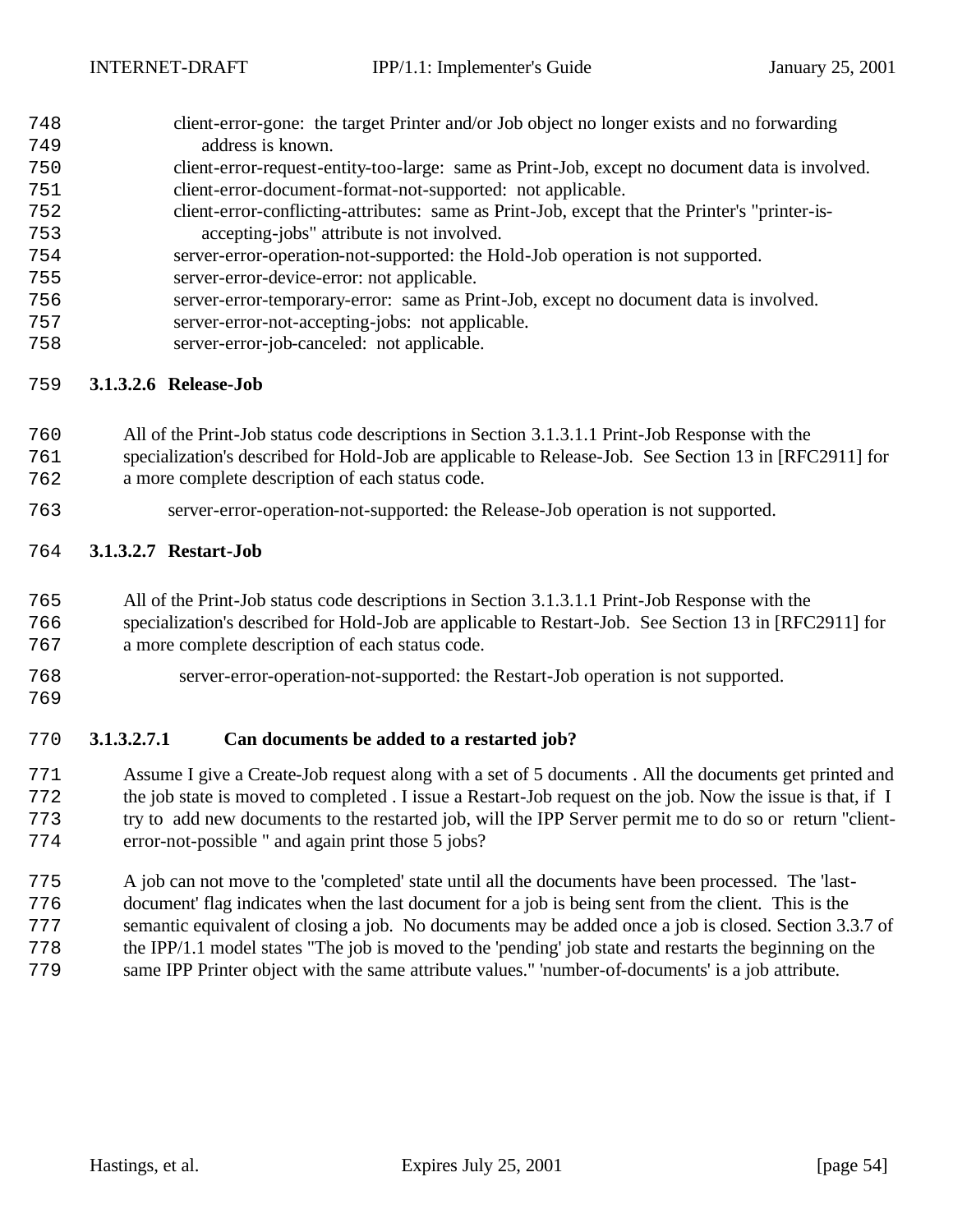client-error-gone: the target Printer and/or Job object no longer exists and no forwarding address is known.
client-error-request-entity-too-large: same as Print-Job, except no document data is involved.
client-error-document-format-not-supported: not applicable.
client-error-conflicting-attributes: same as Print-Job, except that the Printer's "printer-is-accepting-jobs" attribute is not involved.
server-error-operation-not-supported: the Hold-Job operation is not supported.
server-error-device-error: not applicable.
server-error-temporary-error: same as Print-Job, except no document data is involved.
server-error-not-accepting-jobs: not applicable.
server-error-job-canceled: not applicable.

#### 3.1.3.2.6 Release-Job

All of the Print-Job status code descriptions in Section 3.1.3.1.1 Print-Job Response with the specialization's described for Hold-Job are applicable to Release-Job. See Section 13 in [RFC2911] for a more complete description of each status code.

server-error-operation-not-supported: the Release-Job operation is not supported.

#### 3.1.3.2.7 Restart-Job

All of the Print-Job status code descriptions in Section 3.1.3.1.1 Print-Job Response with the specialization's described for Hold-Job are applicable to Restart-Job. See Section 13 in [RFC2911] for a more complete description of each status code.

server-error-operation-not-supported: the Restart-Job operation is not supported.

##### 3.1.3.2.7.1 Can documents be added to a restarted job?

Assume I give a Create-Job request along with a set of 5 documents . All the documents get printed and the job state is moved to completed . I issue a Restart-Job request on the job. Now the issue is that, if I try to add new documents to the restarted job, will the IPP Server permit me to do so or return "client-error-not-possible " and again print those 5 jobs?

A job can not move to the 'completed' state until all the documents have been processed. The 'last-document' flag indicates when the last document for a job is being sent from the client. This is the semantic equivalent of closing a job. No documents may be added once a job is closed. Section 3.3.7 of the IPP/1.1 model states "The job is moved to the 'pending' job state and restarts the beginning on the same IPP Printer object with the same attribute values." 'number-of-documents' is a job attribute.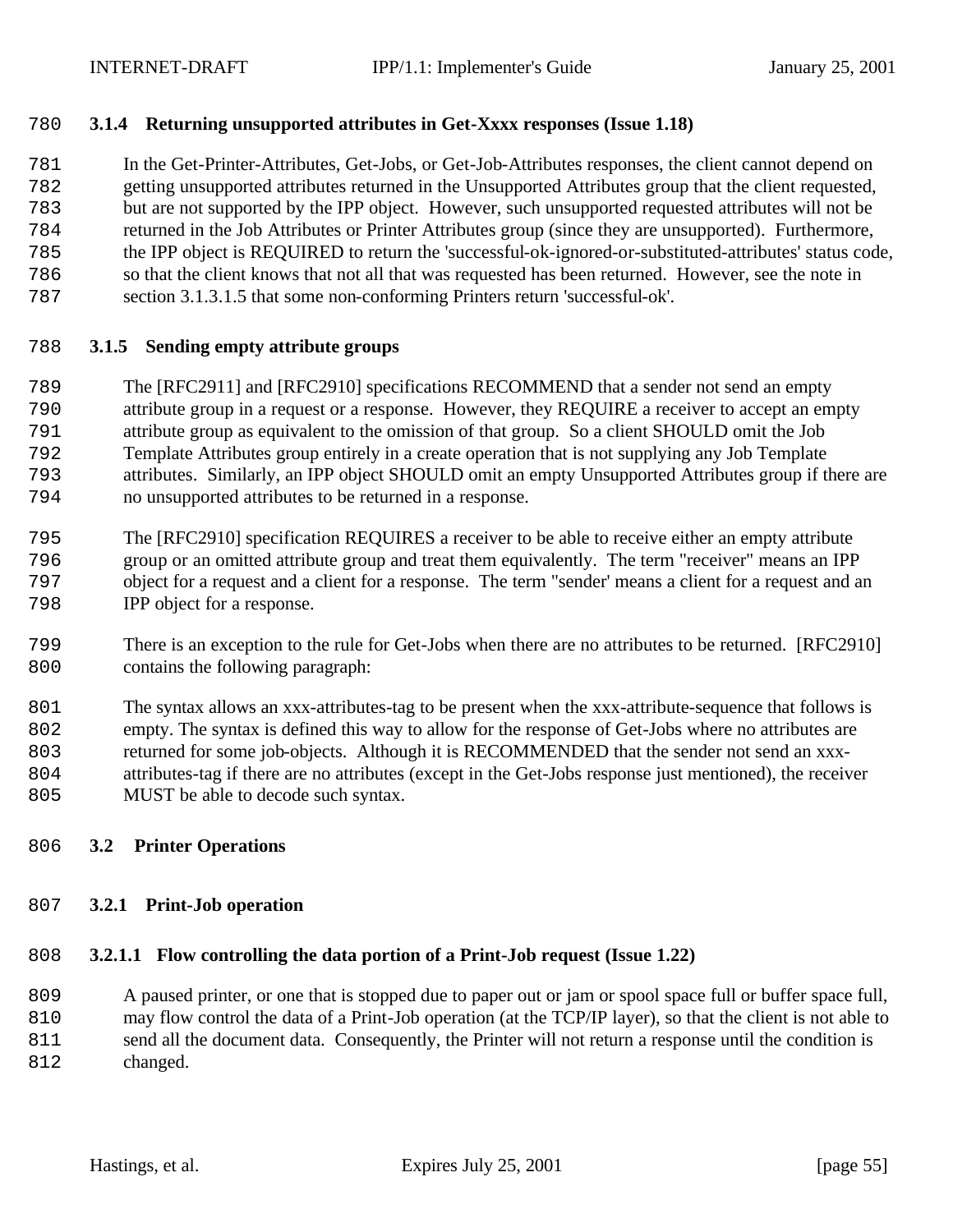### 3.1.4 Returning unsupported attributes in Get-Xxxx responses (Issue 1.18)

In the Get-Printer-Attributes, Get-Jobs, or Get-Job-Attributes responses, the client cannot depend on getting unsupported attributes returned in the Unsupported Attributes group that the client requested, but are not supported by the IPP object. However, such unsupported requested attributes will not be returned in the Job Attributes or Printer Attributes group (since they are unsupported). Furthermore, the IPP object is REQUIRED to return the 'successful-ok-ignored-or-substituted-attributes' status code, so that the client knows that not all that was requested has been returned. However, see the note in section 3.1.3.1.5 that some non-conforming Printers return 'successful-ok'.

### 3.1.5 Sending empty attribute groups

The [RFC2911] and [RFC2910] specifications RECOMMEND that a sender not send an empty attribute group in a request or a response. However, they REQUIRE a receiver to accept an empty attribute group as equivalent to the omission of that group. So a client SHOULD omit the Job Template Attributes group entirely in a create operation that is not supplying any Job Template attributes. Similarly, an IPP object SHOULD omit an empty Unsupported Attributes group if there are no unsupported attributes to be returned in a response.

The [RFC2910] specification REQUIRES a receiver to be able to receive either an empty attribute group or an omitted attribute group and treat them equivalently. The term "receiver" means an IPP object for a request and a client for a response. The term "sender' means a client for a request and an IPP object for a response.

There is an exception to the rule for Get-Jobs when there are no attributes to be returned. [RFC2910] contains the following paragraph:

The syntax allows an xxx-attributes-tag to be present when the xxx-attribute-sequence that follows is empty. The syntax is defined this way to allow for the response of Get-Jobs where no attributes are returned for some job-objects. Although it is RECOMMENDED that the sender not send an xxx-attributes-tag if there are no attributes (except in the Get-Jobs response just mentioned), the receiver MUST be able to decode such syntax.

## 3.2 Printer Operations

### 3.2.1 Print-Job operation

#### 3.2.1.1 Flow controlling the data portion of a Print-Job request (Issue 1.22)

A paused printer, or one that is stopped due to paper out or jam or spool space full or buffer space full, may flow control the data of a Print-Job operation (at the TCP/IP layer), so that the client is not able to send all the document data. Consequently, the Printer will not return a response until the condition is changed.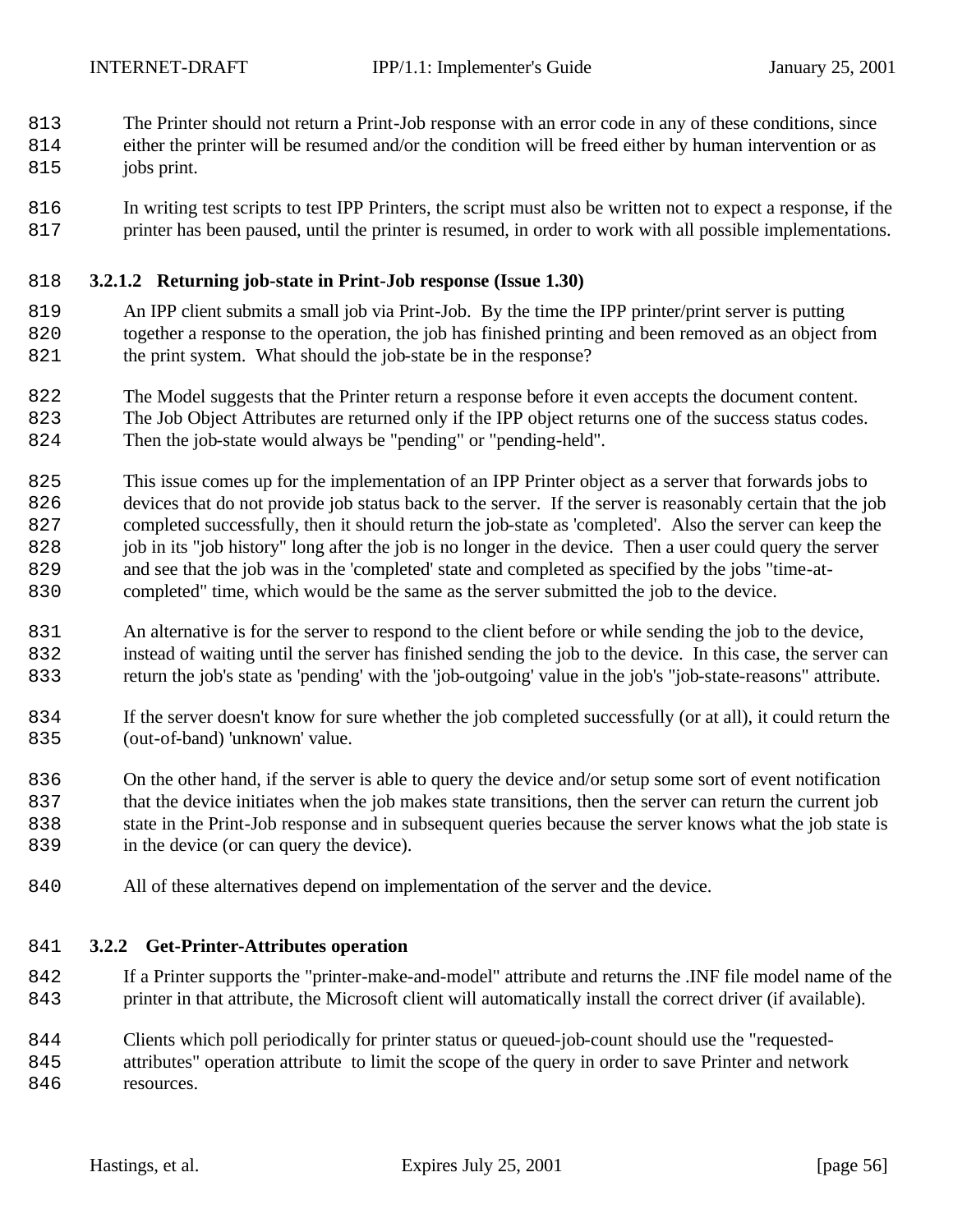The Printer should not return a Print-Job response with an error code in any of these conditions, since either the printer will be resumed and/or the condition will be freed either by human intervention or as jobs print.

In writing test scripts to test IPP Printers, the script must also be written not to expect a response, if the printer has been paused, until the printer is resumed, in order to work with all possible implementations.

#### 3.2.1.2 Returning job-state in Print-Job response (Issue 1.30)

An IPP client submits a small job via Print-Job. By the time the IPP printer/print server is putting together a response to the operation, the job has finished printing and been removed as an object from the print system. What should the job-state be in the response?

The Model suggests that the Printer return a response before it even accepts the document content. The Job Object Attributes are returned only if the IPP object returns one of the success status codes. Then the job-state would always be "pending" or "pending-held".

This issue comes up for the implementation of an IPP Printer object as a server that forwards jobs to devices that do not provide job status back to the server. If the server is reasonably certain that the job completed successfully, then it should return the job-state as 'completed'. Also the server can keep the job in its "job history" long after the job is no longer in the device. Then a user could query the server and see that the job was in the 'completed' state and completed as specified by the jobs "time-at-completed" time, which would be the same as the server submitted the job to the device.

An alternative is for the server to respond to the client before or while sending the job to the device, instead of waiting until the server has finished sending the job to the device. In this case, the server can return the job's state as 'pending' with the 'job-outgoing' value in the job's "job-state-reasons" attribute.

If the server doesn't know for sure whether the job completed successfully (or at all), it could return the (out-of-band) 'unknown' value.

On the other hand, if the server is able to query the device and/or setup some sort of event notification that the device initiates when the job makes state transitions, then the server can return the current job state in the Print-Job response and in subsequent queries because the server knows what the job state is in the device (or can query the device).

All of these alternatives depend on implementation of the server and the device.

### 3.2.2 Get-Printer-Attributes operation

If a Printer supports the "printer-make-and-model" attribute and returns the .INF file model name of the printer in that attribute, the Microsoft client will automatically install the correct driver (if available).

Clients which poll periodically for printer status or queued-job-count should use the "requested-attributes" operation attribute to limit the scope of the query in order to save Printer and network resources.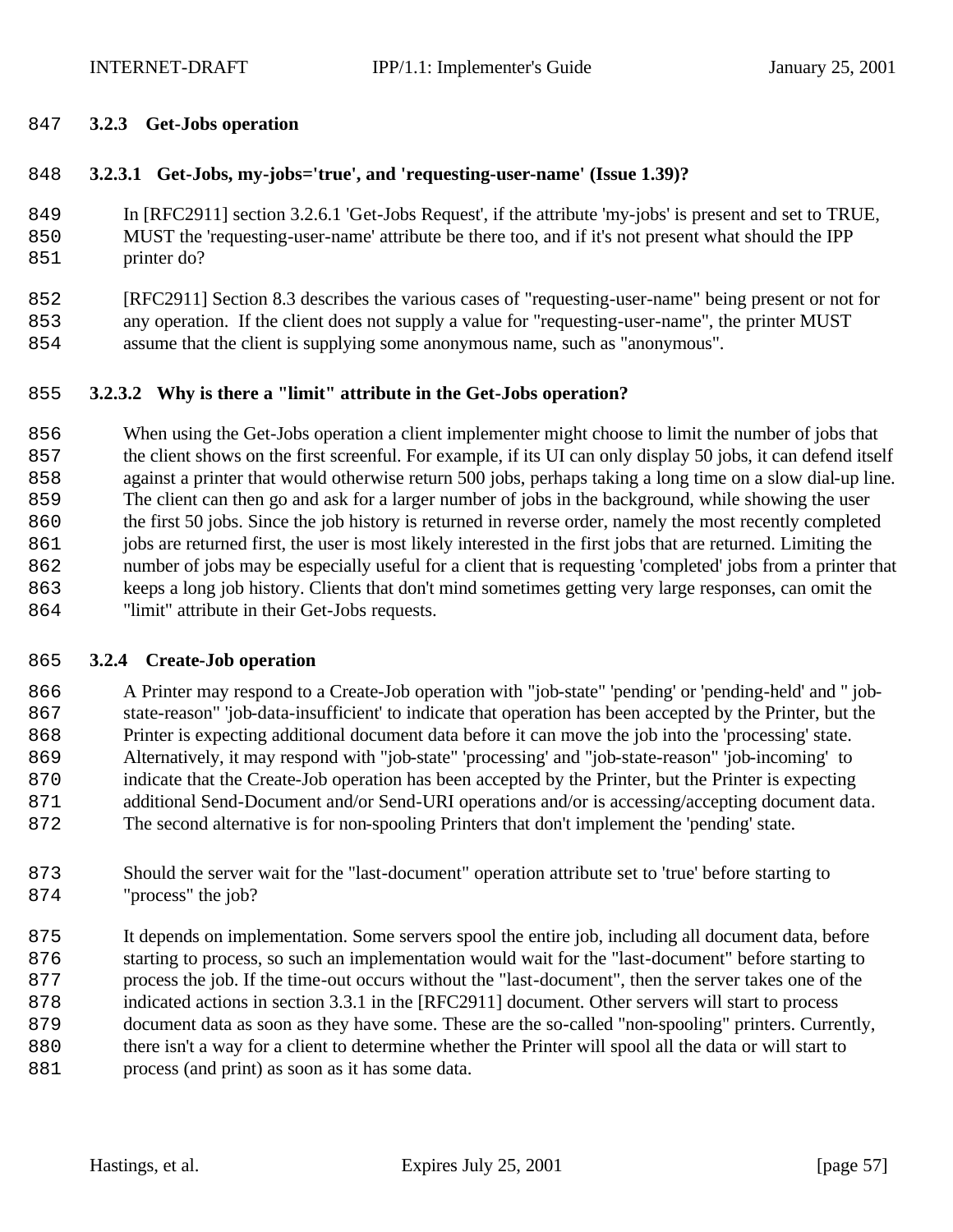### 3.2.3 Get-Jobs operation

#### 3.2.3.1 Get-Jobs, my-jobs='true', and 'requesting-user-name' (Issue 1.39)?

In [RFC2911] section 3.2.6.1 'Get-Jobs Request', if the attribute 'my-jobs' is present and set to TRUE, MUST the 'requesting-user-name' attribute be there too, and if it's not present what should the IPP printer do?

[RFC2911] Section 8.3 describes the various cases of "requesting-user-name" being present or not for any operation. If the client does not supply a value for "requesting-user-name", the printer MUST assume that the client is supplying some anonymous name, such as "anonymous".

#### 3.2.3.2 Why is there a "limit" attribute in the Get-Jobs operation?

When using the Get-Jobs operation a client implementer might choose to limit the number of jobs that the client shows on the first screenful. For example, if its UI can only display 50 jobs, it can defend itself against a printer that would otherwise return 500 jobs, perhaps taking a long time on a slow dial-up line. The client can then go and ask for a larger number of jobs in the background, while showing the user the first 50 jobs. Since the job history is returned in reverse order, namely the most recently completed jobs are returned first, the user is most likely interested in the first jobs that are returned. Limiting the number of jobs may be especially useful for a client that is requesting 'completed' jobs from a printer that keeps a long job history. Clients that don't mind sometimes getting very large responses, can omit the "limit" attribute in their Get-Jobs requests.

### 3.2.4 Create-Job operation

A Printer may respond to a Create-Job operation with "job-state" 'pending' or 'pending-held' and " job-state-reason" 'job-data-insufficient' to indicate that operation has been accepted by the Printer, but the Printer is expecting additional document data before it can move the job into the 'processing' state. Alternatively, it may respond with "job-state" 'processing' and "job-state-reason" 'job-incoming' to indicate that the Create-Job operation has been accepted by the Printer, but the Printer is expecting additional Send-Document and/or Send-URI operations and/or is accessing/accepting document data. The second alternative is for non-spooling Printers that don't implement the 'pending' state.

Should the server wait for the "last-document" operation attribute set to 'true' before starting to "process" the job?

It depends on implementation. Some servers spool the entire job, including all document data, before starting to process, so such an implementation would wait for the "last-document" before starting to process the job. If the time-out occurs without the "last-document", then the server takes one of the indicated actions in section 3.3.1 in the [RFC2911] document. Other servers will start to process document data as soon as they have some. These are the so-called "non-spooling" printers. Currently, there isn't a way for a client to determine whether the Printer will spool all the data or will start to process (and print) as soon as it has some data.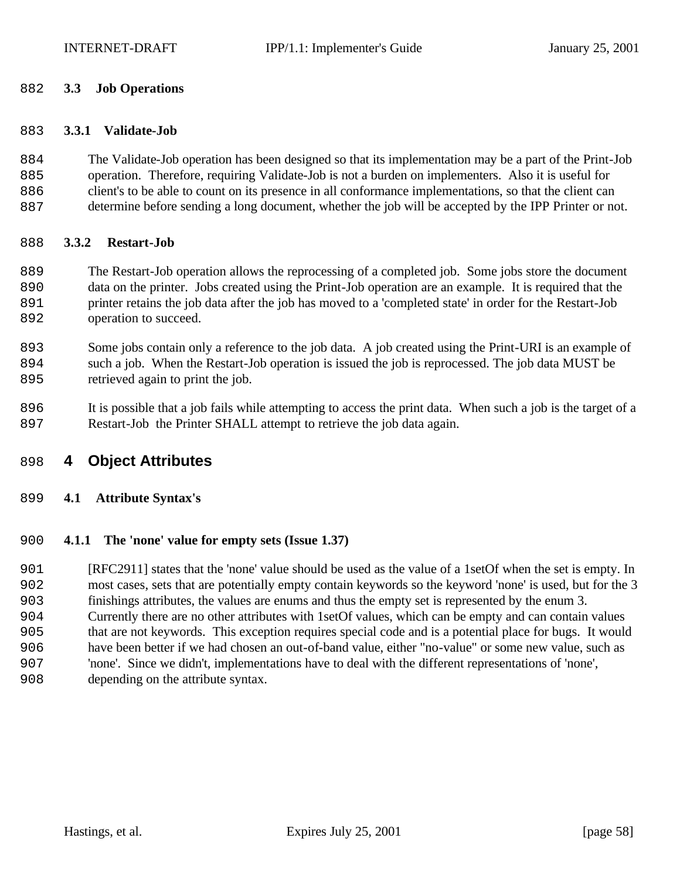### 3.3 Job Operations

#### 3.3.1 Validate-Job

The Validate-Job operation has been designed so that its implementation may be a part of the Print-Job operation. Therefore, requiring Validate-Job is not a burden on implementers. Also it is useful for client's to be able to count on its presence in all conformance implementations, so that the client can determine before sending a long document, whether the job will be accepted by the IPP Printer or not.

#### 3.3.2 Restart-Job

The Restart-Job operation allows the reprocessing of a completed job. Some jobs store the document data on the printer. Jobs created using the Print-Job operation are an example. It is required that the printer retains the job data after the job has moved to a 'completed state' in order for the Restart-Job operation to succeed.

Some jobs contain only a reference to the job data. A job created using the Print-URI is an example of such a job. When the Restart-Job operation is issued the job is reprocessed. The job data MUST be retrieved again to print the job.

It is possible that a job fails while attempting to access the print data. When such a job is the target of a Restart-Job the Printer SHALL attempt to retrieve the job data again.

# 4 Object Attributes

### 4.1 Attribute Syntax's

#### 4.1.1 The 'none' value for empty sets (Issue 1.37)

[RFC2911] states that the 'none' value should be used as the value of a 1setOf when the set is empty. In most cases, sets that are potentially empty contain keywords so the keyword 'none' is used, but for the 3 finishings attributes, the values are enums and thus the empty set is represented by the enum 3. Currently there are no other attributes with 1setOf values, which can be empty and can contain values that are not keywords. This exception requires special code and is a potential place for bugs. It would have been better if we had chosen an out-of-band value, either "no-value" or some new value, such as 'none'. Since we didn't, implementations have to deal with the different representations of 'none', depending on the attribute syntax.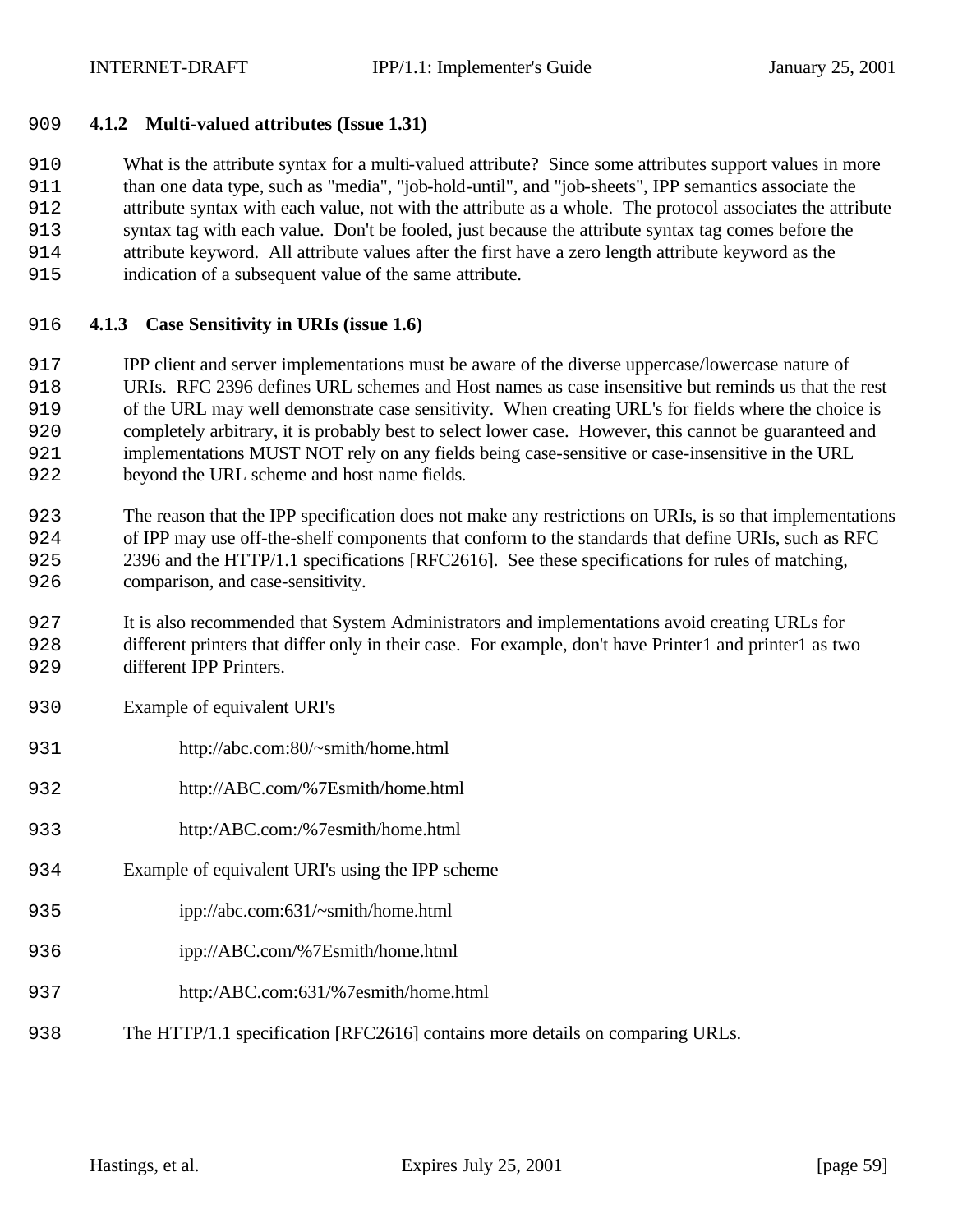### 4.1.2 Multi-valued attributes (Issue 1.31)

What is the attribute syntax for a multi-valued attribute? Since some attributes support values in more than one data type, such as "media", "job-hold-until", and "job-sheets", IPP semantics associate the attribute syntax with each value, not with the attribute as a whole. The protocol associates the attribute syntax tag with each value. Don't be fooled, just because the attribute syntax tag comes before the attribute keyword. All attribute values after the first have a zero length attribute keyword as the indication of a subsequent value of the same attribute.

### 4.1.3 Case Sensitivity in URIs (issue 1.6)

IPP client and server implementations must be aware of the diverse uppercase/lowercase nature of URIs. RFC 2396 defines URL schemes and Host names as case insensitive but reminds us that the rest of the URL may well demonstrate case sensitivity. When creating URL's for fields where the choice is completely arbitrary, it is probably best to select lower case. However, this cannot be guaranteed and implementations MUST NOT rely on any fields being case-sensitive or case-insensitive in the URL beyond the URL scheme and host name fields.

The reason that the IPP specification does not make any restrictions on URIs, is so that implementations of IPP may use off-the-shelf components that conform to the standards that define URIs, such as RFC 2396 and the HTTP/1.1 specifications [RFC2616]. See these specifications for rules of matching, comparison, and case-sensitivity.

It is also recommended that System Administrators and implementations avoid creating URLs for different printers that differ only in their case. For example, don't have Printer1 and printer1 as two different IPP Printers.

Example of equivalent URI's

http://abc.com:80/~smith/home.html

http://ABC.com/%7Esmith/home.html

http:/ABC.com:/%7esmith/home.html

Example of equivalent URI's using the IPP scheme

ipp://abc.com:631/~smith/home.html

ipp://ABC.com/%7Esmith/home.html

http:/ABC.com:631/%7esmith/home.html

The HTTP/1.1 specification [RFC2616] contains more details on comparing URLs.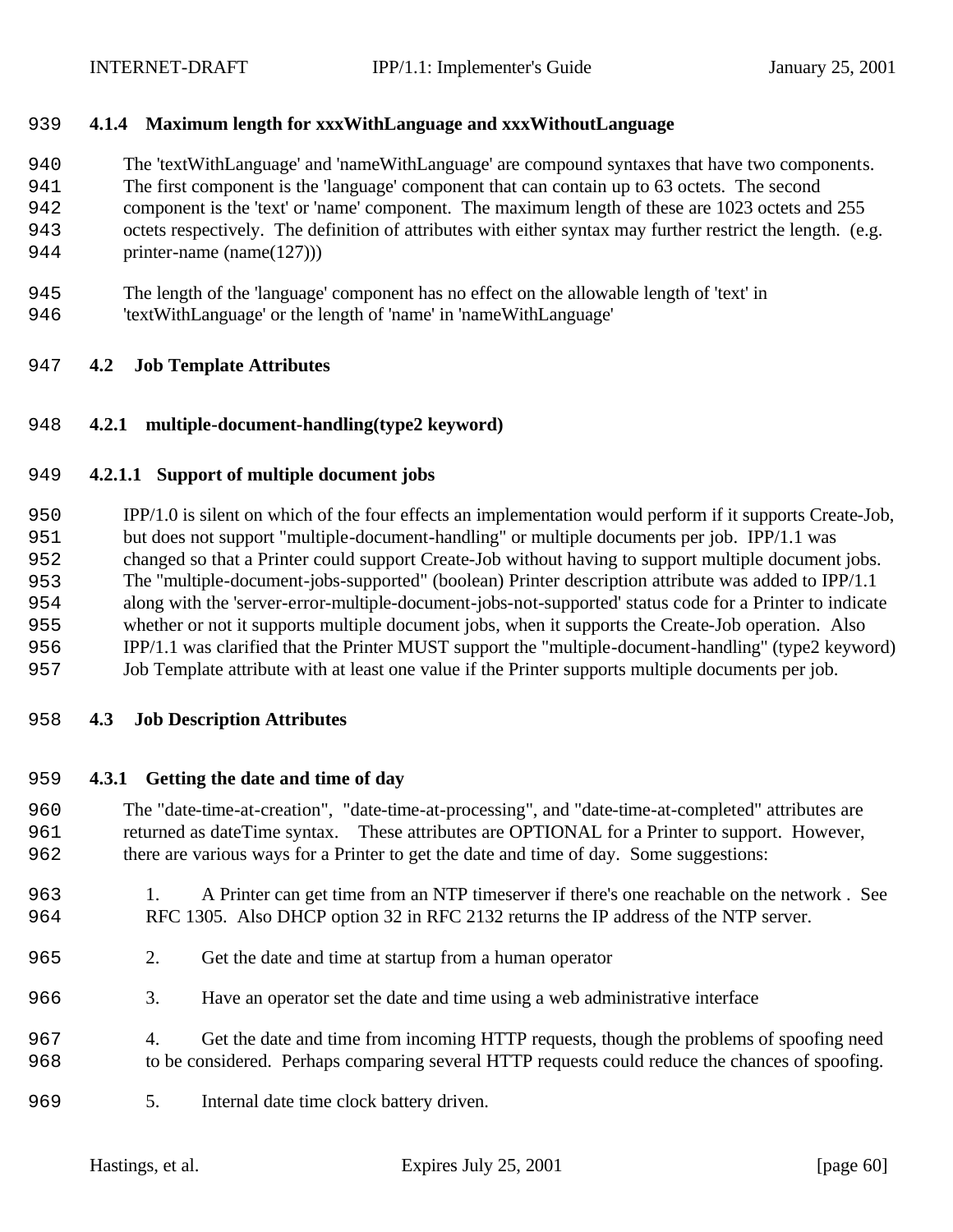### 4.1.4 Maximum length for xxxWithLanguage and xxxWithoutLanguage

The 'textWithLanguage' and 'nameWithLanguage' are compound syntaxes that have two components. The first component is the 'language' component that can contain up to 63 octets. The second component is the 'text' or 'name' component. The maximum length of these are 1023 octets and 255 octets respectively. The definition of attributes with either syntax may further restrict the length. (e.g. printer-name (name(127)))

The length of the 'language' component has no effect on the allowable length of 'text' in 'textWithLanguage' or the length of 'name' in 'nameWithLanguage'

## 4.2 Job Template Attributes

### 4.2.1 multiple-document-handling(type2 keyword)

#### 4.2.1.1 Support of multiple document jobs

IPP/1.0 is silent on which of the four effects an implementation would perform if it supports Create-Job, but does not support "multiple-document-handling" or multiple documents per job. IPP/1.1 was changed so that a Printer could support Create-Job without having to support multiple document jobs. The "multiple-document-jobs-supported" (boolean) Printer description attribute was added to IPP/1.1 along with the 'server-error-multiple-document-jobs-not-supported' status code for a Printer to indicate whether or not it supports multiple document jobs, when it supports the Create-Job operation. Also IPP/1.1 was clarified that the Printer MUST support the "multiple-document-handling" (type2 keyword) Job Template attribute with at least one value if the Printer supports multiple documents per job.

## 4.3 Job Description Attributes

### 4.3.1 Getting the date and time of day

The "date-time-at-creation", "date-time-at-processing", and "date-time-at-completed" attributes are returned as dateTime syntax. These attributes are OPTIONAL for a Printer to support. However, there are various ways for a Printer to get the date and time of day. Some suggestions:

1. A Printer can get time from an NTP timeserver if there's one reachable on the network . See RFC 1305. Also DHCP option 32 in RFC 2132 returns the IP address of the NTP server.
2. Get the date and time at startup from a human operator
3. Have an operator set the date and time using a web administrative interface
4. Get the date and time from incoming HTTP requests, though the problems of spoofing need to be considered. Perhaps comparing several HTTP requests could reduce the chances of spoofing.
5. Internal date time clock battery driven.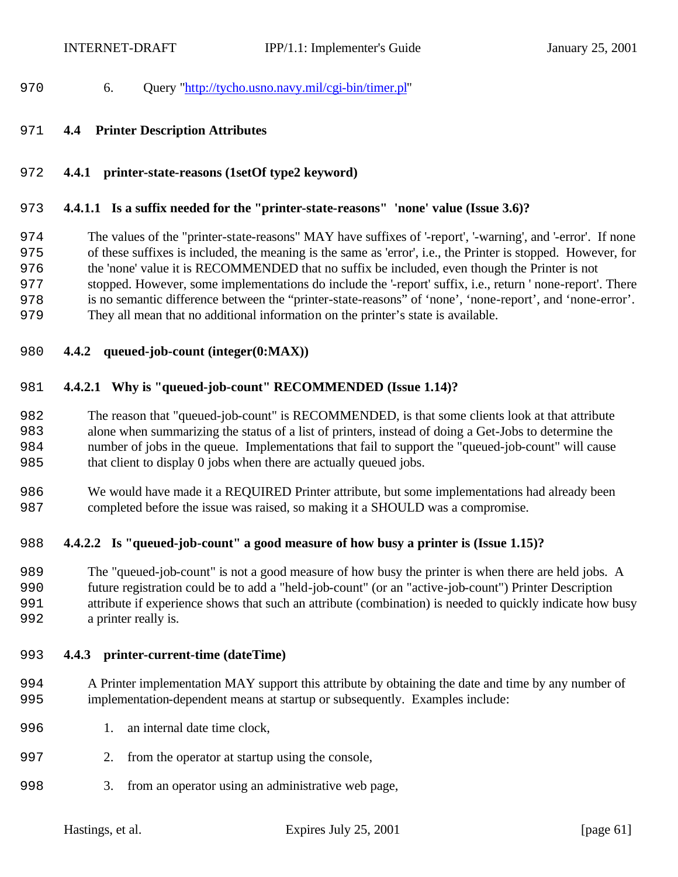6. Query "http://tycho.usno.navy.mil/cgi-bin/timer.pl"

## 4.4 Printer Description Attributes

### 4.4.1 printer-state-reasons (1setOf type2 keyword)

#### 4.4.1.1 Is a suffix needed for the "printer-state-reasons" 'none' value (Issue 3.6)?

The values of the "printer-state-reasons" MAY have suffixes of '-report', '-warning', and '-error'. If none of these suffixes is included, the meaning is the same as 'error', i.e., the Printer is stopped. However, for the 'none' value it is RECOMMENDED that no suffix be included, even though the Printer is not stopped. However, some implementations do include the '-report' suffix, i.e., return ' none-report'. There is no semantic difference between the "printer-state-reasons" of 'none', 'none-report', and 'none-error'. They all mean that no additional information on the printer's state is available.

### 4.4.2 queued-job-count (integer(0:MAX))

#### 4.4.2.1 Why is "queued-job-count" RECOMMENDED (Issue 1.14)?

The reason that "queued-job-count" is RECOMMENDED, is that some clients look at that attribute alone when summarizing the status of a list of printers, instead of doing a Get-Jobs to determine the number of jobs in the queue. Implementations that fail to support the "queued-job-count" will cause that client to display 0 jobs when there are actually queued jobs.

We would have made it a REQUIRED Printer attribute, but some implementations had already been completed before the issue was raised, so making it a SHOULD was a compromise.

#### 4.4.2.2 Is "queued-job-count" a good measure of how busy a printer is (Issue 1.15)?

The "queued-job-count" is not a good measure of how busy the printer is when there are held jobs. A future registration could be to add a "held-job-count" (or an "active-job-count") Printer Description attribute if experience shows that such an attribute (combination) is needed to quickly indicate how busy a printer really is.

### 4.4.3 printer-current-time (dateTime)

A Printer implementation MAY support this attribute by obtaining the date and time by any number of implementation-dependent means at startup or subsequently. Examples include:

1. an internal date time clock,
2. from the operator at startup using the console,
3. from an operator using an administrative web page,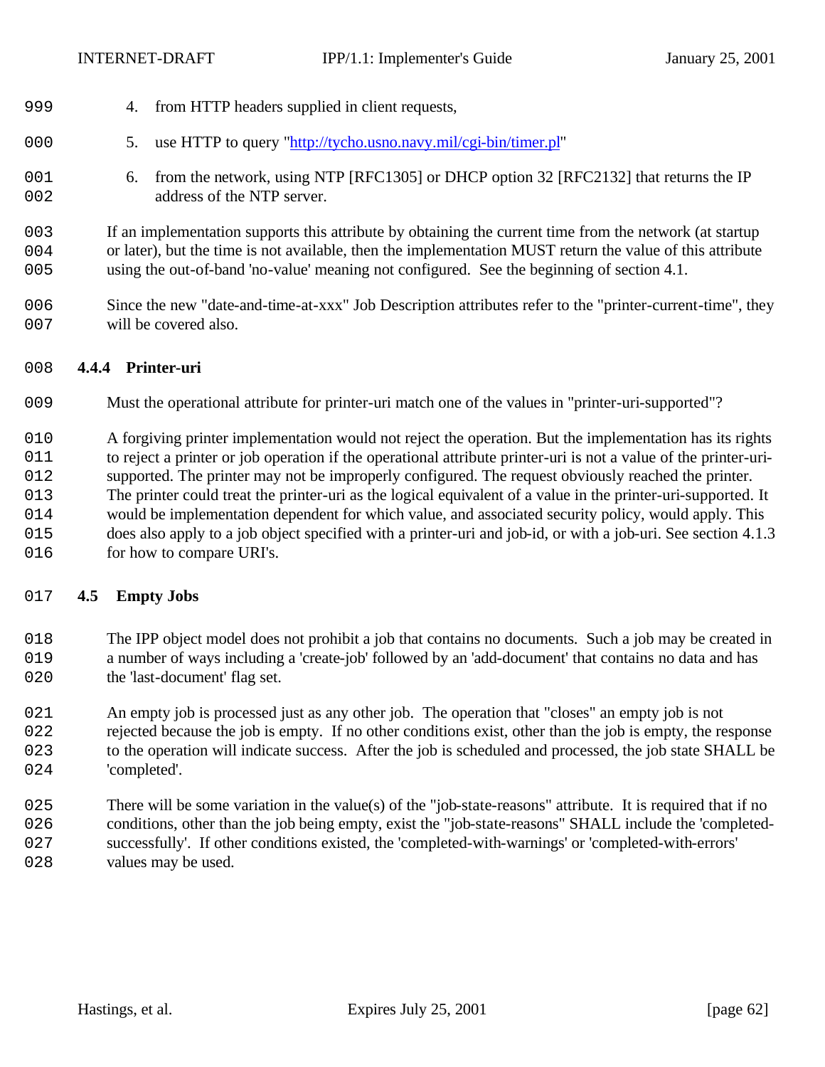4. from HTTP headers supplied in client requests,
5. use HTTP to query "http://tycho.usno.navy.mil/cgi-bin/timer.pl"
6. from the network, using NTP [RFC1305] or DHCP option 32 [RFC2132] that returns the IP address of the NTP server.

If an implementation supports this attribute by obtaining the current time from the network (at startup or later), but the time is not available, then the implementation MUST return the value of this attribute using the out-of-band 'no-value' meaning not configured. See the beginning of section 4.1.

Since the new "date-and-time-at-xxx" Job Description attributes refer to the "printer-current-time", they will be covered also.

### 4.4.4 Printer-uri

Must the operational attribute for printer-uri match one of the values in "printer-uri-supported"?

A forgiving printer implementation would not reject the operation. But the implementation has its rights to reject a printer or job operation if the operational attribute printer-uri is not a value of the printer-uri-supported. The printer may not be improperly configured. The request obviously reached the printer. The printer could treat the printer-uri as the logical equivalent of a value in the printer-uri-supported. It would be implementation dependent for which value, and associated security policy, would apply. This does also apply to a job object specified with a printer-uri and job-id, or with a job-uri. See section 4.1.3 for how to compare URI's.

## 4.5 Empty Jobs

The IPP object model does not prohibit a job that contains no documents. Such a job may be created in a number of ways including a 'create-job' followed by an 'add-document' that contains no data and has the 'last-document' flag set.

An empty job is processed just as any other job. The operation that "closes" an empty job is not rejected because the job is empty. If no other conditions exist, other than the job is empty, the response to the operation will indicate success. After the job is scheduled and processed, the job state SHALL be 'completed'.

There will be some variation in the value(s) of the "job-state-reasons" attribute. It is required that if no conditions, other than the job being empty, exist the "job-state-reasons" SHALL include the 'completed-successfully'. If other conditions existed, the 'completed-with-warnings' or 'completed-with-errors' values may be used.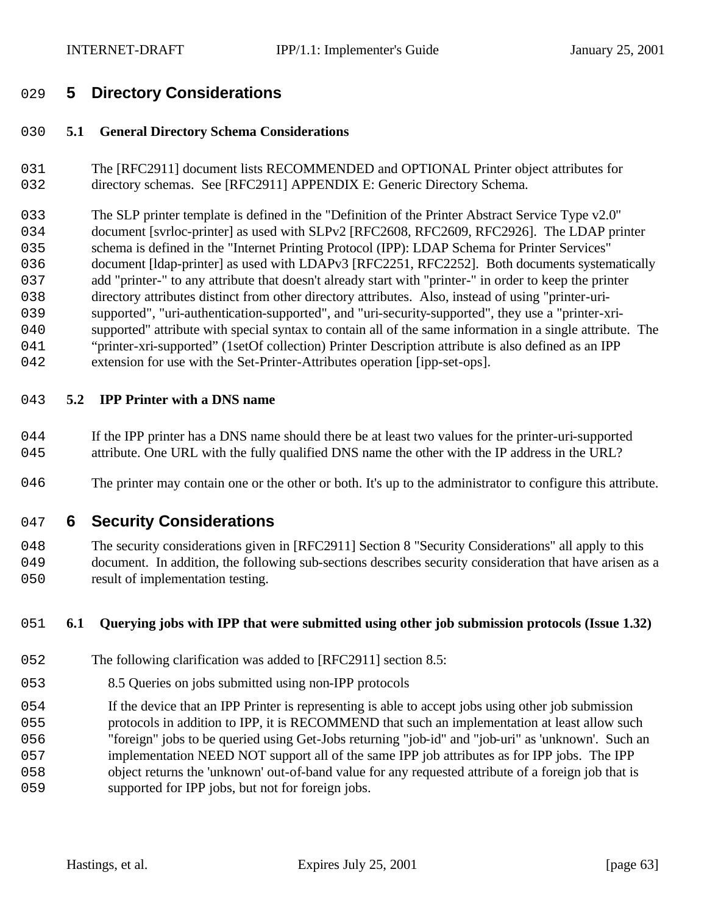# 5 Directory Considerations

## 5.1 General Directory Schema Considerations

The [RFC2911] document lists RECOMMENDED and OPTIONAL Printer object attributes for directory schemas. See [RFC2911] APPENDIX E: Generic Directory Schema.

The SLP printer template is defined in the "Definition of the Printer Abstract Service Type v2.0" document [svrloc-printer] as used with SLPv2 [RFC2608, RFC2609, RFC2926]. The LDAP printer schema is defined in the "Internet Printing Protocol (IPP): LDAP Schema for Printer Services" document [ldap-printer] as used with LDAPv3 [RFC2251, RFC2252]. Both documents systematically add "printer-" to any attribute that doesn't already start with "printer-" in order to keep the printer directory attributes distinct from other directory attributes. Also, instead of using "printer-uri-supported", "uri-authentication-supported", and "uri-security-supported", they use a "printer-xri-supported" attribute with special syntax to contain all of the same information in a single attribute. The "printer-xri-supported" (1setOf collection) Printer Description attribute is also defined as an IPP extension for use with the Set-Printer-Attributes operation [ipp-set-ops].

## 5.2 IPP Printer with a DNS name

If the IPP printer has a DNS name should there be at least two values for the printer-uri-supported attribute. One URL with the fully qualified DNS name the other with the IP address in the URL?

The printer may contain one or the other or both. It's up to the administrator to configure this attribute.

# 6 Security Considerations

The security considerations given in [RFC2911] Section 8 "Security Considerations" all apply to this document. In addition, the following sub-sections describes security consideration that have arisen as a result of implementation testing.

## 6.1 Querying jobs with IPP that were submitted using other job submission protocols (Issue 1.32)

The following clarification was added to [RFC2911] section 8.5:

8.5 Queries on jobs submitted using non-IPP protocols

If the device that an IPP Printer is representing is able to accept jobs using other job submission protocols in addition to IPP, it is RECOMMEND that such an implementation at least allow such "foreign" jobs to be queried using Get-Jobs returning "job-id" and "job-uri" as 'unknown'. Such an implementation NEED NOT support all of the same IPP job attributes as for IPP jobs. The IPP object returns the 'unknown' out-of-band value for any requested attribute of a foreign job that is supported for IPP jobs, but not for foreign jobs.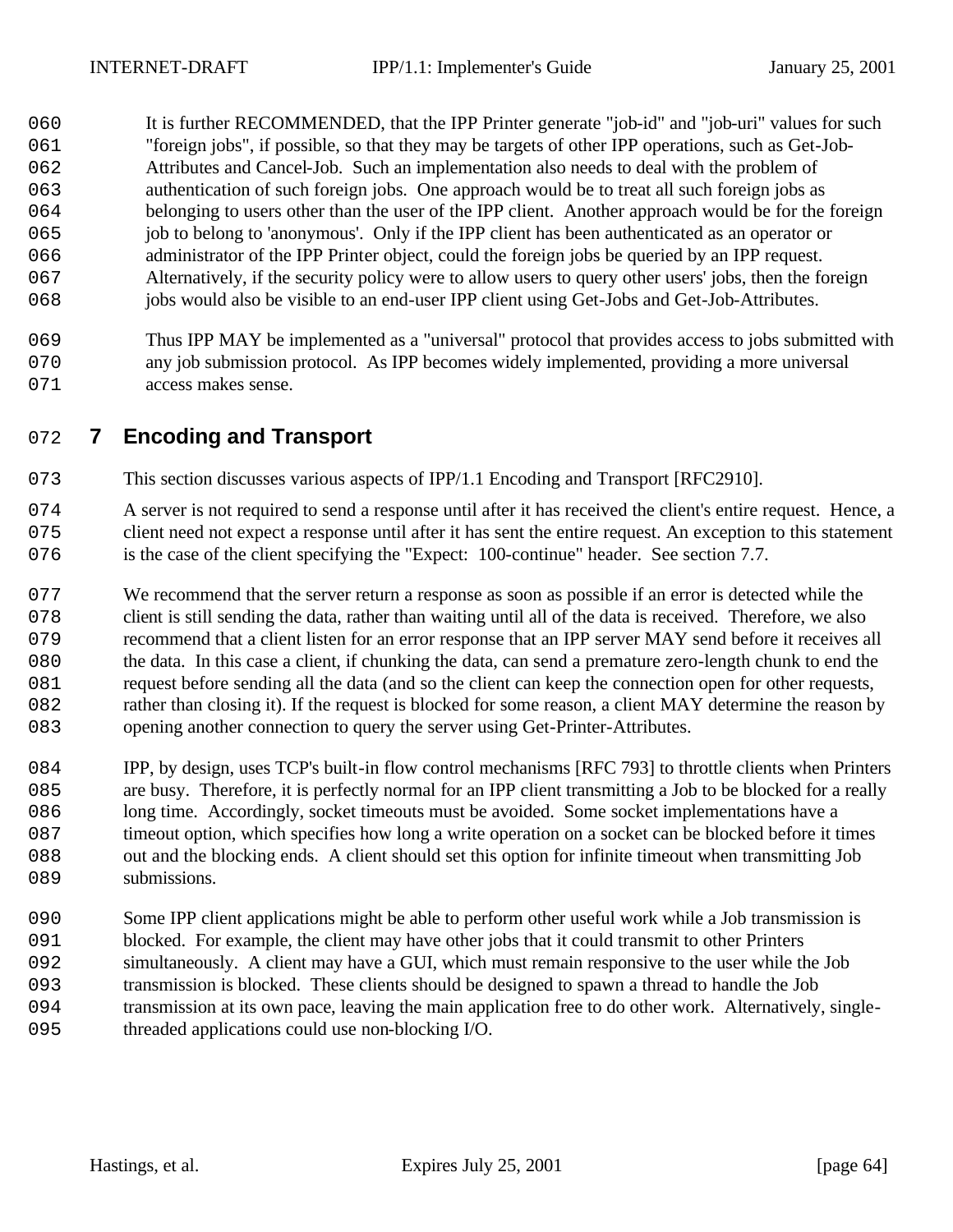It is further RECOMMENDED, that the IPP Printer generate "job-id" and "job-uri" values for such "foreign jobs", if possible, so that they may be targets of other IPP operations, such as Get-Job-Attributes and Cancel-Job. Such an implementation also needs to deal with the problem of authentication of such foreign jobs. One approach would be to treat all such foreign jobs as belonging to users other than the user of the IPP client. Another approach would be for the foreign job to belong to 'anonymous'. Only if the IPP client has been authenticated as an operator or administrator of the IPP Printer object, could the foreign jobs be queried by an IPP request. Alternatively, if the security policy were to allow users to query other users' jobs, then the foreign jobs would also be visible to an end-user IPP client using Get-Jobs and Get-Job-Attributes.

Thus IPP MAY be implemented as a "universal" protocol that provides access to jobs submitted with any job submission protocol. As IPP becomes widely implemented, providing a more universal access makes sense.

# 7 Encoding and Transport

This section discusses various aspects of IPP/1.1 Encoding and Transport [RFC2910].

A server is not required to send a response until after it has received the client's entire request. Hence, a client need not expect a response until after it has sent the entire request. An exception to this statement is the case of the client specifying the "Expect: 100-continue" header. See section 7.7.

We recommend that the server return a response as soon as possible if an error is detected while the client is still sending the data, rather than waiting until all of the data is received. Therefore, we also recommend that a client listen for an error response that an IPP server MAY send before it receives all the data. In this case a client, if chunking the data, can send a premature zero-length chunk to end the request before sending all the data (and so the client can keep the connection open for other requests, rather than closing it). If the request is blocked for some reason, a client MAY determine the reason by opening another connection to query the server using Get-Printer-Attributes.

IPP, by design, uses TCP's built-in flow control mechanisms [RFC 793] to throttle clients when Printers are busy. Therefore, it is perfectly normal for an IPP client transmitting a Job to be blocked for a really long time. Accordingly, socket timeouts must be avoided. Some socket implementations have a timeout option, which specifies how long a write operation on a socket can be blocked before it times out and the blocking ends. A client should set this option for infinite timeout when transmitting Job submissions.

Some IPP client applications might be able to perform other useful work while a Job transmission is blocked. For example, the client may have other jobs that it could transmit to other Printers simultaneously. A client may have a GUI, which must remain responsive to the user while the Job transmission is blocked. These clients should be designed to spawn a thread to handle the Job transmission at its own pace, leaving the main application free to do other work. Alternatively, single-threaded applications could use non-blocking I/O.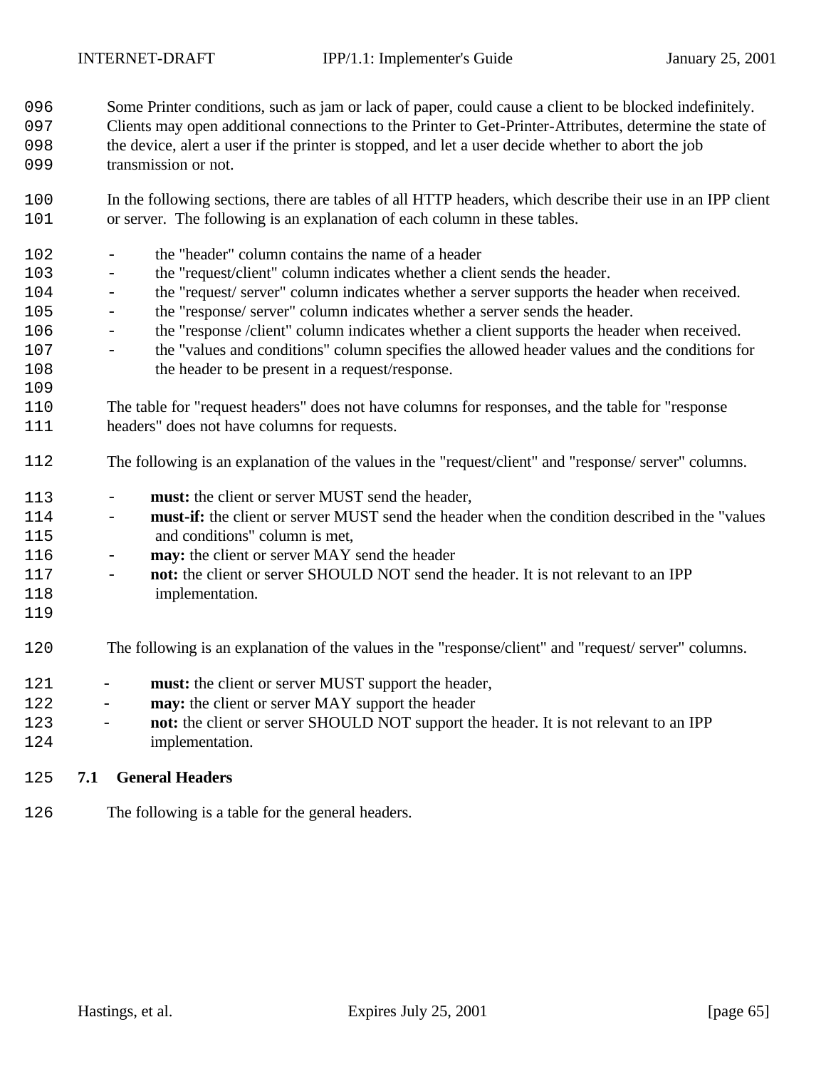Some Printer conditions, such as jam or lack of paper, could cause a client to be blocked indefinitely. Clients may open additional connections to the Printer to Get-Printer-Attributes, determine the state of the device, alert a user if the printer is stopped, and let a user decide whether to abort the job transmission or not.

In the following sections, there are tables of all HTTP headers, which describe their use in an IPP client or server. The following is an explanation of each column in these tables.

- the "header" column contains the name of a header
- the "request/client" column indicates whether a client sends the header.
- the "request/ server" column indicates whether a server supports the header when received.
- the "response/ server" column indicates whether a server sends the header.
- the "response /client" column indicates whether a client supports the header when received.
- the "values and conditions" column specifies the allowed header values and the conditions for the header to be present in a request/response.

The table for "request headers" does not have columns for responses, and the table for "response headers" does not have columns for requests.

The following is an explanation of the values in the "request/client" and "response/ server" columns.

- **must:** the client or server MUST send the header,
- **must-if:** the client or server MUST send the header when the condition described in the "values and conditions" column is met,
- **may:** the client or server MAY send the header
- **not:** the client or server SHOULD NOT send the header. It is not relevant to an IPP implementation.

The following is an explanation of the values in the "response/client" and "request/ server" columns.

- **must:** the client or server MUST support the header,
- **may:** the client or server MAY support the header
- **not:** the client or server SHOULD NOT support the header. It is not relevant to an IPP implementation.

## 7.1 General Headers

The following is a table for the general headers.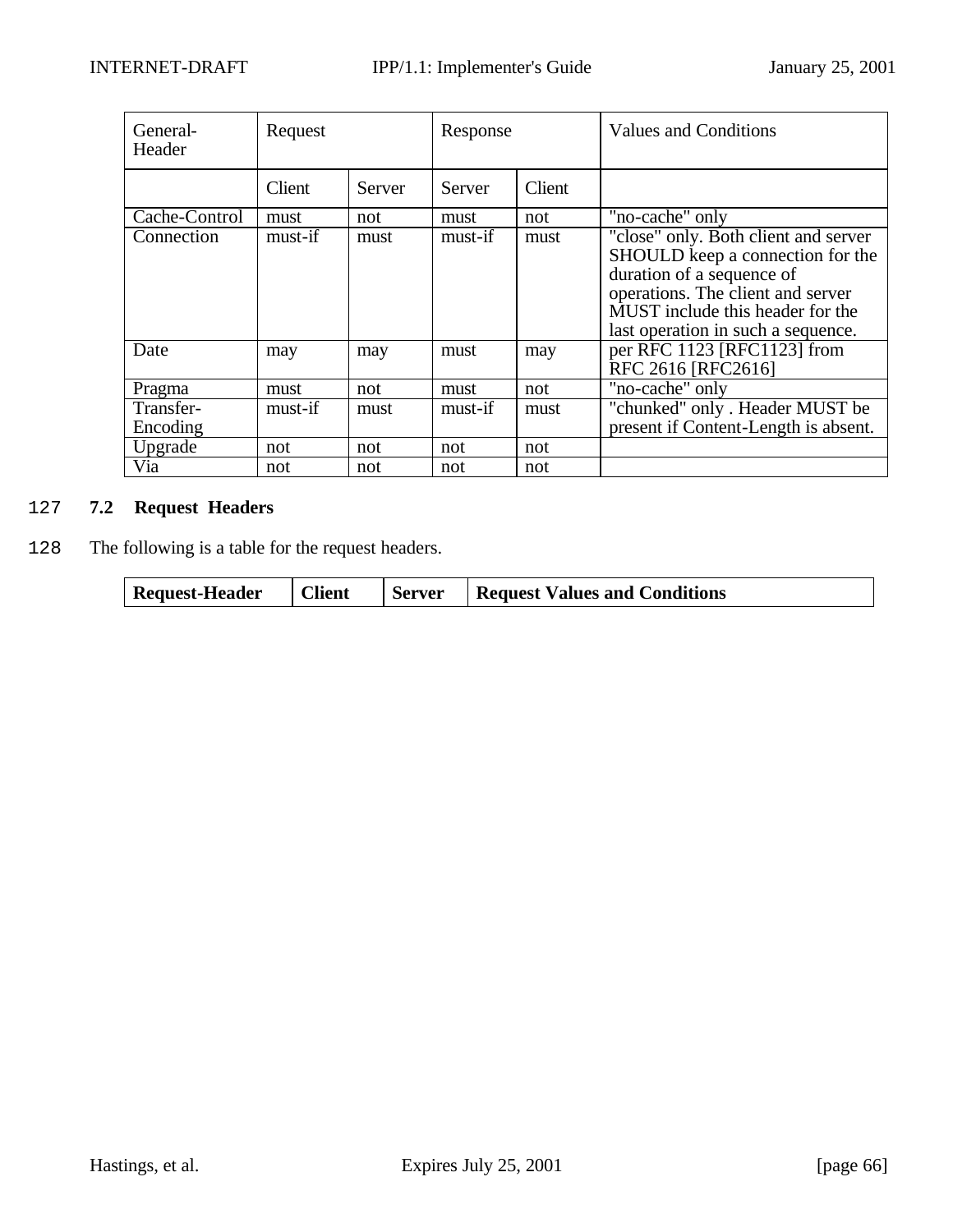| General-Header | Request | | Response | | Values and Conditions |
|---|---|---|---|---|---|
| | Client | Server | Server | Client | |
| Cache-Control | must | not | must | not | "no-cache" only |
| Connection | must-if | must | must-if | must | "close" only. Both client and server SHOULD keep a connection for the duration of a sequence of operations. The client and server MUST include this header for the last operation in such a sequence. |
| Date | may | may | must | may | per RFC 1123 [RFC1123] from RFC 2616 [RFC2616] |
| Pragma | must | not | must | not | "no-cache" only |
| Transfer-Encoding | must-if | must | must-if | must | "chunked" only . Header MUST be present if Content-Length is absent. |
| Upgrade | not | not | not | not | |
| Via | not | not | not | not | |

127 ### 7.2 Request Headers

128 The following is a table for the request headers.

| **Request-Header** | **Client** | **Server** | **Request Values and Conditions** |
|---|---|---|---|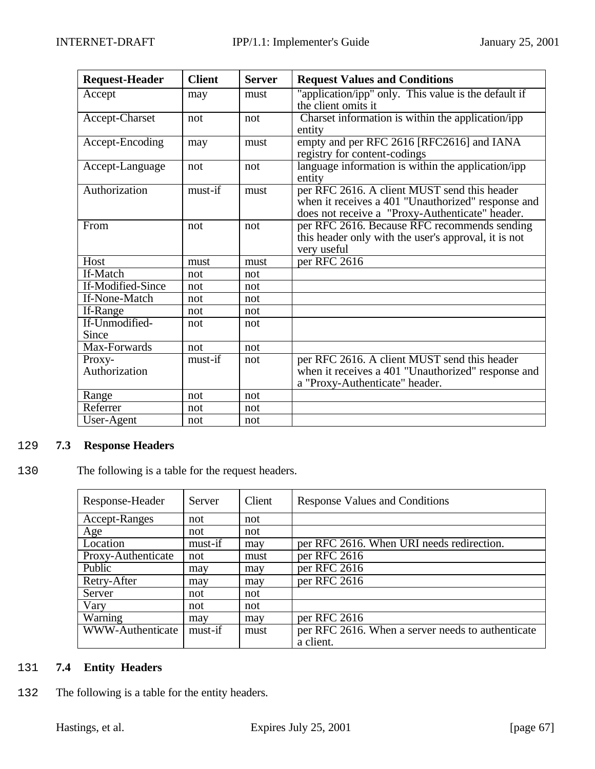| **Request-Header** | **Client** | **Server** | **Request Values and Conditions** |
|---|---|---|---|
| Accept | may | must | "application/ipp" only. This value is the default if the client omits it |
| Accept-Charset | not | not | Charset information is within the application/ipp entity |
| Accept-Encoding | may | must | empty and per RFC 2616 [RFC2616] and IANA registry for content-codings |
| Accept-Language | not | not | language information is within the application/ipp entity |
| Authorization | must-if | must | per RFC 2616. A client MUST send this header when it receives a 401 "Unauthorized" response and does not receive a "Proxy-Authenticate" header. |
| From | not | not | per RFC 2616. Because RFC recommends sending this header only with the user's approval, it is not very useful |
| Host | must | must | per RFC 2616 |
| If-Match | not | not | |
| If-Modified-Since | not | not | |
| If-None-Match | not | not | |
| If-Range | not | not | |
| If-Unmodified-Since | not | not | |
| Max-Forwards | not | not | |
| Proxy-Authorization | must-if | not | per RFC 2616. A client MUST send this header when it receives a 401 "Unauthorized" response and a "Proxy-Authenticate" header. |
| Range | not | not | |
| Referrer | not | not | |
| User-Agent | not | not | |

129 **7.3 Response Headers**

130 The following is a table for the request headers.

| Response-Header | Server | Client | Response Values and Conditions |
|---|---|---|---|
| Accept-Ranges | not | not | |
| Age | not | not | |
| Location | must-if | may | per RFC 2616. When URI needs redirection. |
| Proxy-Authenticate | not | must | per RFC 2616 |
| Public | may | may | per RFC 2616 |
| Retry-After | may | may | per RFC 2616 |
| Server | not | not | |
| Vary | not | not | |
| Warning | may | may | per RFC 2616 |
| WWW-Authenticate | must-if | must | per RFC 2616. When a server needs to authenticate a client. |

131 **7.4 Entity Headers**

132 The following is a table for the entity headers.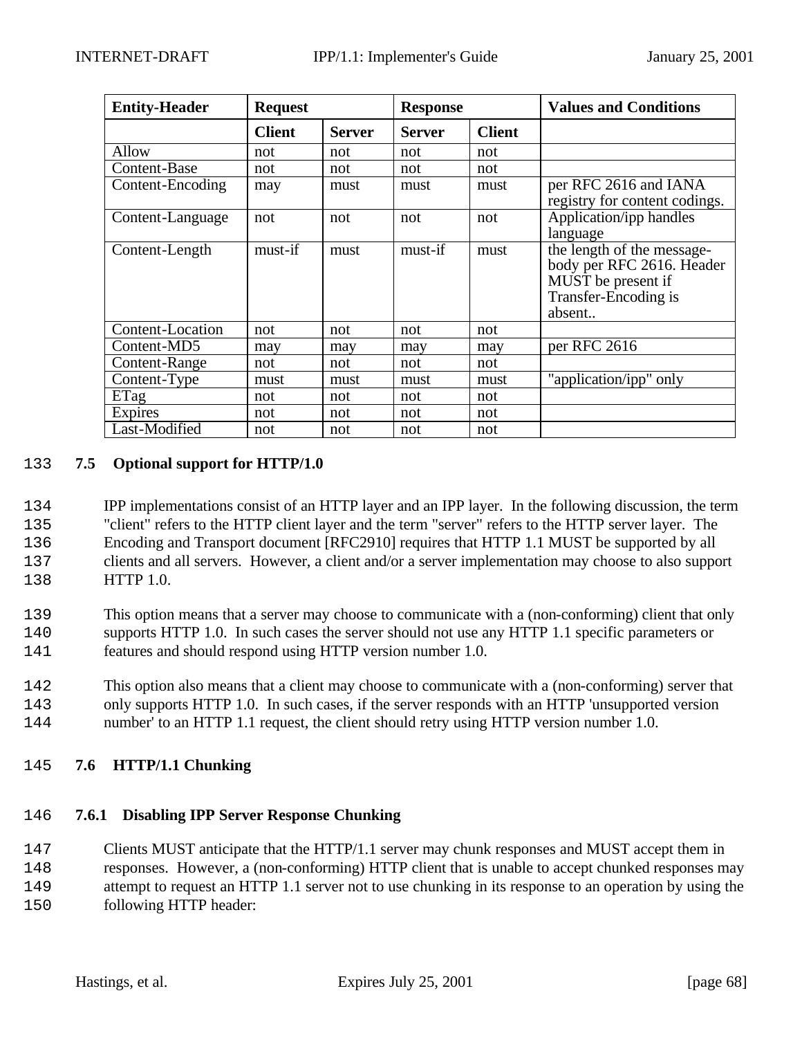| Entity-Header | Request | | Response | | Values and Conditions |
|---|---|---|---|---|---|
| | Client | Server | Server | Client | |
| Allow | not | not | not | not | |
| Content-Base | not | not | not | not | |
| Content-Encoding | may | must | must | must | per RFC 2616 and IANA registry for content codings. |
| Content-Language | not | not | not | not | Application/ipp handles language |
| Content-Length | must-if | must | must-if | must | the length of the message-body per RFC 2616. Header MUST be present if Transfer-Encoding is absent.. |
| Content-Location | not | not | not | not | |
| Content-MD5 | may | may | may | may | per RFC 2616 |
| Content-Range | not | not | not | not | |
| Content-Type | must | must | must | must | "application/ipp" only |
| ETag | not | not | not | not | |
| Expires | not | not | not | not | |
| Last-Modified | not | not | not | not | |

133 **7.5 Optional support for HTTP/1.0**

134 IPP implementations consist of an HTTP layer and an IPP layer. In the following discussion, the term
135 "client" refers to the HTTP client layer and the term "server" refers to the HTTP server layer. The
136 Encoding and Transport document [RFC2910] requires that HTTP 1.1 MUST be supported by all
137 clients and all servers. However, a client and/or a server implementation may choose to also support
138 HTTP 1.0.

139 This option means that a server may choose to communicate with a (non-conforming) client that only
140 supports HTTP 1.0. In such cases the server should not use any HTTP 1.1 specific parameters or
141 features and should respond using HTTP version number 1.0.

142 This option also means that a client may choose to communicate with a (non-conforming) server that
143 only supports HTTP 1.0. In such cases, if the server responds with an HTTP 'unsupported version
144 number' to an HTTP 1.1 request, the client should retry using HTTP version number 1.0.

145 **7.6 HTTP/1.1 Chunking**

146 **7.6.1 Disabling IPP Server Response Chunking**

147 Clients MUST anticipate that the HTTP/1.1 server may chunk responses and MUST accept them in
148 responses. However, a (non-conforming) HTTP client that is unable to accept chunked responses may
149 attempt to request an HTTP 1.1 server not to use chunking in its response to an operation by using the
150 following HTTP header: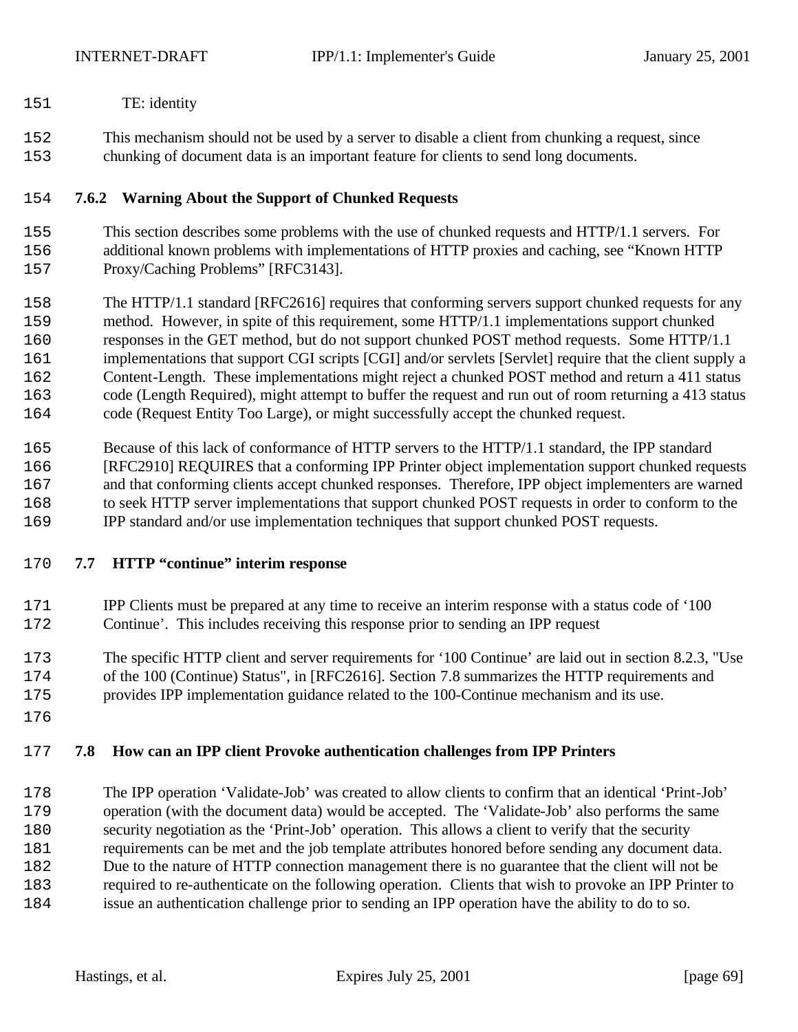TE: identity

This mechanism should not be used by a server to disable a client from chunking a request, since chunking of document data is an important feature for clients to send long documents.

#### 7.6.2 Warning About the Support of Chunked Requests

This section describes some problems with the use of chunked requests and HTTP/1.1 servers. For additional known problems with implementations of HTTP proxies and caching, see “Known HTTP Proxy/Caching Problems” [RFC3143].

The HTTP/1.1 standard [RFC2616] requires that conforming servers support chunked requests for any method. However, in spite of this requirement, some HTTP/1.1 implementations support chunked responses in the GET method, but do not support chunked POST method requests. Some HTTP/1.1 implementations that support CGI scripts [CGI] and/or servlets [Servlet] require that the client supply a Content-Length. These implementations might reject a chunked POST method and return a 411 status code (Length Required), might attempt to buffer the request and run out of room returning a 413 status code (Request Entity Too Large), or might successfully accept the chunked request.

Because of this lack of conformance of HTTP servers to the HTTP/1.1 standard, the IPP standard [RFC2910] REQUIRES that a conforming IPP Printer object implementation support chunked requests and that conforming clients accept chunked responses. Therefore, IPP object implementers are warned to seek HTTP server implementations that support chunked POST requests in order to conform to the IPP standard and/or use implementation techniques that support chunked POST requests.

### 7.7 HTTP “continue” interim response

IPP Clients must be prepared at any time to receive an interim response with a status code of ‘100 Continue’. This includes receiving this response prior to sending an IPP request

The specific HTTP client and server requirements for ‘100 Continue’ are laid out in section 8.2.3, "Use of the 100 (Continue) Status", in [RFC2616]. Section 7.8 summarizes the HTTP requirements and provides IPP implementation guidance related to the 100-Continue mechanism and its use.

### 7.8 How can an IPP client Provoke authentication challenges from IPP Printers

The IPP operation ‘Validate-Job’ was created to allow clients to confirm that an identical ‘Print-Job’ operation (with the document data) would be accepted. The ‘Validate-Job’ also performs the same security negotiation as the ‘Print-Job’ operation. This allows a client to verify that the security requirements can be met and the job template attributes honored before sending any document data. Due to the nature of HTTP connection management there is no guarantee that the client will not be required to re-authenticate on the following operation. Clients that wish to provoke an IPP Printer to issue an authentication challenge prior to sending an IPP operation have the ability to do to so.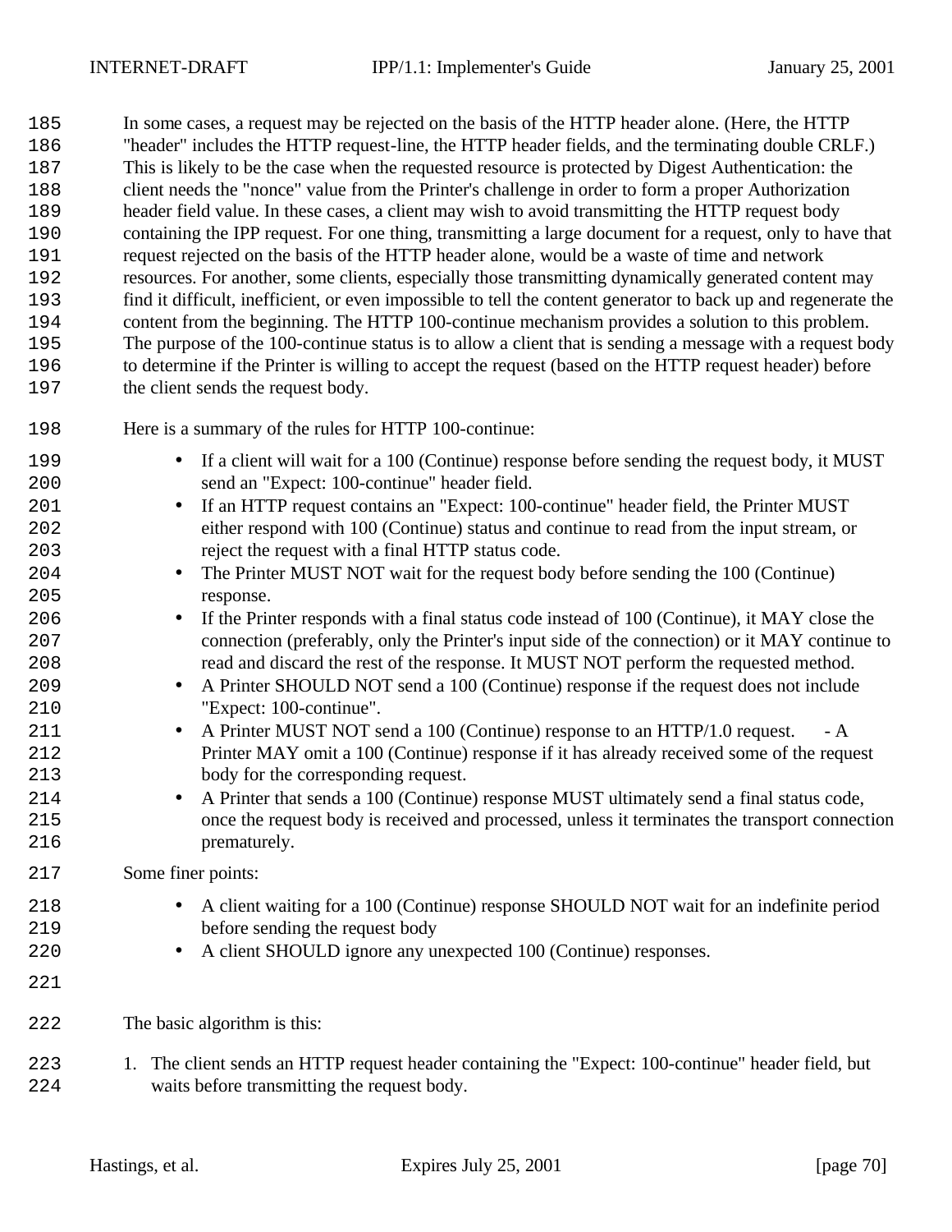In some cases, a request may be rejected on the basis of the HTTP header alone. (Here, the HTTP "header" includes the HTTP request-line, the HTTP header fields, and the terminating double CRLF.) This is likely to be the case when the requested resource is protected by Digest Authentication: the client needs the "nonce" value from the Printer's challenge in order to form a proper Authorization header field value. In these cases, a client may wish to avoid transmitting the HTTP request body containing the IPP request. For one thing, transmitting a large document for a request, only to have that request rejected on the basis of the HTTP header alone, would be a waste of time and network resources. For another, some clients, especially those transmitting dynamically generated content may find it difficult, inefficient, or even impossible to tell the content generator to back up and regenerate the content from the beginning. The HTTP 100-continue mechanism provides a solution to this problem. The purpose of the 100-continue status is to allow a client that is sending a message with a request body to determine if the Printer is willing to accept the request (based on the HTTP request header) before the client sends the request body.

Here is a summary of the rules for HTTP 100-continue:

- If a client will wait for a 100 (Continue) response before sending the request body, it MUST send an "Expect: 100-continue" header field.
- If an HTTP request contains an "Expect: 100-continue" header field, the Printer MUST either respond with 100 (Continue) status and continue to read from the input stream, or reject the request with a final HTTP status code.
- The Printer MUST NOT wait for the request body before sending the 100 (Continue) response.
- If the Printer responds with a final status code instead of 100 (Continue), it MAY close the connection (preferably, only the Printer's input side of the connection) or it MAY continue to read and discard the rest of the response. It MUST NOT perform the requested method.
- A Printer SHOULD NOT send a 100 (Continue) response if the request does not include "Expect: 100-continue".
- A Printer MUST NOT send a 100 (Continue) response to an HTTP/1.0 request. - A Printer MAY omit a 100 (Continue) response if it has already received some of the request body for the corresponding request.
- A Printer that sends a 100 (Continue) response MUST ultimately send a final status code, once the request body is received and processed, unless it terminates the transport connection prematurely.

Some finer points:

- A client waiting for a 100 (Continue) response SHOULD NOT wait for an indefinite period before sending the request body
- A client SHOULD ignore any unexpected 100 (Continue) responses.

The basic algorithm is this:

1. The client sends an HTTP request header containing the "Expect: 100-continue" header field, but waits before transmitting the request body.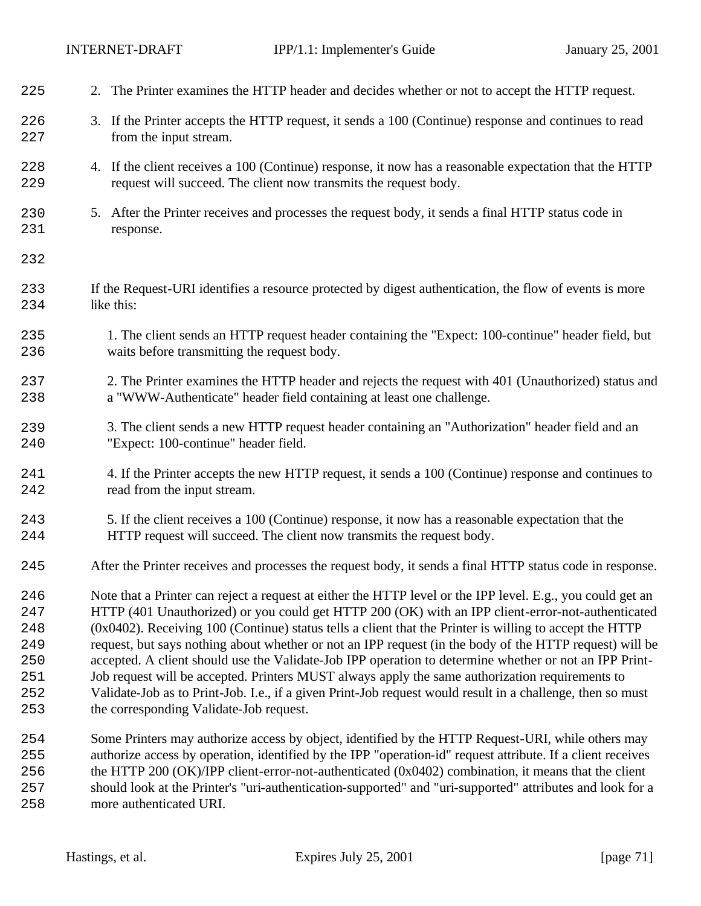2. The Printer examines the HTTP header and decides whether or not to accept the HTTP request.

3. If the Printer accepts the HTTP request, it sends a 100 (Continue) response and continues to read from the input stream.

4. If the client receives a 100 (Continue) response, it now has a reasonable expectation that the HTTP request will succeed. The client now transmits the request body.

5. After the Printer receives and processes the request body, it sends a final HTTP status code in response.

If the Request-URI identifies a resource protected by digest authentication, the flow of events is more like this:

1. The client sends an HTTP request header containing the "Expect: 100-continue" header field, but waits before transmitting the request body.

2. The Printer examines the HTTP header and rejects the request with 401 (Unauthorized) status and a "WWW-Authenticate" header field containing at least one challenge.

3. The client sends a new HTTP request header containing an "Authorization" header field and an "Expect: 100-continue" header field.

4. If the Printer accepts the new HTTP request, it sends a 100 (Continue) response and continues to read from the input stream.

5. If the client receives a 100 (Continue) response, it now has a reasonable expectation that the HTTP request will succeed. The client now transmits the request body.

After the Printer receives and processes the request body, it sends a final HTTP status code in response.

Note that a Printer can reject a request at either the HTTP level or the IPP level. E.g., you could get an HTTP (401 Unauthorized) or you could get HTTP 200 (OK) with an IPP client-error-not-authenticated (0x0402). Receiving 100 (Continue) status tells a client that the Printer is willing to accept the HTTP request, but says nothing about whether or not an IPP request (in the body of the HTTP request) will be accepted. A client should use the Validate-Job IPP operation to determine whether or not an IPP Print-Job request will be accepted. Printers MUST always apply the same authorization requirements to Validate-Job as to Print-Job. I.e., if a given Print-Job request would result in a challenge, then so must the corresponding Validate-Job request.

Some Printers may authorize access by object, identified by the HTTP Request-URI, while others may authorize access by operation, identified by the IPP "operation-id" request attribute. If a client receives the HTTP 200 (OK)/IPP client-error-not-authenticated (0x0402) combination, it means that the client should look at the Printer's "uri-authentication-supported" and "uri-supported" attributes and look for a more authenticated URI.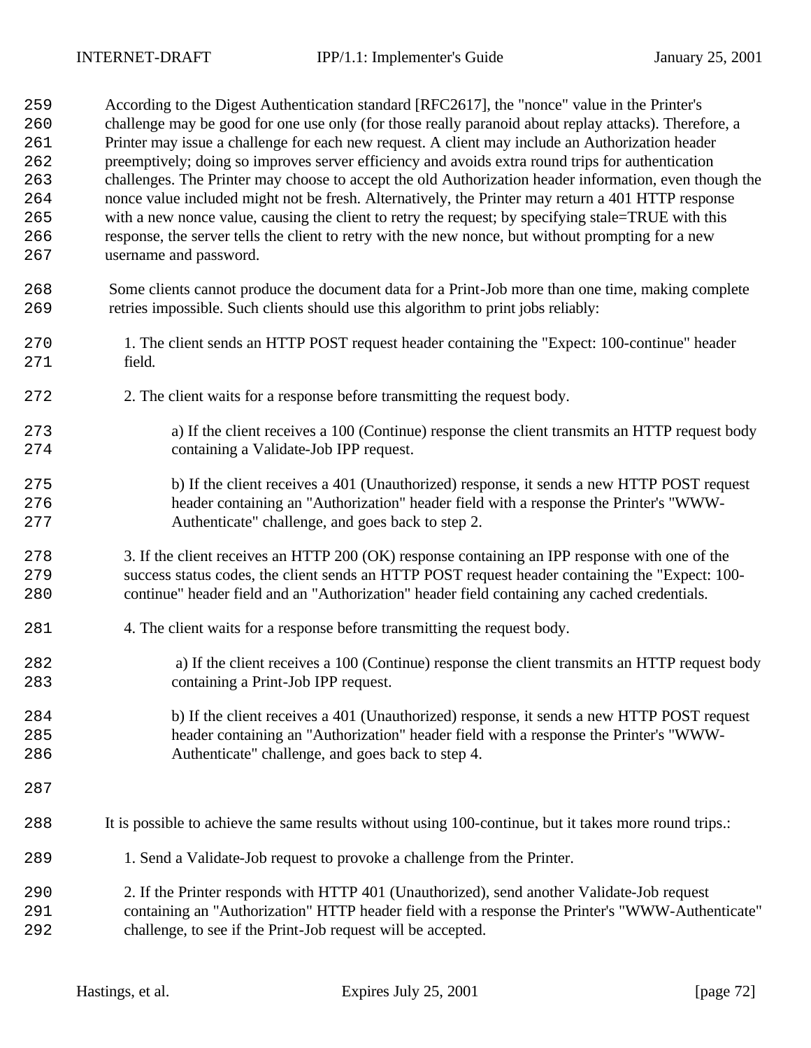According to the Digest Authentication standard [RFC2617], the "nonce" value in the Printer's challenge may be good for one use only (for those really paranoid about replay attacks). Therefore, a Printer may issue a challenge for each new request. A client may include an Authorization header preemptively; doing so improves server efficiency and avoids extra round trips for authentication challenges. The Printer may choose to accept the old Authorization header information, even though the nonce value included might not be fresh. Alternatively, the Printer may return a 401 HTTP response with a new nonce value, causing the client to retry the request; by specifying stale=TRUE with this response, the server tells the client to retry with the new nonce, but without prompting for a new username and password.

Some clients cannot produce the document data for a Print-Job more than one time, making complete retries impossible. Such clients should use this algorithm to print jobs reliably:

1. The client sends an HTTP POST request header containing the "Expect: 100-continue" header field.

2. The client waits for a response before transmitting the request body.

   a) If the client receives a 100 (Continue) response the client transmits an HTTP request body containing a Validate-Job IPP request.

   b) If the client receives a 401 (Unauthorized) response, it sends a new HTTP POST request header containing an "Authorization" header field with a response the Printer's "WWW-Authenticate" challenge, and goes back to step 2.

3. If the client receives an HTTP 200 (OK) response containing an IPP response with one of the success status codes, the client sends an HTTP POST request header containing the "Expect: 100-continue" header field and an "Authorization" header field containing any cached credentials.

4. The client waits for a response before transmitting the request body.

   a) If the client receives a 100 (Continue) response the client transmits an HTTP request body containing a Print-Job IPP request.

   b) If the client receives a 401 (Unauthorized) response, it sends a new HTTP POST request header containing an "Authorization" header field with a response the Printer's "WWW-Authenticate" challenge, and goes back to step 4.

It is possible to achieve the same results without using 100-continue, but it takes more round trips.:

1. Send a Validate-Job request to provoke a challenge from the Printer.

2. If the Printer responds with HTTP 401 (Unauthorized), send another Validate-Job request containing an "Authorization" HTTP header field with a response the Printer's "WWW-Authenticate" challenge, to see if the Print-Job request will be accepted.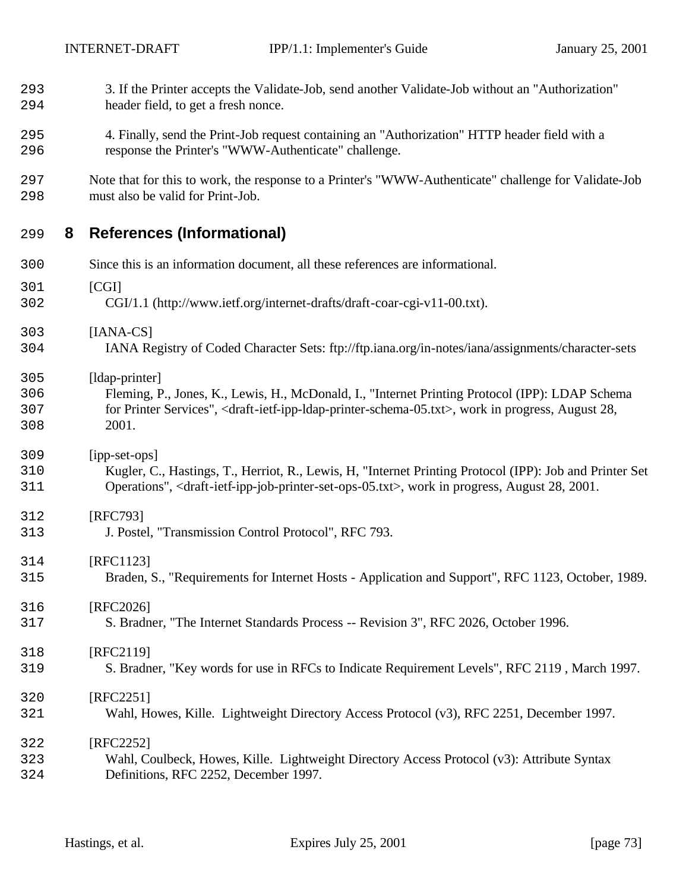3. If the Printer accepts the Validate-Job, send another Validate-Job without an "Authorization" header field, to get a fresh nonce.

4. Finally, send the Print-Job request containing an "Authorization" HTTP header field with a response the Printer's "WWW-Authenticate" challenge.

Note that for this to work, the response to a Printer's "WWW-Authenticate" challenge for Validate-Job must also be valid for Print-Job.

# 8 References (Informational)

Since this is an information document, all these references are informational.

[CGI]
CGI/1.1 (http://www.ietf.org/internet-drafts/draft-coar-cgi-v11-00.txt).

[IANA-CS]
IANA Registry of Coded Character Sets: ftp://ftp.iana.org/in-notes/iana/assignments/character-sets

[ldap-printer]
Fleming, P., Jones, K., Lewis, H., McDonald, I., "Internet Printing Protocol (IPP): LDAP Schema for Printer Services", <draft-ietf-ipp-ldap-printer-schema-05.txt>, work in progress, August 28, 2001.

[ipp-set-ops]
Kugler, C., Hastings, T., Herriot, R., Lewis, H, "Internet Printing Protocol (IPP): Job and Printer Set Operations", <draft-ietf-ipp-job-printer-set-ops-05.txt>, work in progress, August 28, 2001.

[RFC793]
J. Postel, "Transmission Control Protocol", RFC 793.

[RFC1123]
Braden, S., "Requirements for Internet Hosts - Application and Support", RFC 1123, October, 1989.

[RFC2026]
S. Bradner, "The Internet Standards Process -- Revision 3", RFC 2026, October 1996.

[RFC2119]
S. Bradner, "Key words for use in RFCs to Indicate Requirement Levels", RFC 2119 , March 1997.

[RFC2251]
Wahl, Howes, Kille. Lightweight Directory Access Protocol (v3), RFC 2251, December 1997.

[RFC2252]
Wahl, Coulbeck, Howes, Kille. Lightweight Directory Access Protocol (v3): Attribute Syntax Definitions, RFC 2252, December 1997.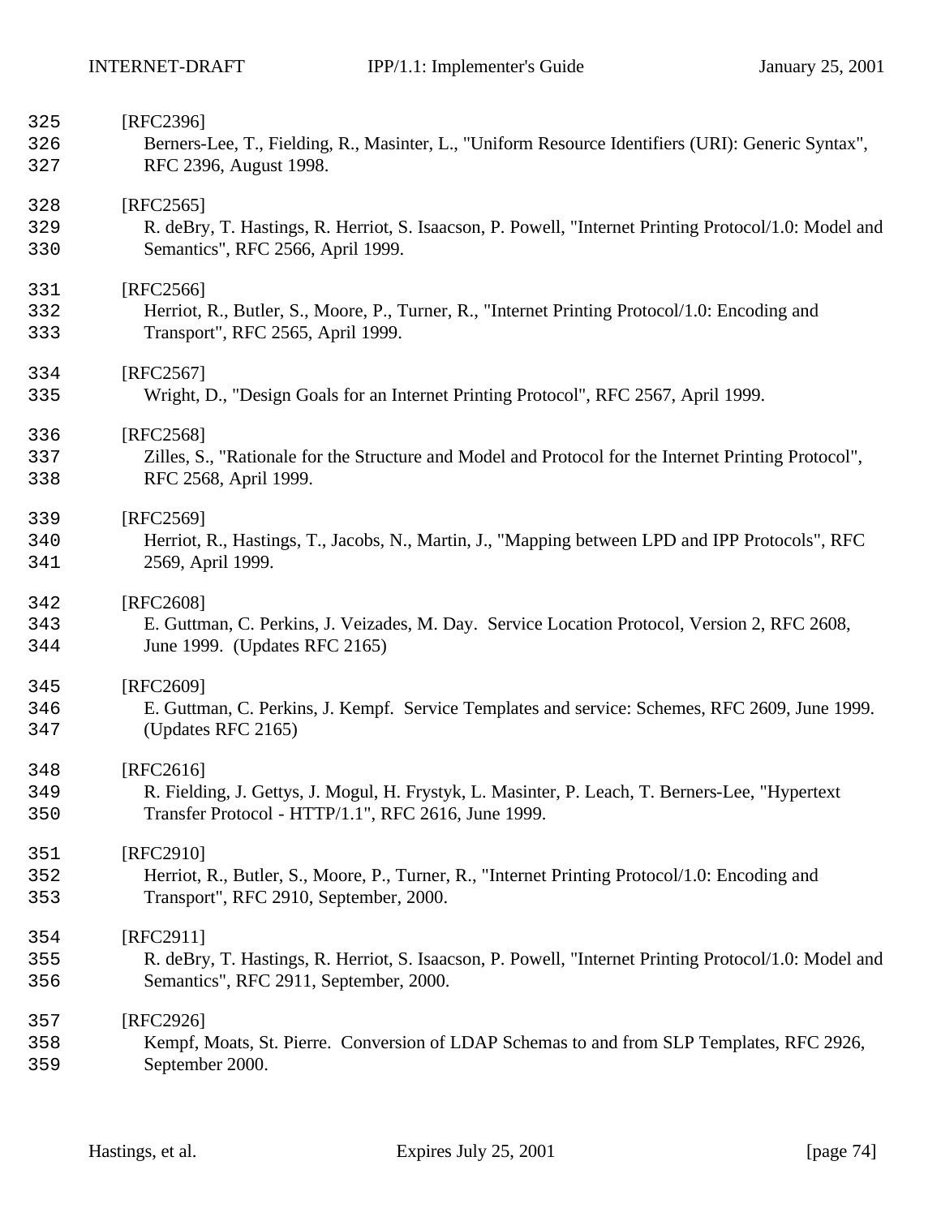[RFC2396]
Berners-Lee, T., Fielding, R., Masinter, L., "Uniform Resource Identifiers (URI): Generic Syntax", RFC 2396, August 1998.

[RFC2565]
R. deBry, T. Hastings, R. Herriot, S. Isaacson, P. Powell, "Internet Printing Protocol/1.0: Model and Semantics", RFC 2566, April 1999.

[RFC2566]
Herriot, R., Butler, S., Moore, P., Turner, R., "Internet Printing Protocol/1.0: Encoding and Transport", RFC 2565, April 1999.

[RFC2567]
Wright, D., "Design Goals for an Internet Printing Protocol", RFC 2567, April 1999.

[RFC2568]
Zilles, S., "Rationale for the Structure and Model and Protocol for the Internet Printing Protocol", RFC 2568, April 1999.

[RFC2569]
Herriot, R., Hastings, T., Jacobs, N., Martin, J., "Mapping between LPD and IPP Protocols", RFC 2569, April 1999.

[RFC2608]
E. Guttman, C. Perkins, J. Veizades, M. Day. Service Location Protocol, Version 2, RFC 2608, June 1999. (Updates RFC 2165)

[RFC2609]
E. Guttman, C. Perkins, J. Kempf. Service Templates and service: Schemes, RFC 2609, June 1999. (Updates RFC 2165)

[RFC2616]
R. Fielding, J. Gettys, J. Mogul, H. Frystyk, L. Masinter, P. Leach, T. Berners-Lee, "Hypertext Transfer Protocol - HTTP/1.1", RFC 2616, June 1999.

[RFC2910]
Herriot, R., Butler, S., Moore, P., Turner, R., "Internet Printing Protocol/1.0: Encoding and Transport", RFC 2910, September, 2000.

[RFC2911]
R. deBry, T. Hastings, R. Herriot, S. Isaacson, P. Powell, "Internet Printing Protocol/1.0: Model and Semantics", RFC 2911, September, 2000.

[RFC2926]
Kempf, Moats, St. Pierre. Conversion of LDAP Schemas to and from SLP Templates, RFC 2926, September 2000.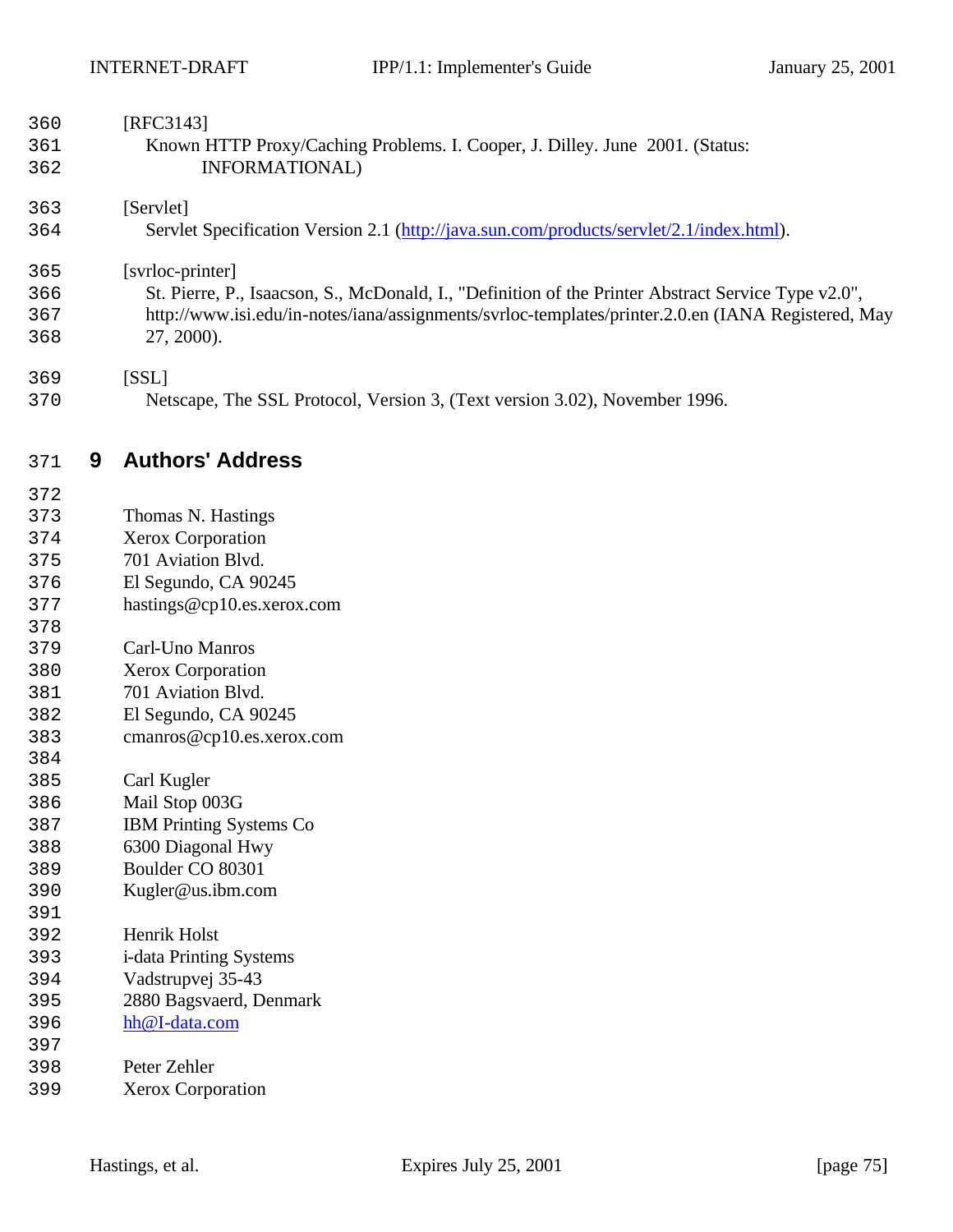[RFC3143]
Known HTTP Proxy/Caching Problems. I. Cooper, J. Dilley. June 2001. (Status: INFORMATIONAL)

[Servlet]
Servlet Specification Version 2.1 (http://java.sun.com/products/servlet/2.1/index.html).

[svrloc-printer]
St. Pierre, P., Isaacson, S., McDonald, I., "Definition of the Printer Abstract Service Type v2.0", http://www.isi.edu/in-notes/iana/assignments/svrloc-templates/printer.2.0.en (IANA Registered, May 27, 2000).

[SSL]
Netscape, The SSL Protocol, Version 3, (Text version 3.02), November 1996.

## 9 Authors' Address

Thomas N. Hastings
Xerox Corporation
701 Aviation Blvd.
El Segundo, CA 90245
hastings@cp10.es.xerox.com

Carl-Uno Manros
Xerox Corporation
701 Aviation Blvd.
El Segundo, CA 90245
cmanros@cp10.es.xerox.com

Carl Kugler
Mail Stop 003G
IBM Printing Systems Co
6300 Diagonal Hwy
Boulder CO 80301
Kugler@us.ibm.com

Henrik Holst
i-data Printing Systems
Vadstrupvej 35-43
2880 Bagsvaerd, Denmark
hh@I-data.com

Peter Zehler
Xerox Corporation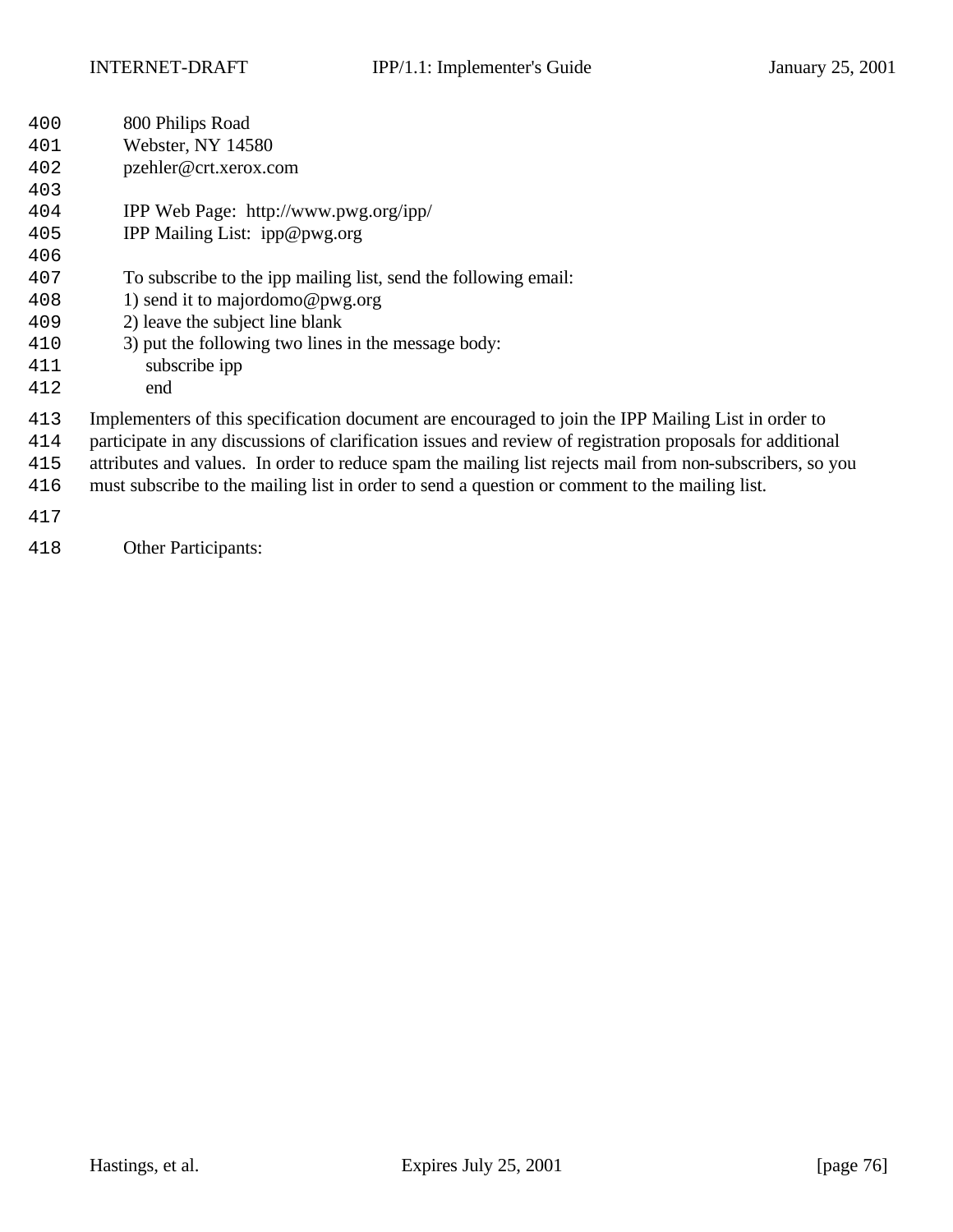800 Philips Road
Webster, NY 14580
pzehler@crt.xerox.com

IPP Web Page: http://www.pwg.org/ipp/
IPP Mailing List: ipp@pwg.org

To subscribe to the ipp mailing list, send the following email:
1) send it to majordomo@pwg.org
2) leave the subject line blank
3) put the following two lines in the message body:
    subscribe ipp
    end

Implementers of this specification document are encouraged to join the IPP Mailing List in order to participate in any discussions of clarification issues and review of registration proposals for additional attributes and values. In order to reduce spam the mailing list rejects mail from non-subscribers, so you must subscribe to the mailing list in order to send a question or comment to the mailing list.

Other Participants: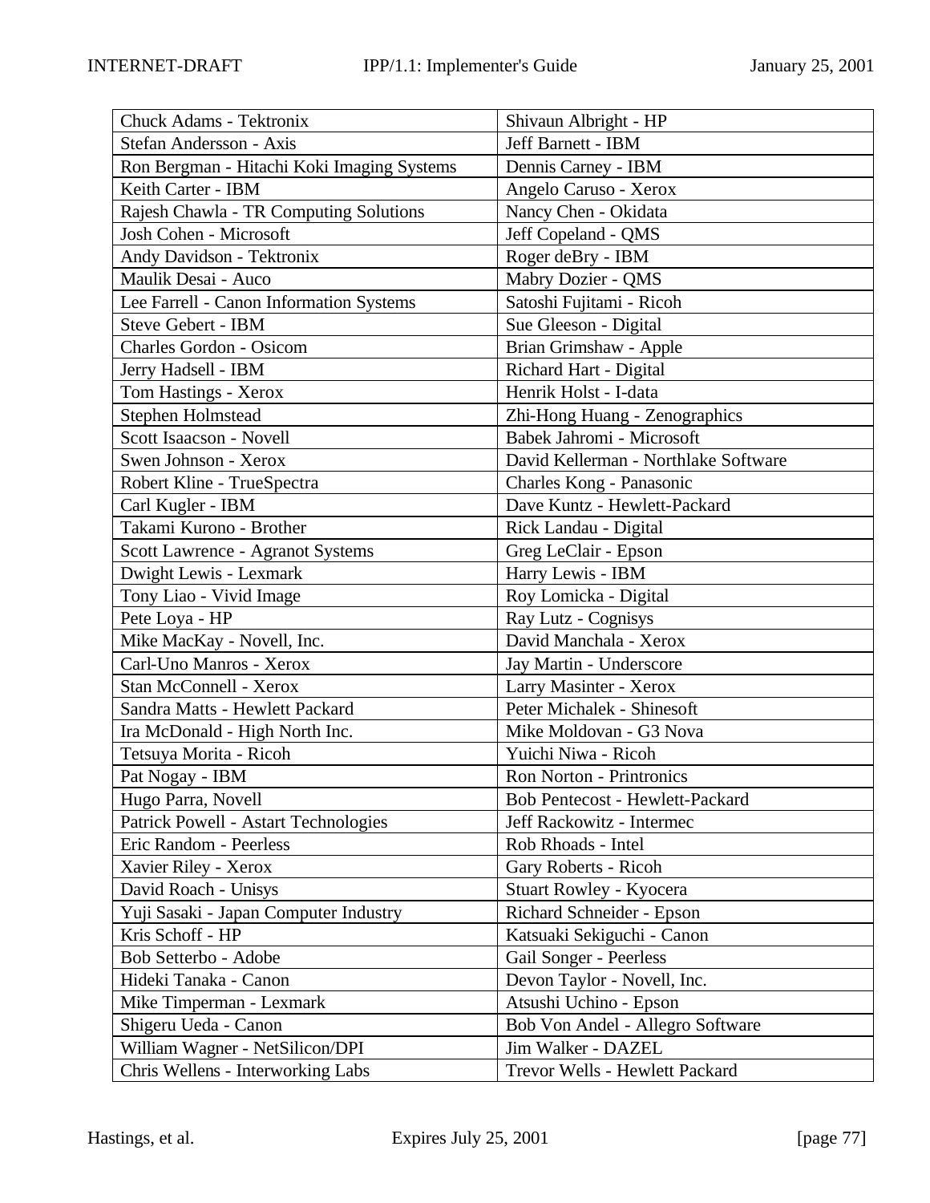| Chuck Adams - Tektronix | Shivaun Albright - HP |
|---|---|
| Stefan Andersson - Axis | Jeff Barnett - IBM |
| Ron Bergman - Hitachi Koki Imaging Systems | Dennis Carney - IBM |
| Keith Carter - IBM | Angelo Caruso - Xerox |
| Rajesh Chawla - TR Computing Solutions | Nancy Chen - Okidata |
| Josh Cohen - Microsoft | Jeff Copeland - QMS |
| Andy Davidson - Tektronix | Roger deBry - IBM |
| Maulik Desai - Auco | Mabry Dozier - QMS |
| Lee Farrell - Canon Information Systems | Satoshi Fujitami - Ricoh |
| Steve Gebert - IBM | Sue Gleeson - Digital |
| Charles Gordon - Osicom | Brian Grimshaw - Apple |
| Jerry Hadsell - IBM | Richard Hart - Digital |
| Tom Hastings - Xerox | Henrik Holst - I-data |
| Stephen Holmstead | Zhi-Hong Huang - Zenographics |
| Scott Isaacson - Novell | Babek Jahromi - Microsoft |
| Swen Johnson - Xerox | David Kellerman - Northlake Software |
| Robert Kline - TrueSpectra | Charles Kong - Panasonic |
| Carl Kugler - IBM | Dave Kuntz - Hewlett-Packard |
| Takami Kurono - Brother | Rick Landau - Digital |
| Scott Lawrence - Agranot Systems | Greg LeClair - Epson |
| Dwight Lewis - Lexmark | Harry Lewis - IBM |
| Tony Liao - Vivid Image | Roy Lomicka - Digital |
| Pete Loya - HP | Ray Lutz - Cognisys |
| Mike MacKay - Novell, Inc. | David Manchala - Xerox |
| Carl-Uno Manros - Xerox | Jay Martin - Underscore |
| Stan McConnell - Xerox | Larry Masinter - Xerox |
| Sandra Matts - Hewlett Packard | Peter Michalek - Shinesoft |
| Ira McDonald - High North Inc. | Mike Moldovan - G3 Nova |
| Tetsuya Morita - Ricoh | Yuichi Niwa - Ricoh |
| Pat Nogay - IBM | Ron Norton - Printronics |
| Hugo Parra, Novell | Bob Pentecost - Hewlett-Packard |
| Patrick Powell - Astart Technologies | Jeff Rackowitz - Intermec |
| Eric Random - Peerless | Rob Rhoads - Intel |
| Xavier Riley - Xerox | Gary Roberts - Ricoh |
| David Roach - Unisys | Stuart Rowley - Kyocera |
| Yuji Sasaki - Japan Computer Industry | Richard Schneider - Epson |
| Kris Schoff - HP | Katsuaki Sekiguchi - Canon |
| Bob Setterbo - Adobe | Gail Songer - Peerless |
| Hideki Tanaka - Canon | Devon Taylor - Novell, Inc. |
| Mike Timperman - Lexmark | Atsushi Uchino - Epson |
| Shigeru Ueda - Canon | Bob Von Andel - Allegro Software |
| William Wagner - NetSilicon/DPI | Jim Walker - DAZEL |
| Chris Wellens - Interworking Labs | Trevor Wells - Hewlett Packard |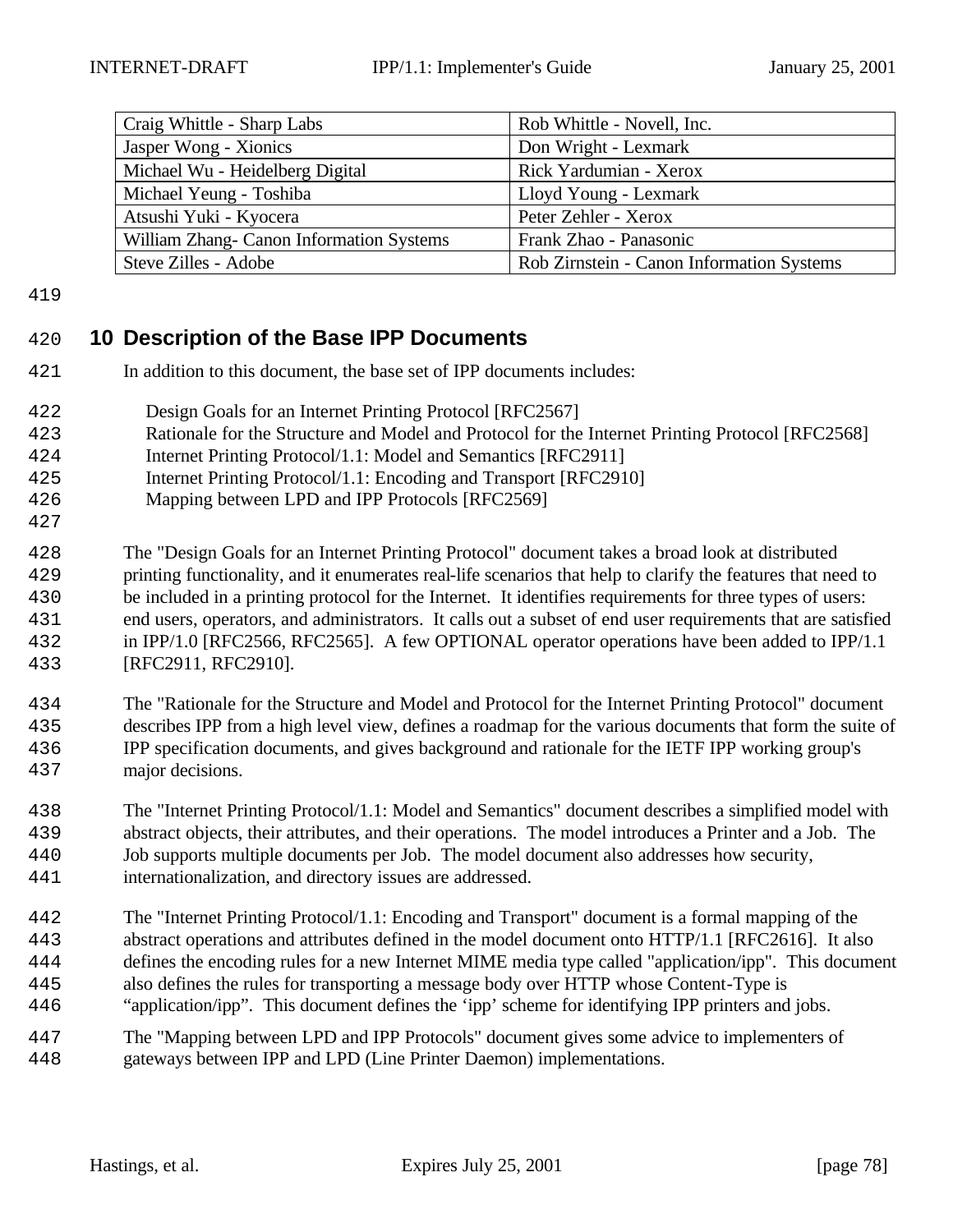| Craig Whittle - Sharp Labs | Rob Whittle - Novell, Inc. |
| --- | --- |
| Jasper Wong - Xionics | Don Wright - Lexmark |
| Michael Wu - Heidelberg Digital | Rick Yardumian - Xerox |
| Michael Yeung - Toshiba | Lloyd Young - Lexmark |
| Atsushi Yuki - Kyocera | Peter Zehler - Xerox |
| William Zhang- Canon Information Systems | Frank Zhao - Panasonic |
| Steve Zilles - Adobe | Rob Zirnstein - Canon Information Systems |

## 10 Description of the Base IPP Documents

In addition to this document, the base set of IPP documents includes:

Design Goals for an Internet Printing Protocol [RFC2567]
Rationale for the Structure and Model and Protocol for the Internet Printing Protocol [RFC2568]
Internet Printing Protocol/1.1: Model and Semantics [RFC2911]
Internet Printing Protocol/1.1: Encoding and Transport [RFC2910]
Mapping between LPD and IPP Protocols [RFC2569]

The "Design Goals for an Internet Printing Protocol" document takes a broad look at distributed printing functionality, and it enumerates real-life scenarios that help to clarify the features that need to be included in a printing protocol for the Internet. It identifies requirements for three types of users: end users, operators, and administrators. It calls out a subset of end user requirements that are satisfied in IPP/1.0 [RFC2566, RFC2565]. A few OPTIONAL operator operations have been added to IPP/1.1 [RFC2911, RFC2910].

The "Rationale for the Structure and Model and Protocol for the Internet Printing Protocol" document describes IPP from a high level view, defines a roadmap for the various documents that form the suite of IPP specification documents, and gives background and rationale for the IETF IPP working group's major decisions.

The "Internet Printing Protocol/1.1: Model and Semantics" document describes a simplified model with abstract objects, their attributes, and their operations. The model introduces a Printer and a Job. The Job supports multiple documents per Job. The model document also addresses how security, internationalization, and directory issues are addressed.

The "Internet Printing Protocol/1.1: Encoding and Transport" document is a formal mapping of the abstract operations and attributes defined in the model document onto HTTP/1.1 [RFC2616]. It also defines the encoding rules for a new Internet MIME media type called "application/ipp". This document also defines the rules for transporting a message body over HTTP whose Content-Type is "application/ipp". This document defines the 'ipp' scheme for identifying IPP printers and jobs.

The "Mapping between LPD and IPP Protocols" document gives some advice to implementers of gateways between IPP and LPD (Line Printer Daemon) implementations.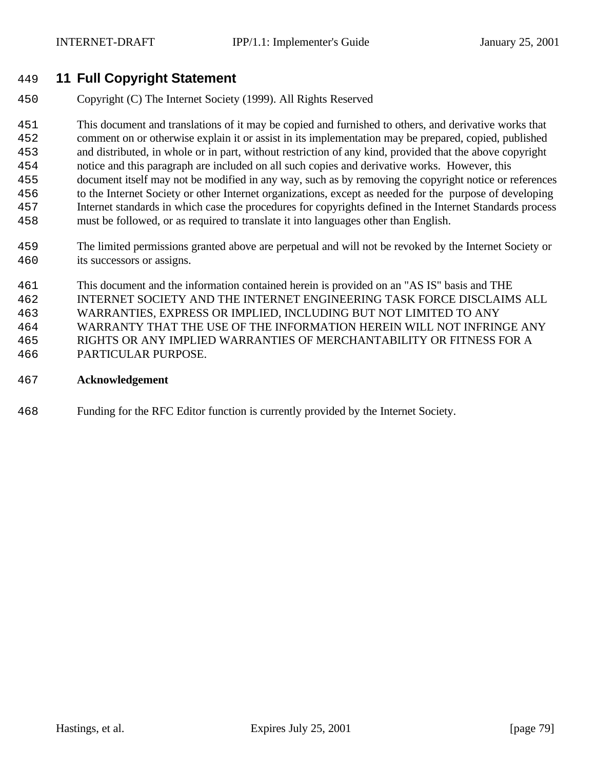# 11 Full Copyright Statement

Copyright (C) The Internet Society (1999). All Rights Reserved

This document and translations of it may be copied and furnished to others, and derivative works that comment on or otherwise explain it or assist in its implementation may be prepared, copied, published and distributed, in whole or in part, without restriction of any kind, provided that the above copyright notice and this paragraph are included on all such copies and derivative works. However, this document itself may not be modified in any way, such as by removing the copyright notice or references to the Internet Society or other Internet organizations, except as needed for the purpose of developing Internet standards in which case the procedures for copyrights defined in the Internet Standards process must be followed, or as required to translate it into languages other than English.

The limited permissions granted above are perpetual and will not be revoked by the Internet Society or its successors or assigns.

This document and the information contained herein is provided on an "AS IS" basis and THE INTERNET SOCIETY AND THE INTERNET ENGINEERING TASK FORCE DISCLAIMS ALL WARRANTIES, EXPRESS OR IMPLIED, INCLUDING BUT NOT LIMITED TO ANY WARRANTY THAT THE USE OF THE INFORMATION HEREIN WILL NOT INFRINGE ANY RIGHTS OR ANY IMPLIED WARRANTIES OF MERCHANTABILITY OR FITNESS FOR A PARTICULAR PURPOSE.

**Acknowledgement**

Funding for the RFC Editor function is currently provided by the Internet Society.